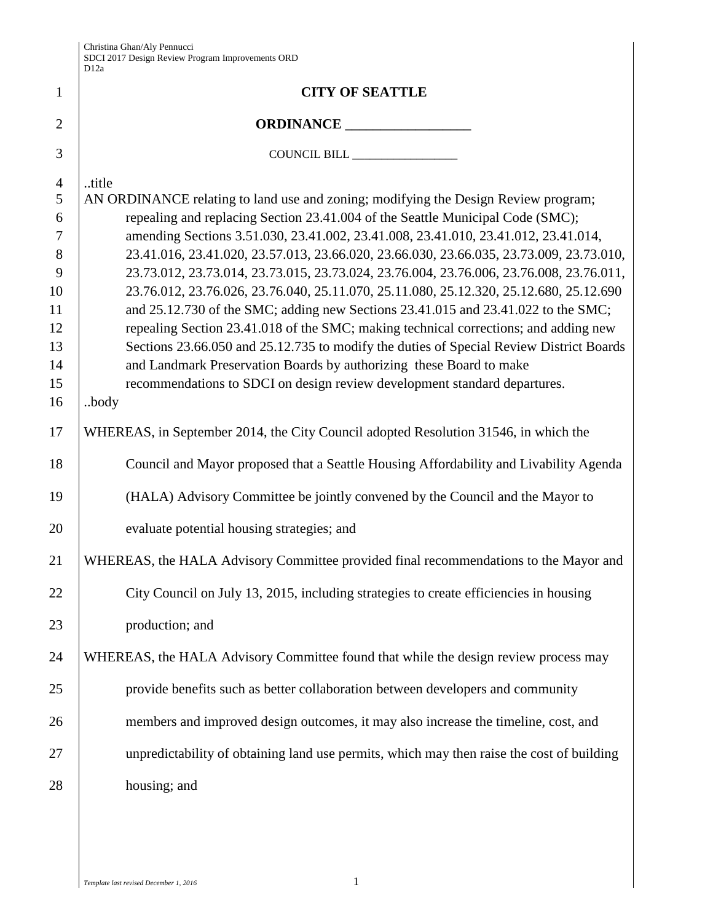# CITY OF SEATTLE

## ORDINANCE __________________

COUNCIL BILL __________________

..title

AN ORDINANCE relating to land use and zoning; modifying the Design Review program; repealing and replacing Section 23.41.004 of the Seattle Municipal Code (SMC); amending Sections 3.51.030, 23.41.002, 23.41.008, 23.41.010, 23.41.012, 23.41.014, 23.41.016, 23.41.020, 23.57.013, 23.66.020, 23.66.030, 23.66.035, 23.73.009, 23.73.010, 23.73.012, 23.73.014, 23.73.015, 23.73.024, 23.76.004, 23.76.006, 23.76.008, 23.76.011, 23.76.012, 23.76.026, 23.76.040, 25.11.070, 25.11.080, 25.12.320, 25.12.680, 25.12.690 and 25.12.730 of the SMC; adding new Sections 23.41.015 and 23.41.022 to the SMC; repealing Section 23.41.018 of the SMC; making technical corrections; and adding new Sections 23.66.050 and 25.12.735 to modify the duties of Special Review District Boards and Landmark Preservation Boards by authorizing these Board to make recommendations to SDCI on design review development standard departures.

..body

WHEREAS, in September 2014, the City Council adopted Resolution 31546, in which the Council and Mayor proposed that a Seattle Housing Affordability and Livability Agenda (HALA) Advisory Committee be jointly convened by the Council and the Mayor to evaluate potential housing strategies; and

WHEREAS, the HALA Advisory Committee provided final recommendations to the Mayor and City Council on July 13, 2015, including strategies to create efficiencies in housing production; and

WHEREAS, the HALA Advisory Committee found that while the design review process may provide benefits such as better collaboration between developers and community members and improved design outcomes, it may also increase the timeline, cost, and unpredictability of obtaining land use permits, which may then raise the cost of building housing; and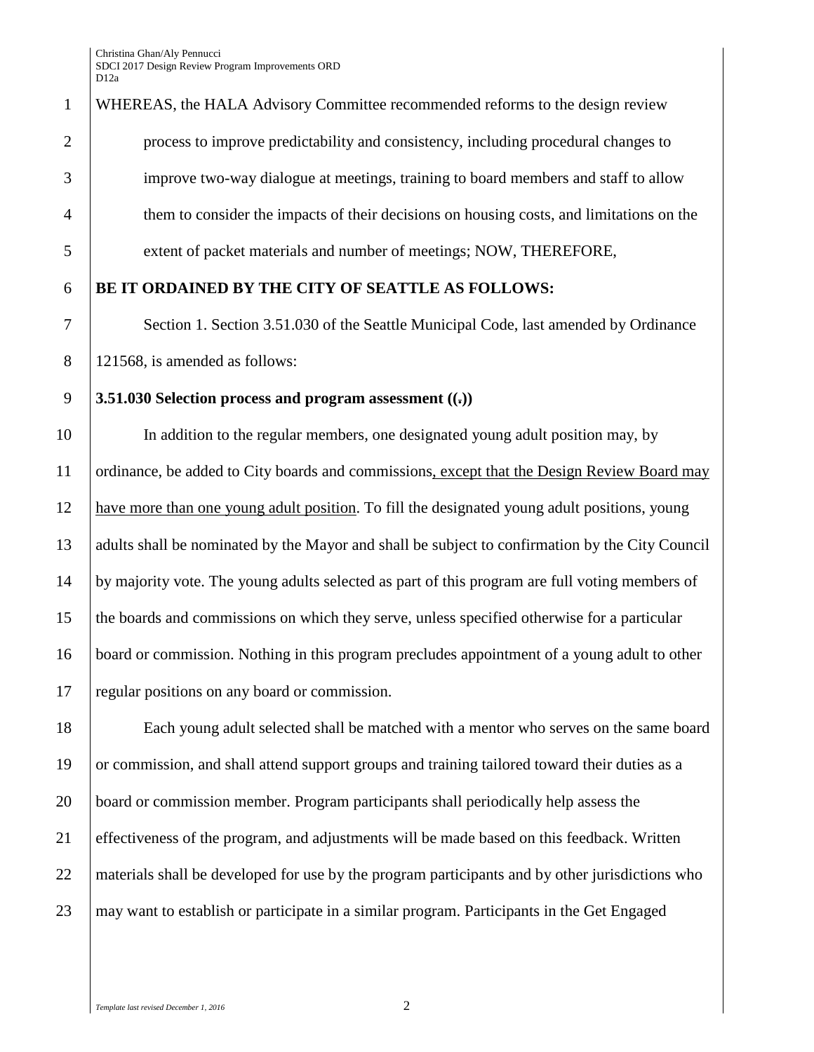WHEREAS, the HALA Advisory Committee recommended reforms to the design review process to improve predictability and consistency, including procedural changes to improve two-way dialogue at meetings, training to board members and staff to allow them to consider the impacts of their decisions on housing costs, and limitations on the extent of packet materials and number of meetings; NOW, THEREFORE,

**BE IT ORDAINED BY THE CITY OF SEATTLE AS FOLLOWS:**

Section 1. Section 3.51.030 of the Seattle Municipal Code, last amended by Ordinance 121568, is amended as follows:

**3.51.030 Selection process and program assessment ((.))**

In addition to the regular members, one designated young adult position may, by ordinance, be added to City boards and commissions, except that the Design Review Board may have more than one young adult position. To fill the designated young adult positions, young adults shall be nominated by the Mayor and shall be subject to confirmation by the City Council by majority vote. The young adults selected as part of this program are full voting members of the boards and commissions on which they serve, unless specified otherwise for a particular board or commission. Nothing in this program precludes appointment of a young adult to other regular positions on any board or commission.

Each young adult selected shall be matched with a mentor who serves on the same board or commission, and shall attend support groups and training tailored toward their duties as a board or commission member. Program participants shall periodically help assess the effectiveness of the program, and adjustments will be made based on this feedback. Written materials shall be developed for use by the program participants and by other jurisdictions who may want to establish or participate in a similar program. Participants in the Get Engaged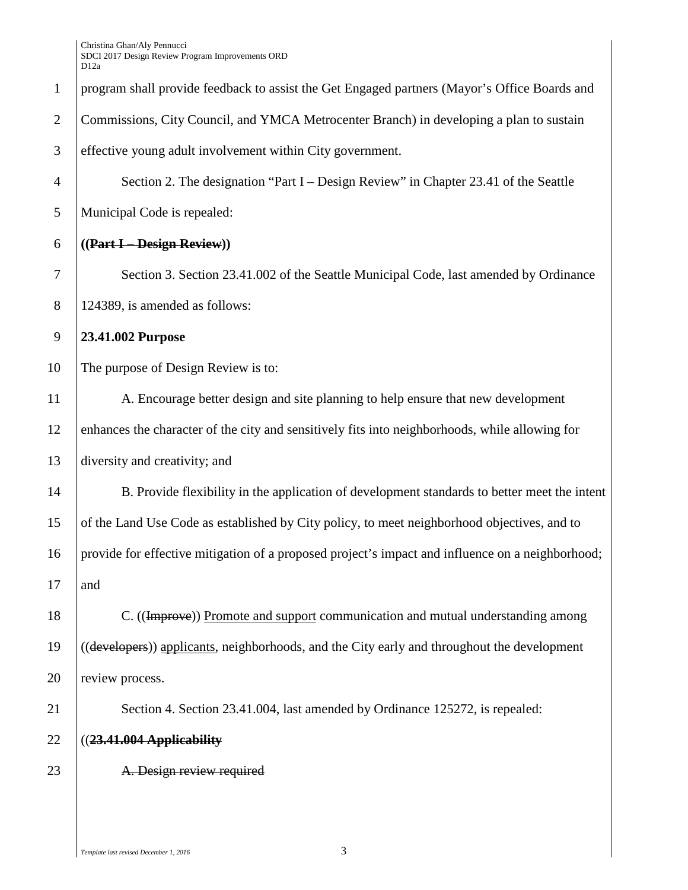program shall provide feedback to assist the Get Engaged partners (Mayor's Office Boards and Commissions, City Council, and YMCA Metrocenter Branch) in developing a plan to sustain effective young adult involvement within City government.

Section 2. The designation "Part I – Design Review" in Chapter 23.41 of the Seattle Municipal Code is repealed:

**((~~Part I – Design Review~~))**

Section 3. Section 23.41.002 of the Seattle Municipal Code, last amended by Ordinance 124389, is amended as follows:

**23.41.002 Purpose**

The purpose of Design Review is to:

A. Encourage better design and site planning to help ensure that new development enhances the character of the city and sensitively fits into neighborhoods, while allowing for diversity and creativity; and

B. Provide flexibility in the application of development standards to better meet the intent of the Land Use Code as established by City policy, to meet neighborhood objectives, and to provide for effective mitigation of a proposed project's impact and influence on a neighborhood; and

C. ((~~Improve~~)) <u>Promote and support</u> communication and mutual understanding among ((~~developers~~)) <u>applicants</u>, neighborhoods, and the City early and throughout the development review process.

Section 4. Section 23.41.004, last amended by Ordinance 125272, is repealed:

((**~~23.41.004 Applicability~~**

~~A. Design review required~~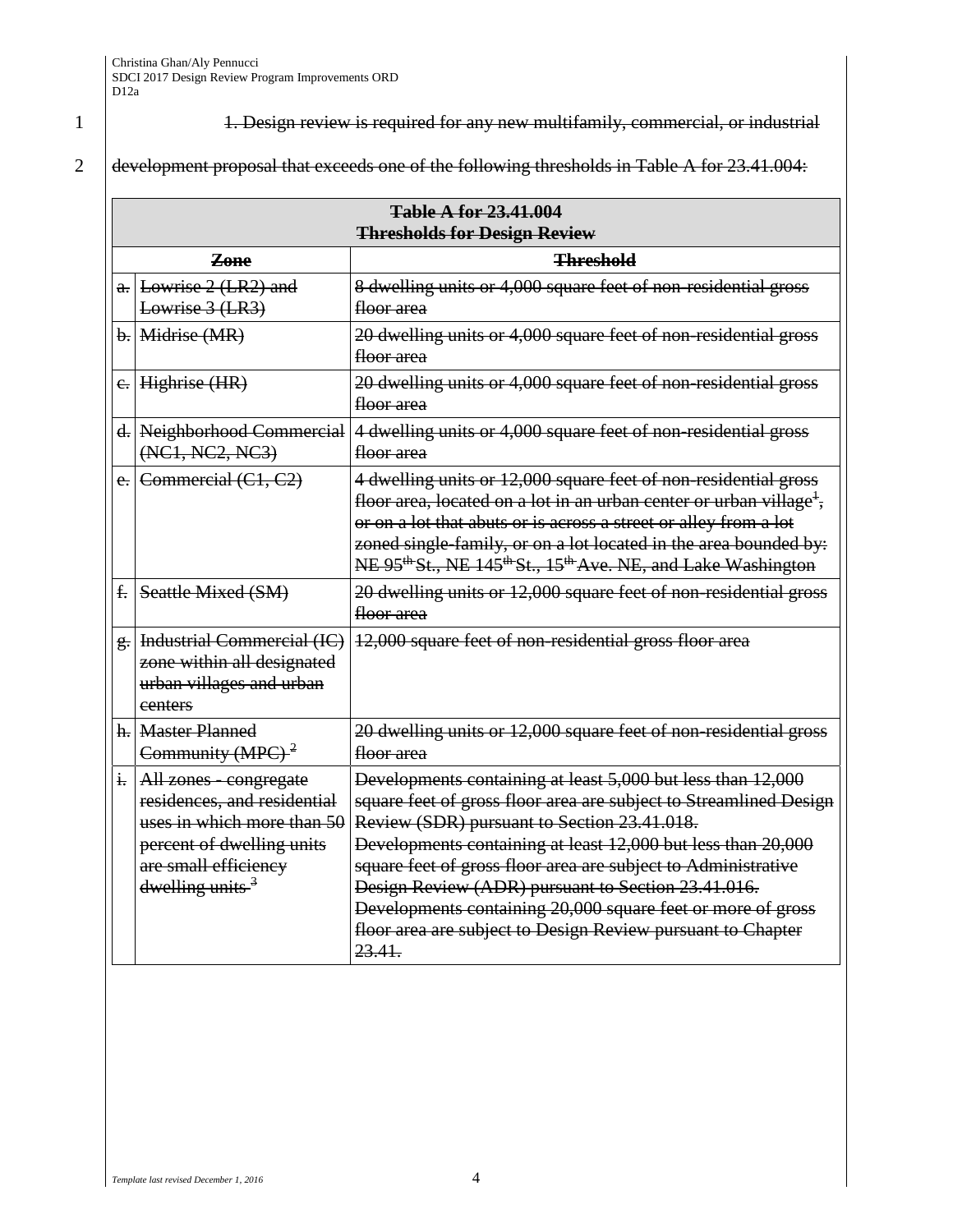~~1. Design review is required for any new multifamily, commercial, or industrial development proposal that exceeds one of the following thresholds in Table A for 23.41.004:~~

| ~~Table A for 23.41.004 Thresholds for Design Review~~ | | |
|---|---|---|
| | ~~Zone~~ | ~~Threshold~~ |
| ~~a.~~ | ~~Lowrise 2 (LR2) and Lowrise 3 (LR3)~~ | ~~8 dwelling units or 4,000 square feet of non-residential gross floor area~~ |
| ~~b.~~ | ~~Midrise (MR)~~ | ~~20 dwelling units or 4,000 square feet of non-residential gross floor area~~ |
| ~~c.~~ | ~~Highrise (HR)~~ | ~~20 dwelling units or 4,000 square feet of non-residential gross floor area~~ |
| ~~d.~~ | ~~Neighborhood Commercial (NC1, NC2, NC3)~~ | ~~4 dwelling units or 4,000 square feet of non-residential gross floor area~~ |
| ~~e.~~ | ~~Commercial (C1, C2)~~ | ~~4 dwelling units or 12,000 square feet of non-residential gross floor area, located on a lot in an urban center or urban village[1], or on a lot that abuts or is across a street or alley from a lot zoned single-family, or on a lot located in the area bounded by: NE 95th St., NE 145th St., 15th Ave. NE, and Lake Washington~~ |
| ~~f.~~ | ~~Seattle Mixed (SM)~~ | ~~20 dwelling units or 12,000 square feet of non-residential gross floor area~~ |
| ~~g.~~ | ~~Industrial Commercial (IC) zone within all designated urban villages and urban centers~~ | ~~12,000 square feet of non-residential gross floor area~~ |
| ~~h.~~ | ~~Master Planned Community (MPC)[2]~~ | ~~20 dwelling units or 12,000 square feet of non-residential gross floor area~~ |
| ~~i.~~ | ~~All zones - congregate residences, and residential uses in which more than 50 percent of dwelling units are small efficiency dwelling units[3]~~ | ~~Developments containing at least 5,000 but less than 12,000 square feet of gross floor area are subject to Streamlined Design Review (SDR) pursuant to Section 23.41.018. Developments containing at least 12,000 but less than 20,000 square feet of gross floor area are subject to Administrative Design Review (ADR) pursuant to Section 23.41.016. Developments containing 20,000 square feet or more of gross floor area are subject to Design Review pursuant to Chapter 23.41.~~ |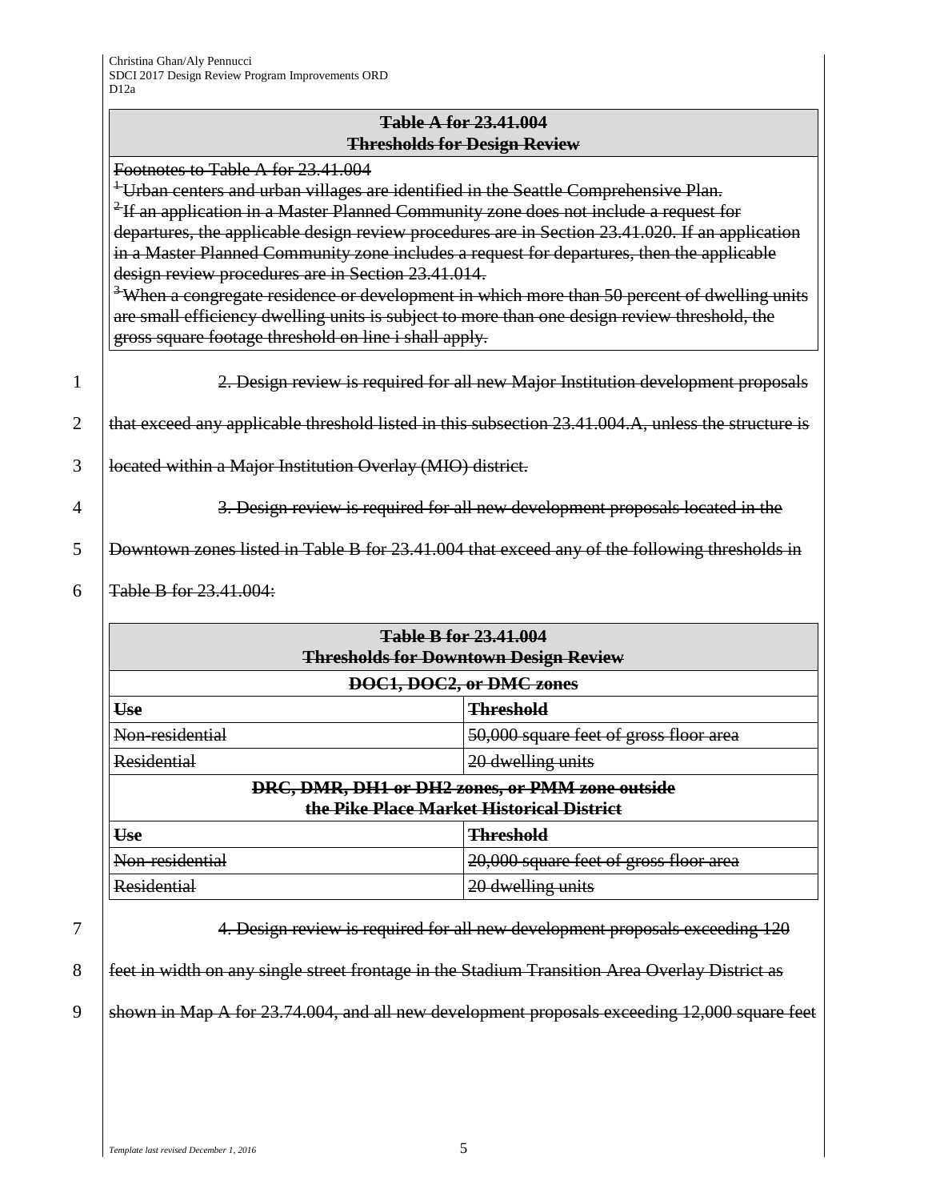| ~~Table A for 23.41.004~~<br>~~Thresholds for Design Review~~ |
|---|
| ~~Footnotes to Table A for 23.41.004~~<br>~~[1] Urban centers and urban villages are identified in the Seattle Comprehensive Plan.~~<br>~~[2] If an application in a Master Planned Community zone does not include a request for departures, the applicable design review procedures are in Section 23.41.020. If an application in a Master Planned Community zone includes a request for departures, then the applicable design review procedures are in Section 23.41.014.~~<br>~~[3] When a congregate residence or development in which more than 50 percent of dwelling units are small efficiency dwelling units is subject to more than one design review threshold, the gross square footage threshold on line i shall apply.~~ |

~~2. Design review is required for all new Major Institution development proposals that exceed any applicable threshold listed in this subsection 23.41.004.A, unless the structure is located within a Major Institution Overlay (MIO) district.~~

~~3. Design review is required for all new development proposals located in the Downtown zones listed in Table B for 23.41.004 that exceed any of the following thresholds in Table B for 23.41.004:~~

| ~~Table B for 23.41.004~~<br>~~Thresholds for Downtown Design Review~~ | |
|---|---|
| ~~DOC1, DOC2, or DMC zones~~ | |
| ~~Use~~ | ~~Threshold~~ |
| ~~Non-residential~~ | ~~50,000 square feet of gross floor area~~ |
| ~~Residential~~ | ~~20 dwelling units~~ |
| ~~DRC, DMR, DH1 or DH2 zones, or PMM zone outside the Pike Place Market Historical District~~ | |
| ~~Use~~ | ~~Threshold~~ |
| ~~Non-residential~~ | ~~20,000 square feet of gross floor area~~ |
| ~~Residential~~ | ~~20 dwelling units~~ |

~~4. Design review is required for all new development proposals exceeding 120 feet in width on any single street frontage in the Stadium Transition Area Overlay District as shown in Map A for 23.74.004, and all new development proposals exceeding 12,000 square feet~~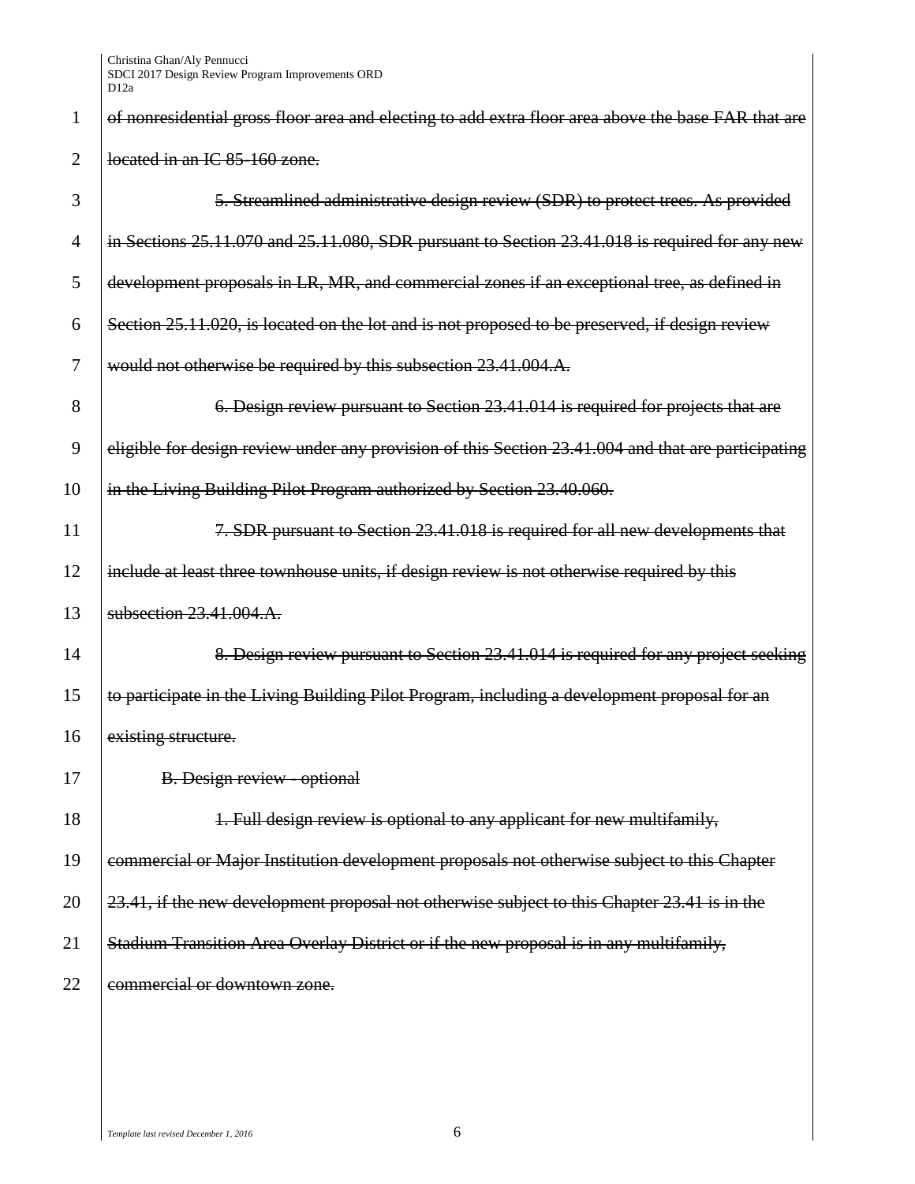~~of nonresidential gross floor area and electing to add extra floor area above the base FAR that are located in an IC 85-160 zone.~~

~~5. Streamlined administrative design review (SDR) to protect trees. As provided in Sections 25.11.070 and 25.11.080, SDR pursuant to Section 23.41.018 is required for any new development proposals in LR, MR, and commercial zones if an exceptional tree, as defined in Section 25.11.020, is located on the lot and is not proposed to be preserved, if design review would not otherwise be required by this subsection 23.41.004.A.~~

~~6. Design review pursuant to Section 23.41.014 is required for projects that are eligible for design review under any provision of this Section 23.41.004 and that are participating in the Living Building Pilot Program authorized by Section 23.40.060.~~

~~7. SDR pursuant to Section 23.41.018 is required for all new developments that include at least three townhouse units, if design review is not otherwise required by this subsection 23.41.004.A.~~

~~8. Design review pursuant to Section 23.41.014 is required for any project seeking to participate in the Living Building Pilot Program, including a development proposal for an existing structure.~~

~~B. Design review - optional~~

~~1. Full design review is optional to any applicant for new multifamily, commercial or Major Institution development proposals not otherwise subject to this Chapter 23.41, if the new development proposal not otherwise subject to this Chapter 23.41 is in the Stadium Transition Area Overlay District or if the new proposal is in any multifamily, commercial or downtown zone.~~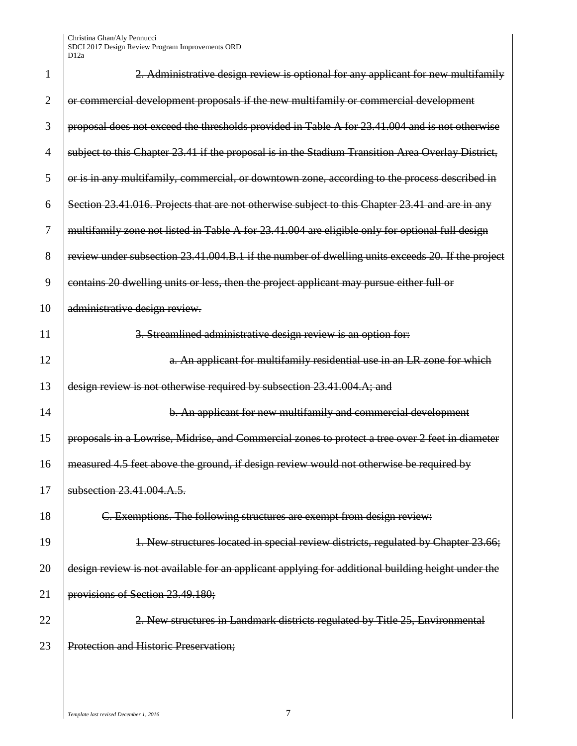~~2. Administrative design review is optional for any applicant for new multifamily or commercial development proposals if the new multifamily or commercial development proposal does not exceed the thresholds provided in Table A for 23.41.004 and is not otherwise subject to this Chapter 23.41 if the proposal is in the Stadium Transition Area Overlay District, or is in any multifamily, commercial, or downtown zone, according to the process described in Section 23.41.016. Projects that are not otherwise subject to this Chapter 23.41 and are in any multifamily zone not listed in Table A for 23.41.004 are eligible only for optional full design review under subsection 23.41.004.B.1 if the number of dwelling units exceeds 20. If the project contains 20 dwelling units or less, then the project applicant may pursue either full or administrative design review.~~

~~3. Streamlined administrative design review is an option for:~~

~~a. An applicant for multifamily residential use in an LR zone for which design review is not otherwise required by subsection 23.41.004.A; and~~

~~b. An applicant for new multifamily and commercial development proposals in a Lowrise, Midrise, and Commercial zones to protect a tree over 2 feet in diameter measured 4.5 feet above the ground, if design review would not otherwise be required by subsection 23.41.004.A.5.~~

~~C. Exemptions. The following structures are exempt from design review:~~

~~1. New structures located in special review districts, regulated by Chapter 23.66; design review is not available for an applicant applying for additional building height under the provisions of Section 23.49.180;~~

~~2. New structures in Landmark districts regulated by Title 25, Environmental Protection and Historic Preservation;~~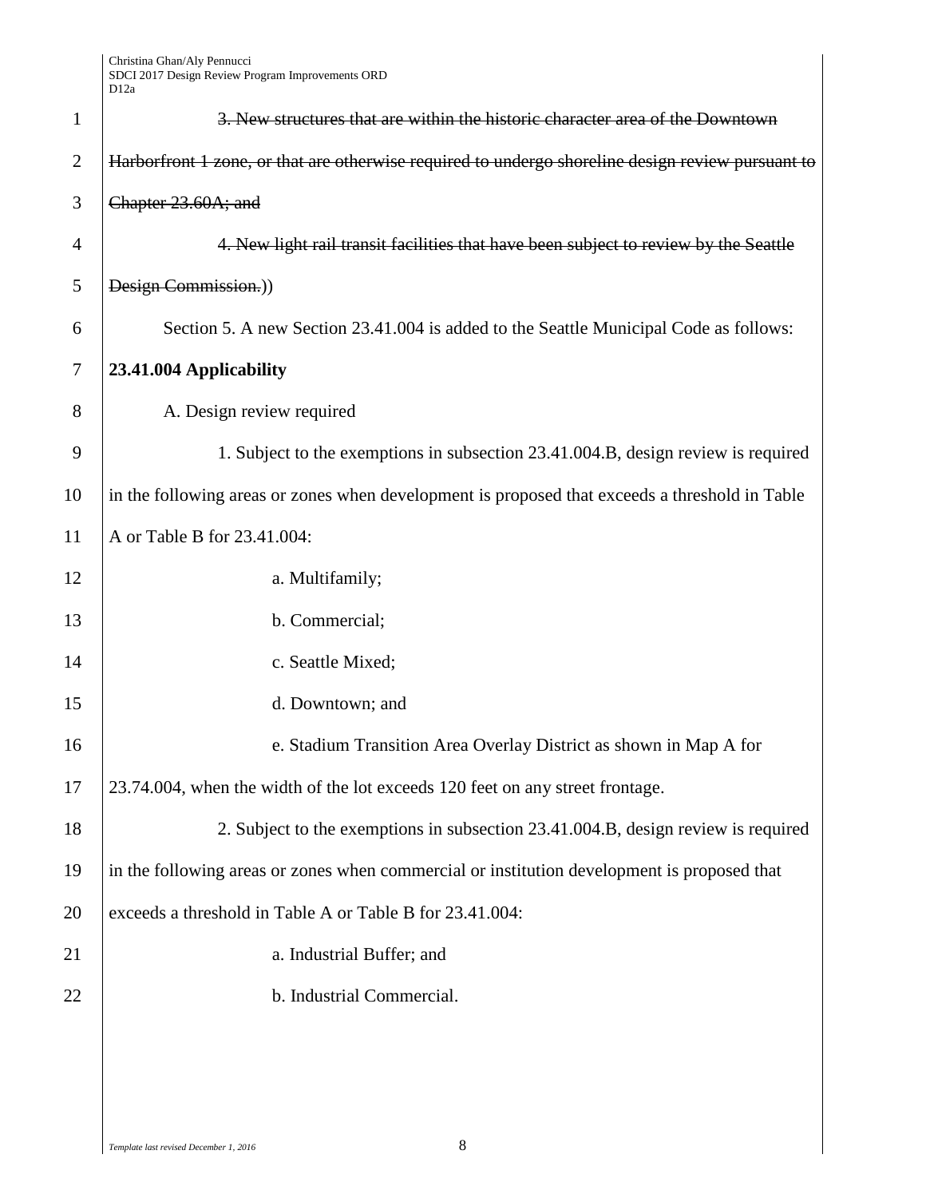~~3. New structures that are within the historic character area of the Downtown Harborfront 1 zone, or that are otherwise required to undergo shoreline design review pursuant to Chapter 23.60A; and~~

~~4. New light rail transit facilities that have been subject to review by the Seattle Design Commission.~~))

Section 5. A new Section 23.41.004 is added to the Seattle Municipal Code as follows:

**23.41.004 Applicability**

A. Design review required

1. Subject to the exemptions in subsection 23.41.004.B, design review is required in the following areas or zones when development is proposed that exceeds a threshold in Table A or Table B for 23.41.004:

a. Multifamily;

b. Commercial;

c. Seattle Mixed;

d. Downtown; and

e. Stadium Transition Area Overlay District as shown in Map A for 23.74.004, when the width of the lot exceeds 120 feet on any street frontage.

2. Subject to the exemptions in subsection 23.41.004.B, design review is required in the following areas or zones when commercial or institution development is proposed that exceeds a threshold in Table A or Table B for 23.41.004:

a. Industrial Buffer; and

b. Industrial Commercial.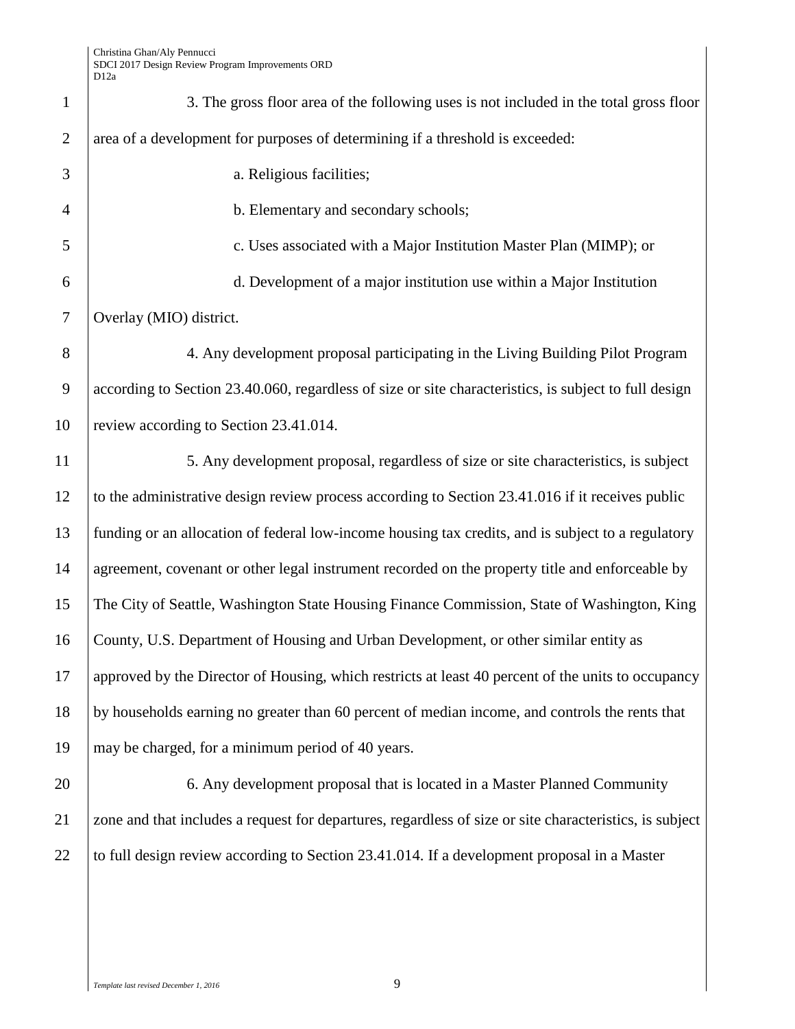3. The gross floor area of the following uses is not included in the total gross floor area of a development for purposes of determining if a threshold is exceeded:

a. Religious facilities;

b. Elementary and secondary schools;

c. Uses associated with a Major Institution Master Plan (MIMP); or

d. Development of a major institution use within a Major Institution Overlay (MIO) district.

4. Any development proposal participating in the Living Building Pilot Program according to Section 23.40.060, regardless of size or site characteristics, is subject to full design review according to Section 23.41.014.

5. Any development proposal, regardless of size or site characteristics, is subject to the administrative design review process according to Section 23.41.016 if it receives public funding or an allocation of federal low-income housing tax credits, and is subject to a regulatory agreement, covenant or other legal instrument recorded on the property title and enforceable by The City of Seattle, Washington State Housing Finance Commission, State of Washington, King County, U.S. Department of Housing and Urban Development, or other similar entity as approved by the Director of Housing, which restricts at least 40 percent of the units to occupancy by households earning no greater than 60 percent of median income, and controls the rents that may be charged, for a minimum period of 40 years.

6. Any development proposal that is located in a Master Planned Community zone and that includes a request for departures, regardless of size or site characteristics, is subject to full design review according to Section 23.41.014. If a development proposal in a Master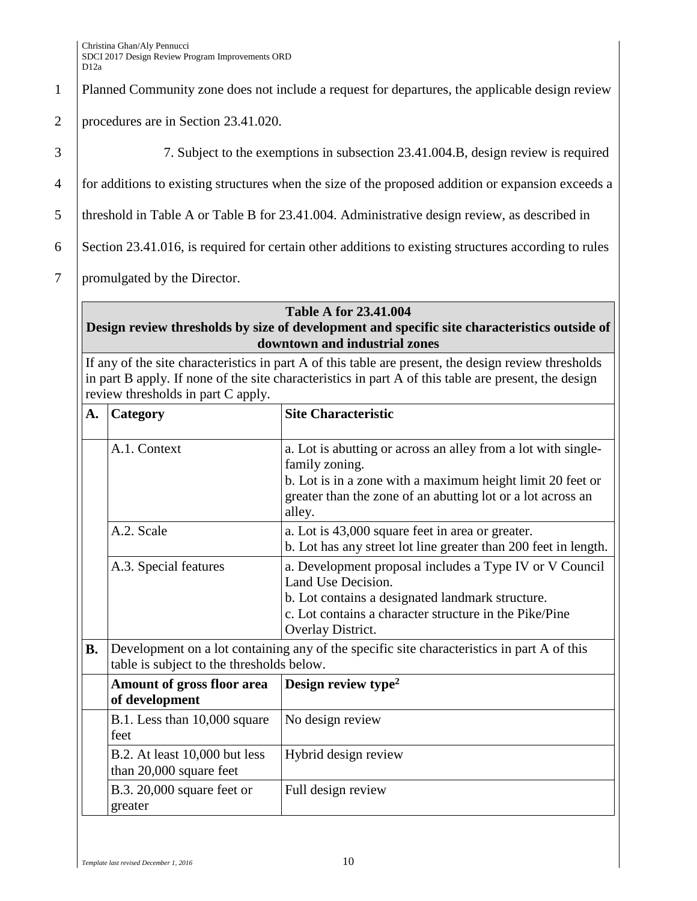Planned Community zone does not include a request for departures, the applicable design review procedures are in Section 23.41.020.

7. Subject to the exemptions in subsection 23.41.004.B, design review is required for additions to existing structures when the size of the proposed addition or expansion exceeds a threshold in Table A or Table B for 23.41.004. Administrative design review, as described in Section 23.41.016, is required for certain other additions to existing structures according to rules promulgated by the Director.

| **Table A for 23.41.004**<br>**Design review thresholds by size of development and specific site characteristics outside of downtown and industrial zones** | | |
|---|---|---|
| If any of the site characteristics in part A of this table are present, the design review thresholds in part B apply. If none of the site characteristics in part A of this table are present, the design review thresholds in part C apply. | | |
| **A.** | **Category** | **Site Characteristic** |
| | A.1. Context | a. Lot is abutting or across an alley from a lot with single-family zoning.<br>b. Lot is in a zone with a maximum height limit 20 feet or greater than the zone of an abutting lot or a lot across an alley. |
| | A.2. Scale | a. Lot is 43,000 square feet in area or greater.<br>b. Lot has any street lot line greater than 200 feet in length. |
| | A.3. Special features | a. Development proposal includes a Type IV or V Council Land Use Decision.<br>b. Lot contains a designated landmark structure.<br>c. Lot contains a character structure in the Pike/Pine Overlay District. |
| **B.** | Development on a lot containing any of the specific site characteristics in part A of this table is subject to the thresholds below. | |
| | **Amount of gross floor area of development** | **Design review type[2]** |
| | B.1. Less than 10,000 square feet | No design review |
| | B.2. At least 10,000 but less than 20,000 square feet | Hybrid design review |
| | B.3. 20,000 square feet or greater | Full design review |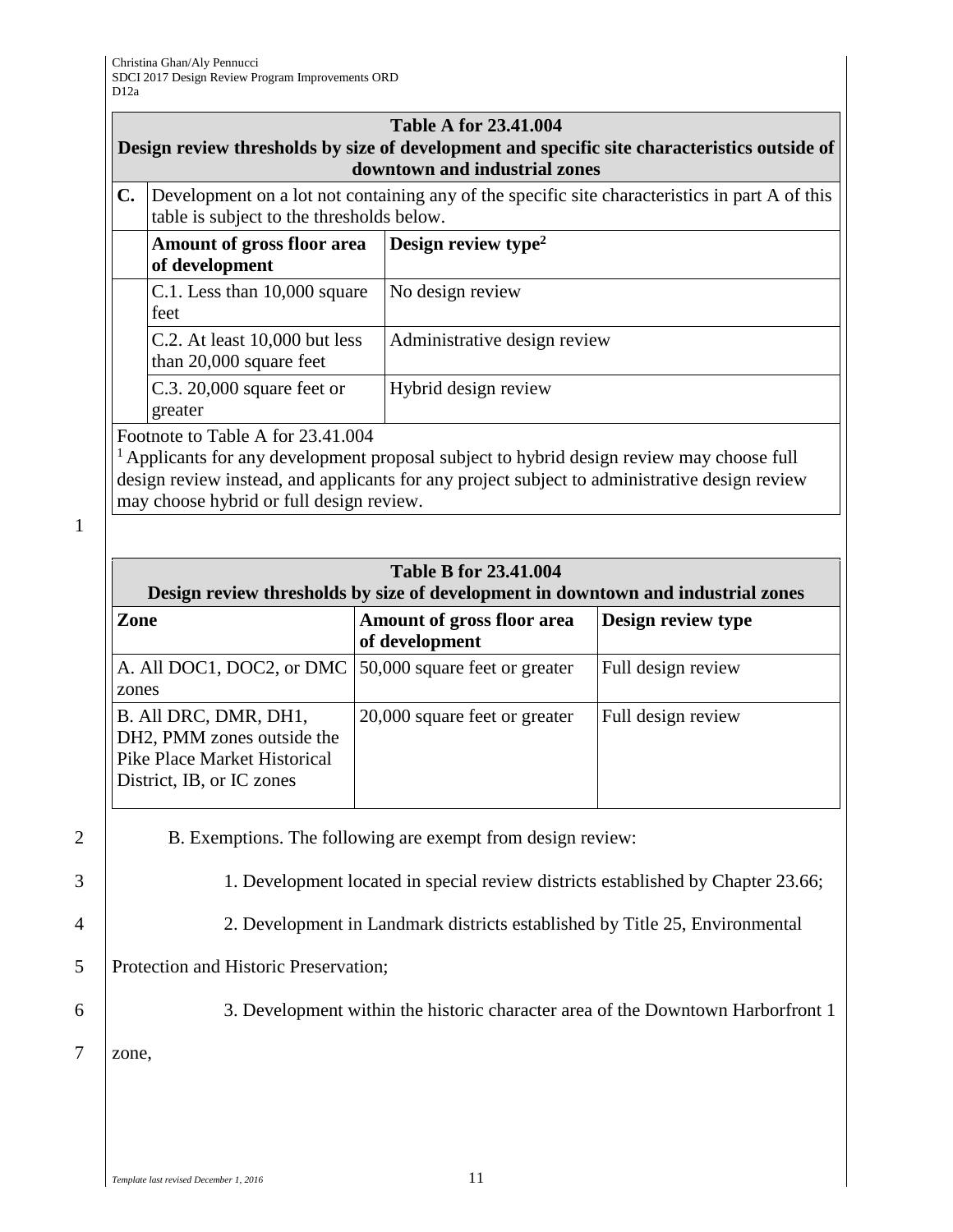| Table A for 23.41.004 Design review thresholds by size of development and specific site characteristics outside of downtown and industrial zones | | |
|---|---|---|
| **C.** | Development on a lot not containing any of the specific site characteristics in part A of this table is subject to the thresholds below. | |
| | **Amount of gross floor area of development** | **Design review type[2]** |
| | C.1. Less than 10,000 square feet | No design review |
| | C.2. At least 10,000 but less than 20,000 square feet | Administrative design review |
| | C.3. 20,000 square feet or greater | Hybrid design review |

Footnote to Table A for 23.41.004

[1] Applicants for any development proposal subject to hybrid design review may choose full design review instead, and applicants for any project subject to administrative design review may choose hybrid or full design review.

| Table B for 23.41.004 Design review thresholds by size of development in downtown and industrial zones | | |
|---|---|---|
| **Zone** | **Amount of gross floor area of development** | **Design review type** |
| A. All DOC1, DOC2, or DMC zones | 50,000 square feet or greater | Full design review |
| B. All DRC, DMR, DH1, DH2, PMM zones outside the Pike Place Market Historical District, IB, or IC zones | 20,000 square feet or greater | Full design review |

B. Exemptions. The following are exempt from design review:

1. Development located in special review districts established by Chapter 23.66;

2. Development in Landmark districts established by Title 25, Environmental Protection and Historic Preservation;

3. Development within the historic character area of the Downtown Harborfront 1 zone,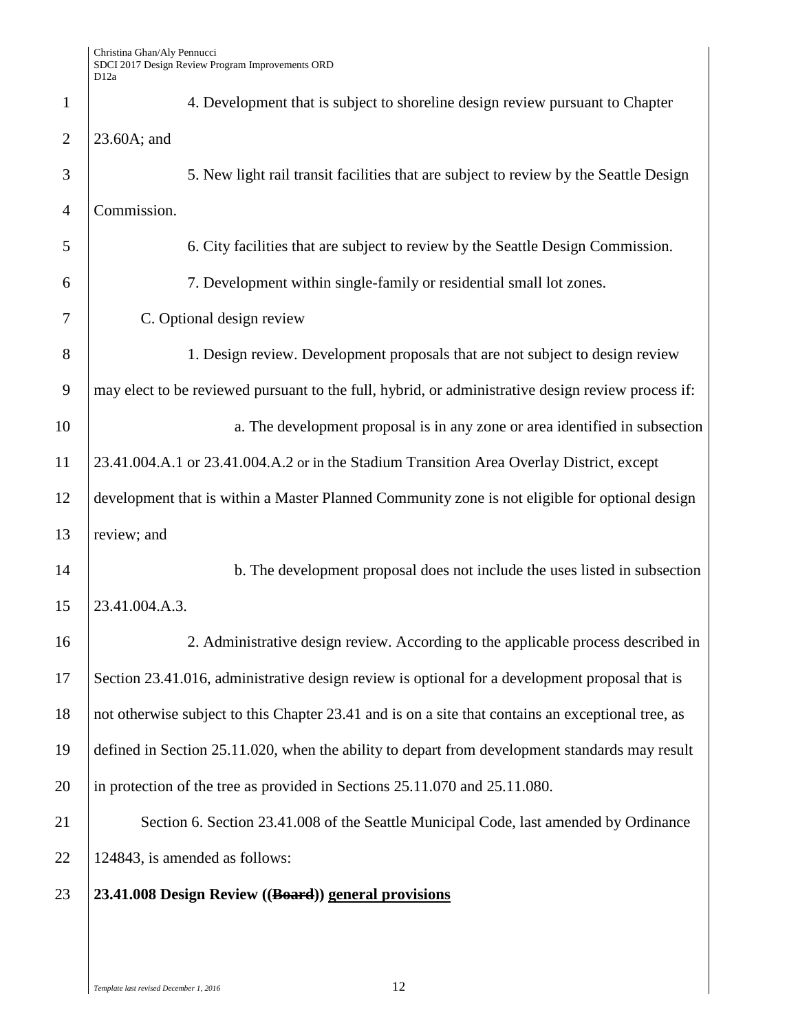4. Development that is subject to shoreline design review pursuant to Chapter 23.60A; and

5. New light rail transit facilities that are subject to review by the Seattle Design Commission.

6. City facilities that are subject to review by the Seattle Design Commission.

7. Development within single-family or residential small lot zones.

C. Optional design review

1. Design review. Development proposals that are not subject to design review may elect to be reviewed pursuant to the full, hybrid, or administrative design review process if:

a. The development proposal is in any zone or area identified in subsection 23.41.004.A.1 or 23.41.004.A.2 or in the Stadium Transition Area Overlay District, except development that is within a Master Planned Community zone is not eligible for optional design review; and

b. The development proposal does not include the uses listed in subsection 23.41.004.A.3.

2. Administrative design review. According to the applicable process described in Section 23.41.016, administrative design review is optional for a development proposal that is not otherwise subject to this Chapter 23.41 and is on a site that contains an exceptional tree, as defined in Section 25.11.020, when the ability to depart from development standards may result in protection of the tree as provided in Sections 25.11.070 and 25.11.080.

Section 6. Section 23.41.008 of the Seattle Municipal Code, last amended by Ordinance 124843, is amended as follows:

**23.41.008 Design Review ((~~Board~~)) <u>general provisions</u>**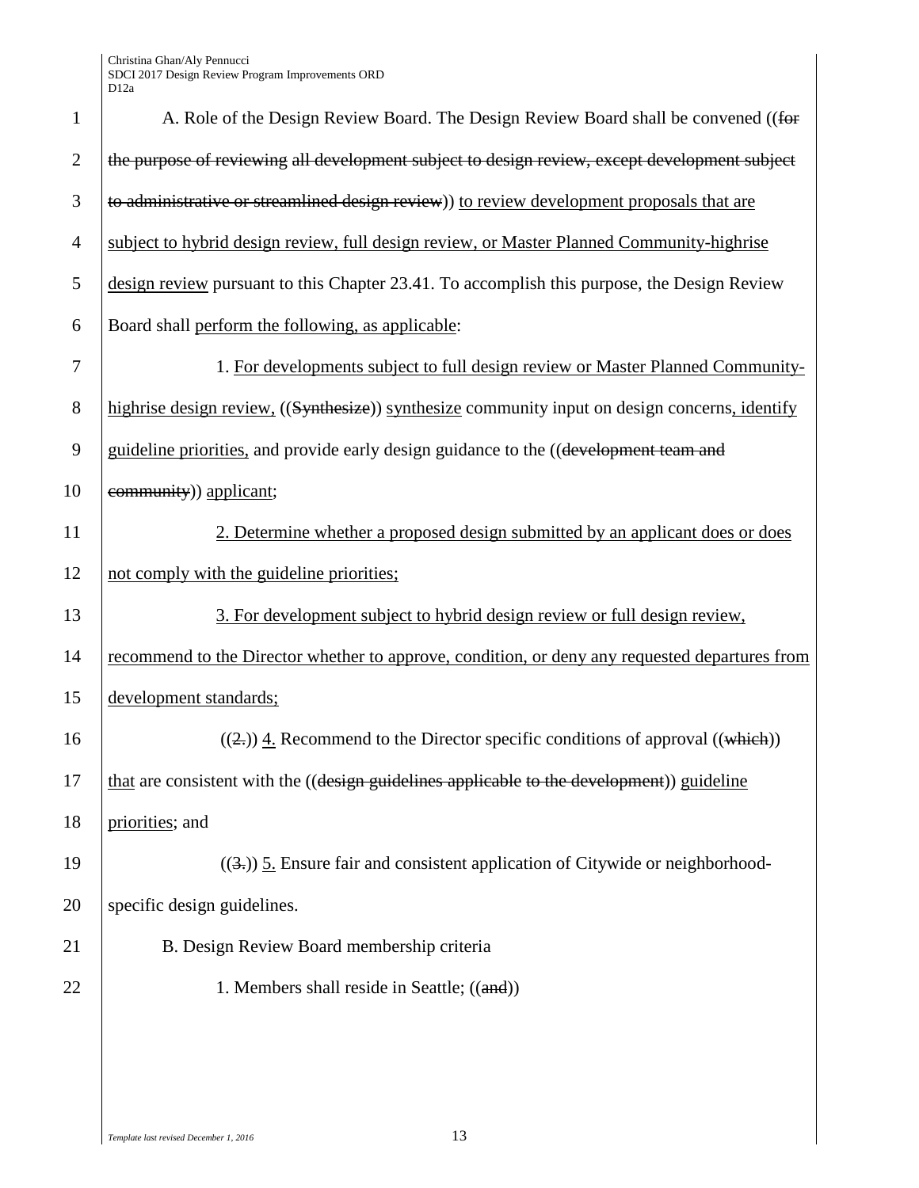A. Role of the Design Review Board. The Design Review Board shall be convened ((~~for the purpose of reviewing all development subject to design review, except development subject to administrative or streamlined design review~~)) <u>to review development proposals that are subject to hybrid design review, full design review, or Master Planned Community-highrise design review</u> pursuant to this Chapter 23.41. To accomplish this purpose, the Design Review Board shall <u>perform the following, as applicable</u>:

1. <u>For developments subject to full design review or Master Planned Community-highrise design review,</u> ((~~Synthesize~~)) <u>synthesize</u> community input on design concerns<u>, identify guideline priorities,</u> and provide early design guidance to the ((~~development team and community~~)) <u>applicant</u>;

<u>2. Determine whether a proposed design submitted by an applicant does or does not comply with the guideline priorities;</u>

<u>3. For development subject to hybrid design review or full design review, recommend to the Director whether to approve, condition, or deny any requested departures from development standards;</u>

((~~2.~~)) <u>4.</u> Recommend to the Director specific conditions of approval ((~~which~~)) <u>that</u> are consistent with the ((~~design guidelines applicable to the development~~)) <u>guideline priorities</u>; and

((~~3.~~)) <u>5.</u> Ensure fair and consistent application of Citywide or neighborhood-specific design guidelines.

B. Design Review Board membership criteria

1. Members shall reside in Seattle; ((~~and~~))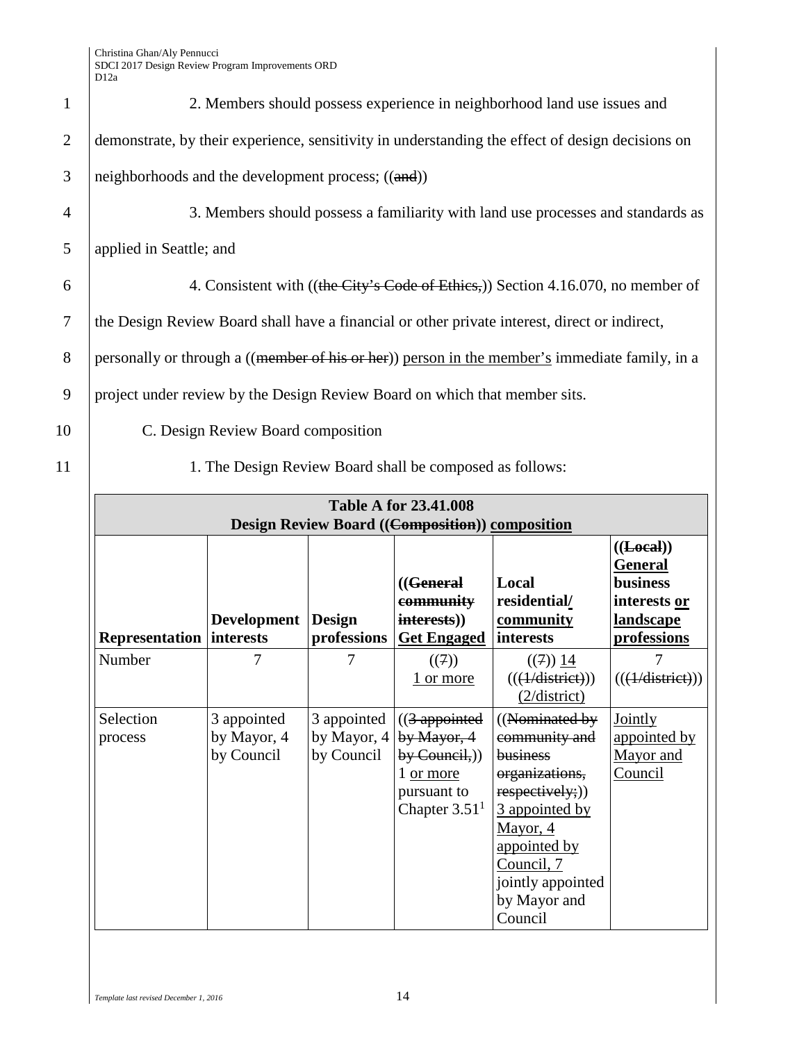2. Members should possess experience in neighborhood land use issues and demonstrate, by their experience, sensitivity in understanding the effect of design decisions on neighborhoods and the development process; ((~~and~~))

3. Members should possess a familiarity with land use processes and standards as applied in Seattle; and

4. Consistent with ((~~the City's Code of Ethics,~~)) Section 4.16.070, no member of the Design Review Board shall have a financial or other private interest, direct or indirect, personally or through a ((~~member of his or her~~)) <u>person in the member's</u> immediate family, in a project under review by the Design Review Board on which that member sits.

C. Design Review Board composition

1. The Design Review Board shall be composed as follows:

| **Table A for 23.41.008 Design Review Board ((~~Composition~~)) <u>composition</u>** | | | | | |
|---|---|---|---|---|---|
| **Representation** | **Development interests** | **Design professions** | **((~~General community interests~~)) <u>Get Engaged</u>** | **Local residential<u>/ community</u> interests** | **((~~Local~~)) <u>General</u> business interests <u>or landscape professions</u>** |
| Number | 7 | 7 | ((~~7~~)) <u>1 or more</u> | ((~~7~~)) <u>14</u> (((~~1/district~~))) <u>(2/district)</u> | 7 (((~~1/district~~))) |
| Selection process | 3 appointed by Mayor, 4 by Council | 3 appointed by Mayor, 4 by Council | ((~~3 appointed by Mayor, 4 by Council,~~)) 1 <u>or more</u> pursuant to Chapter 3.51[1] | ((~~Nominated by community and business organizations, respectively;~~)) <u>3 appointed by Mayor, 4 appointed by Council, 7 jointly appointed by Mayor and Council</u> | <u>Jointly appointed by Mayor and Council</u> |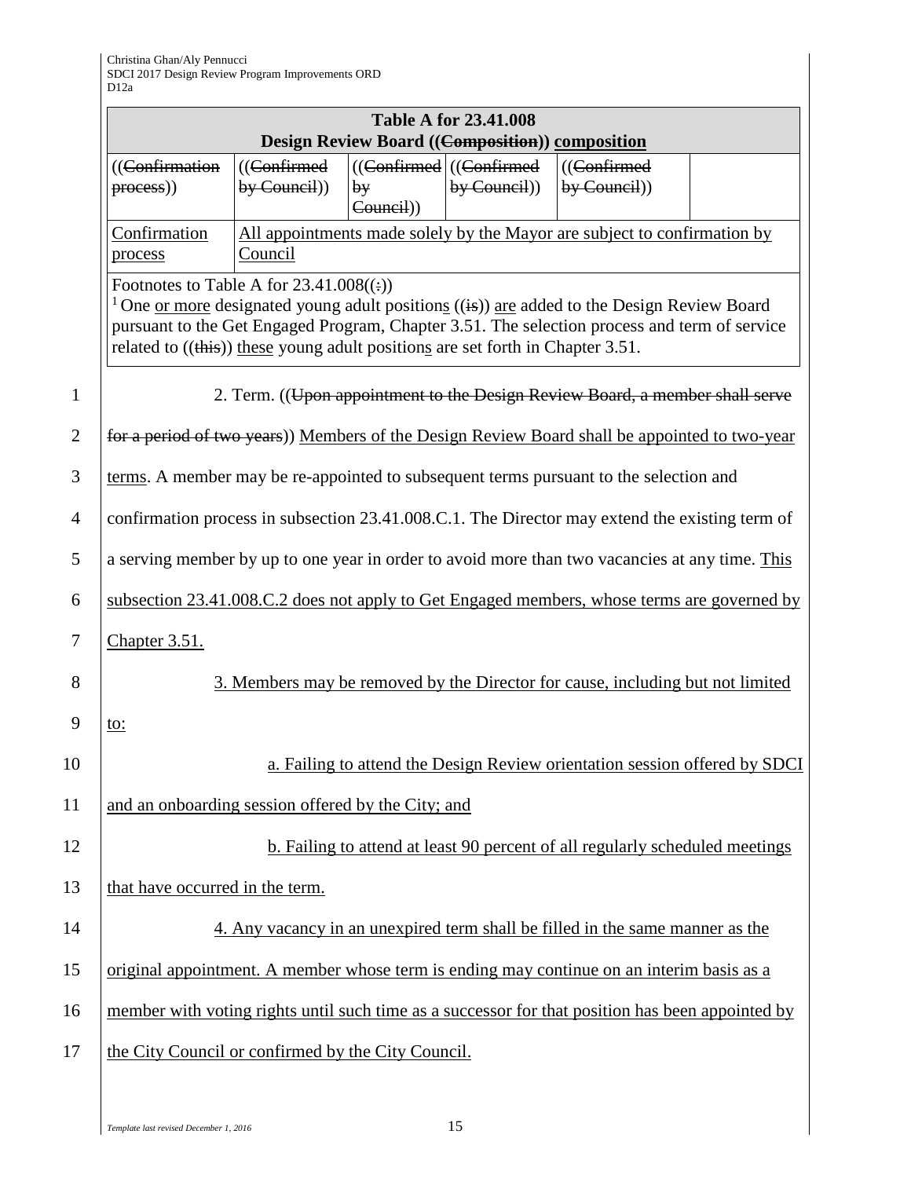| Table A for 23.41.008 Design Review Board ((~~Composition~~)) composition | | | | | |
|---|---|---|---|---|---|
| ((~~Confirmation process~~)) | ((~~Confirmed by Council~~)) | ((~~Confirmed by Council~~)) | ((~~Confirmed by Council~~)) | ((~~Confirmed by Council~~)) | |
| Confirmation process | All appointments made solely by the Mayor are subject to confirmation by Council | | | | |

Footnotes to Table A for 23.41.008((~~:~~))

[1] One or more designated young adult positions ((~~is~~)) are added to the Design Review Board pursuant to the Get Engaged Program, Chapter 3.51. The selection process and term of service related to ((~~this~~)) these young adult positions are set forth in Chapter 3.51.

2. Term. ((~~Upon appointment to the Design Review Board, a member shall serve for a period of two years~~)) Members of the Design Review Board shall be appointed to two-year terms. A member may be re-appointed to subsequent terms pursuant to the selection and confirmation process in subsection 23.41.008.C.1. The Director may extend the existing term of a serving member by up to one year in order to avoid more than two vacancies at any time. This subsection 23.41.008.C.2 does not apply to Get Engaged members, whose terms are governed by Chapter 3.51.

3. Members may be removed by the Director for cause, including but not limited to:

a. Failing to attend the Design Review orientation session offered by SDCI and an onboarding session offered by the City; and

b. Failing to attend at least 90 percent of all regularly scheduled meetings that have occurred in the term.

4. Any vacancy in an unexpired term shall be filled in the same manner as the original appointment. A member whose term is ending may continue on an interim basis as a member with voting rights until such time as a successor for that position has been appointed by the City Council or confirmed by the City Council.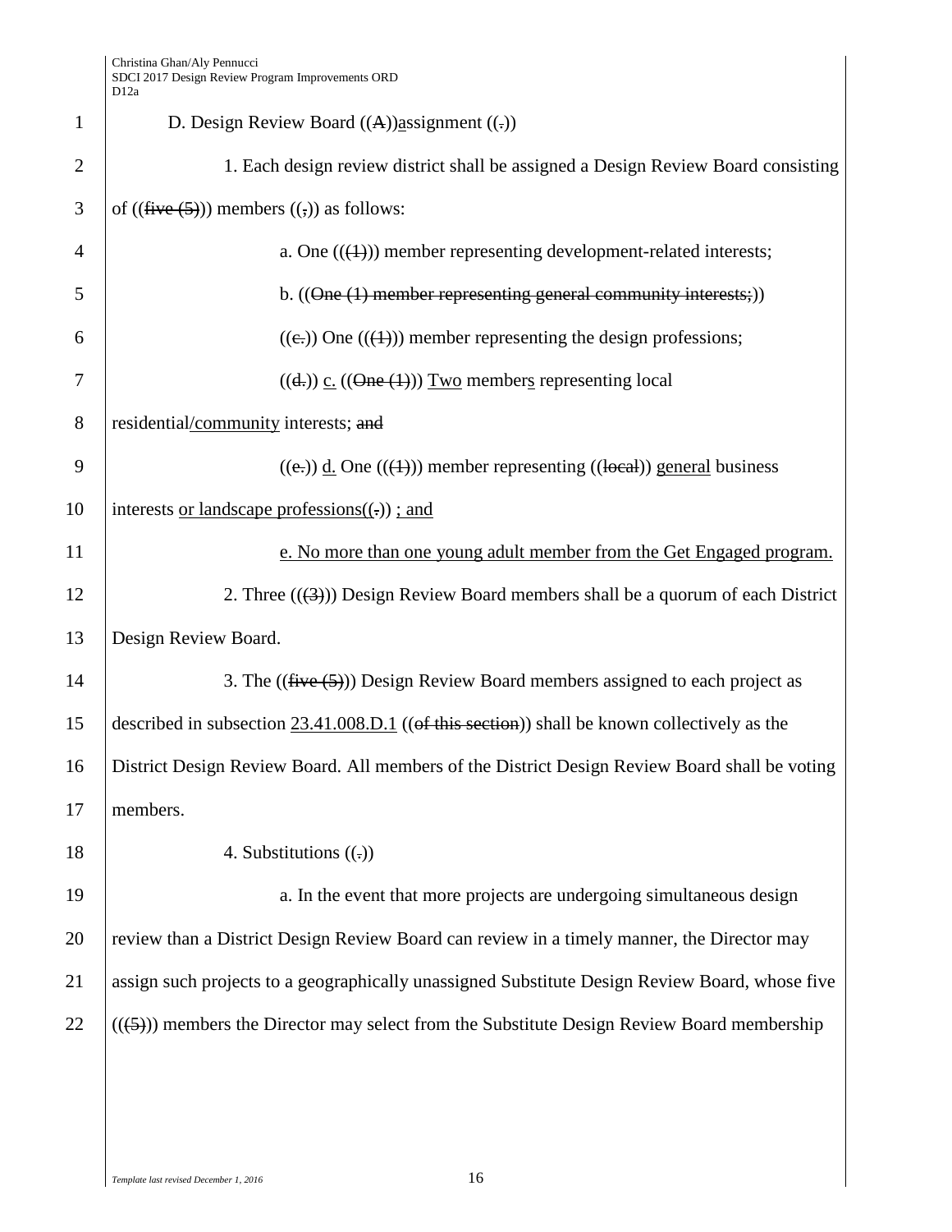D. Design Review Board ((~~A~~))assignment ((~~.~~))

1. Each design review district shall be assigned a Design Review Board consisting of ((~~five (5)~~)) members ((~~,~~)) as follows:

a. One ((~~(1)~~)) member representing development-related interests;

b. ((~~One (1) member representing general community interests;~~))

((~~c.~~)) One ((~~(1)~~)) member representing the design professions;

((~~d.~~)) c. ((~~One (1)~~)) Two members representing local residential/community interests; ~~and~~

((~~e.~~)) d. One ((~~(1)~~)) member representing ((~~local~~)) general business interests or landscape professions((~~.~~)) ; and

e. No more than one young adult member from the Get Engaged program.

2. Three ((~~(3)~~)) Design Review Board members shall be a quorum of each District Design Review Board.

3. The ((~~five (5)~~)) Design Review Board members assigned to each project as described in subsection 23.41.008.D.1 ((~~of this section~~)) shall be known collectively as the District Design Review Board. All members of the District Design Review Board shall be voting members.

4. Substitutions ((~~.~~))

a. In the event that more projects are undergoing simultaneous design review than a District Design Review Board can review in a timely manner, the Director may assign such projects to a geographically unassigned Substitute Design Review Board, whose five ((~~(5)~~)) members the Director may select from the Substitute Design Review Board membership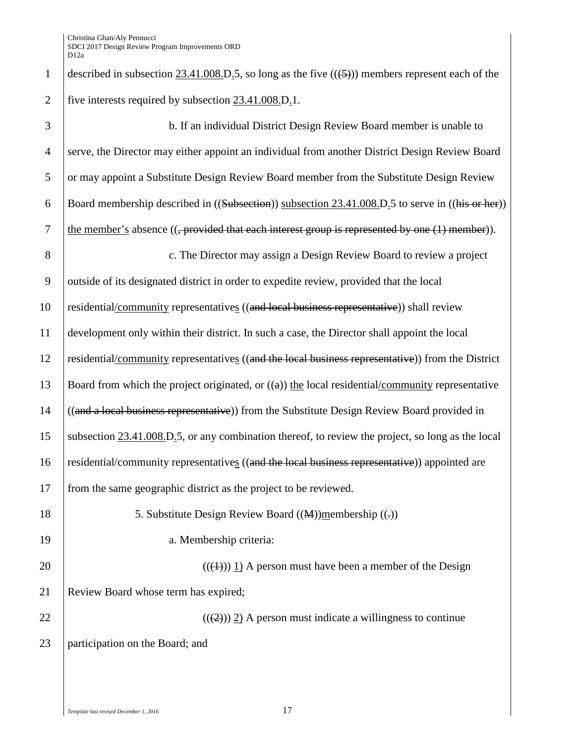described in subsection 23.41.008.D.5, so long as the five (((5))) members represent each of the five interests required by subsection 23.41.008.D.1.

b. If an individual District Design Review Board member is unable to serve, the Director may either appoint an individual from another District Design Review Board or may appoint a Substitute Design Review Board member from the Substitute Design Review Board membership described in ((Subsection)) subsection 23.41.008.D.5 to serve in ((his or her)) the member's absence ((, provided that each interest group is represented by one (1) member)).

c. The Director may assign a Design Review Board to review a project outside of its designated district in order to expedite review, provided that the local residential/community representatives ((and local business representative)) shall review development only within their district. In such a case, the Director shall appoint the local residential/community representatives ((and the local business representative)) from the District Board from which the project originated, or ((a)) the local residential/community representative ((and a local business representative)) from the Substitute Design Review Board provided in subsection 23.41.008.D.5, or any combination thereof, to review the project, so long as the local residential/community representatives ((and the local business representative)) appointed are from the same geographic district as the project to be reviewed.

5. Substitute Design Review Board ((M))membership ((.))

a. Membership criteria:

(((1))) 1) A person must have been a member of the Design Review Board whose term has expired;

(((2))) 2) A person must indicate a willingness to continue participation on the Board; and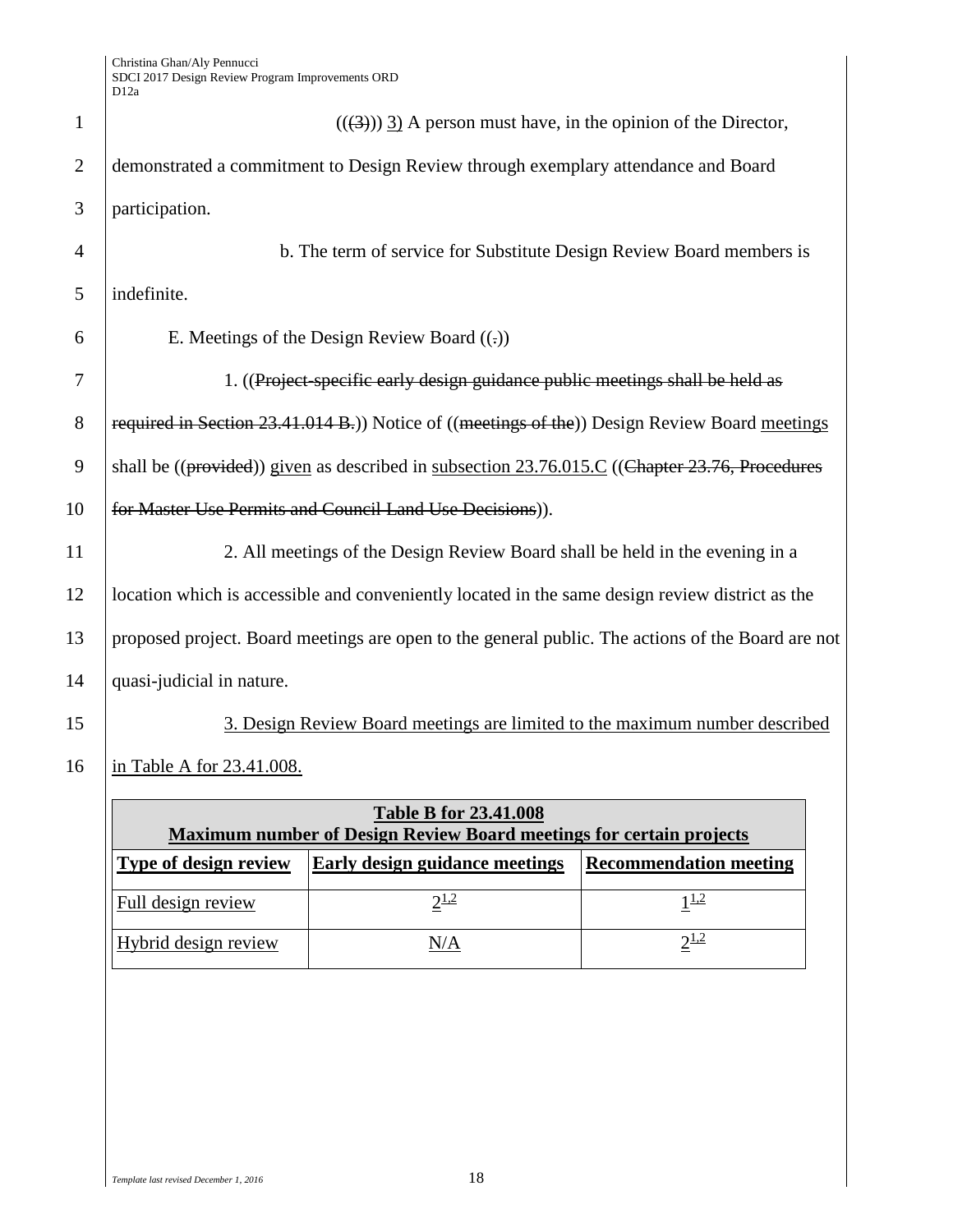(((3))) 3) A person must have, in the opinion of the Director, demonstrated a commitment to Design Review through exemplary attendance and Board participation.

b. The term of service for Substitute Design Review Board members is indefinite.

E. Meetings of the Design Review Board ((.))

1. ((Project-specific early design guidance public meetings shall be held as required in Section 23.41.014 B.)) Notice of ((meetings of the)) Design Review Board meetings shall be ((provided)) given as described in subsection 23.76.015.C ((Chapter 23.76, Procedures for Master Use Permits and Council Land Use Decisions)).

2. All meetings of the Design Review Board shall be held in the evening in a location which is accessible and conveniently located in the same design review district as the proposed project. Board meetings are open to the general public. The actions of the Board are not quasi-judicial in nature.

3. Design Review Board meetings are limited to the maximum number described in Table A for 23.41.008.

| **Table B for 23.41.008 Maximum number of Design Review Board meetings for certain projects** | | |
|---|---|---|
| **Type of design review** | **Early design guidance meetings** | **Recommendation meeting** |
| Full design review | 2[1,2] | 1[1,2] |
| Hybrid design review | N/A | 2[1,2] |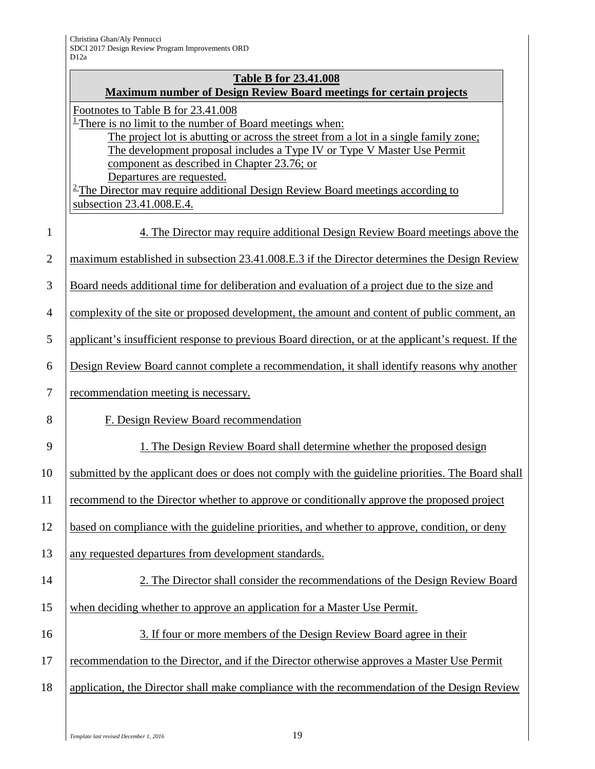**Table B for 23.41.008**
**Maximum number of Design Review Board meetings for certain projects**

Footnotes to Table B for 23.41.008

[1] There is no limit to the number of Board meetings when:

The project lot is abutting or across the street from a lot in a single family zone;

The development proposal includes a Type IV or Type V Master Use Permit component as described in Chapter 23.76; or

Departures are requested.

[2] The Director may require additional Design Review Board meetings according to subsection 23.41.008.E.4.

4. The Director may require additional Design Review Board meetings above the maximum established in subsection 23.41.008.E.3 if the Director determines the Design Review Board needs additional time for deliberation and evaluation of a project due to the size and complexity of the site or proposed development, the amount and content of public comment, an applicant's insufficient response to previous Board direction, or at the applicant's request. If the Design Review Board cannot complete a recommendation, it shall identify reasons why another recommendation meeting is necessary.

F. Design Review Board recommendation

1. The Design Review Board shall determine whether the proposed design submitted by the applicant does or does not comply with the guideline priorities. The Board shall recommend to the Director whether to approve or conditionally approve the proposed project based on compliance with the guideline priorities, and whether to approve, condition, or deny any requested departures from development standards.

2. The Director shall consider the recommendations of the Design Review Board when deciding whether to approve an application for a Master Use Permit.

3. If four or more members of the Design Review Board agree in their recommendation to the Director, and if the Director otherwise approves a Master Use Permit application, the Director shall make compliance with the recommendation of the Design Review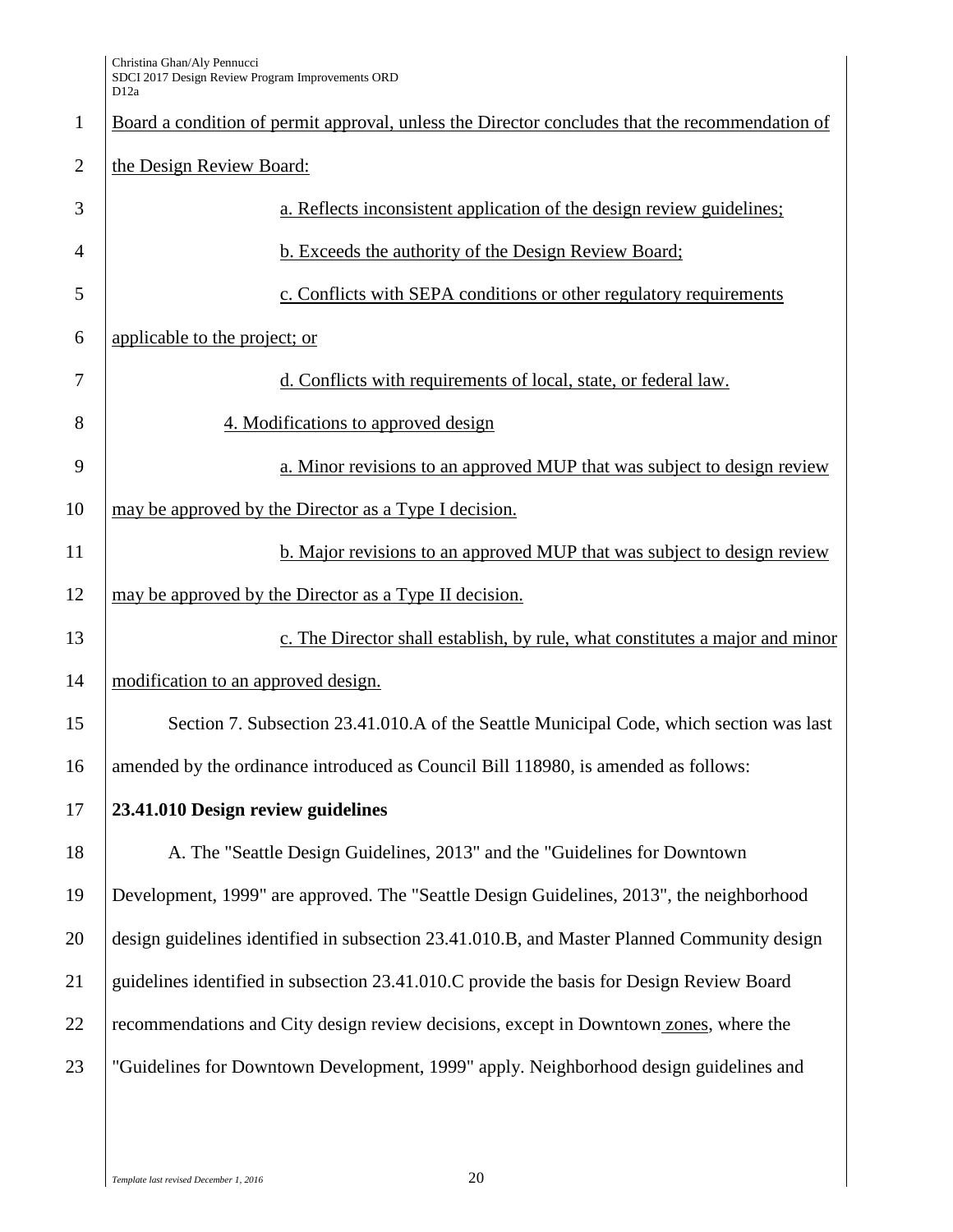Board a condition of permit approval, unless the Director concludes that the recommendation of the Design Review Board:

a. Reflects inconsistent application of the design review guidelines;

b. Exceeds the authority of the Design Review Board;

c. Conflicts with SEPA conditions or other regulatory requirements applicable to the project; or

d. Conflicts with requirements of local, state, or federal law.

4. Modifications to approved design

a. Minor revisions to an approved MUP that was subject to design review may be approved by the Director as a Type I decision.

b. Major revisions to an approved MUP that was subject to design review may be approved by the Director as a Type II decision.

c. The Director shall establish, by rule, what constitutes a major and minor modification to an approved design.

Section 7. Subsection 23.41.010.A of the Seattle Municipal Code, which section was last amended by the ordinance introduced as Council Bill 118980, is amended as follows:

**23.41.010 Design review guidelines**

A. The "Seattle Design Guidelines, 2013" and the "Guidelines for Downtown Development, 1999" are approved. The "Seattle Design Guidelines, 2013", the neighborhood design guidelines identified in subsection 23.41.010.B, and Master Planned Community design guidelines identified in subsection 23.41.010.C provide the basis for Design Review Board recommendations and City design review decisions, except in Downtown zones, where the "Guidelines for Downtown Development, 1999" apply. Neighborhood design guidelines and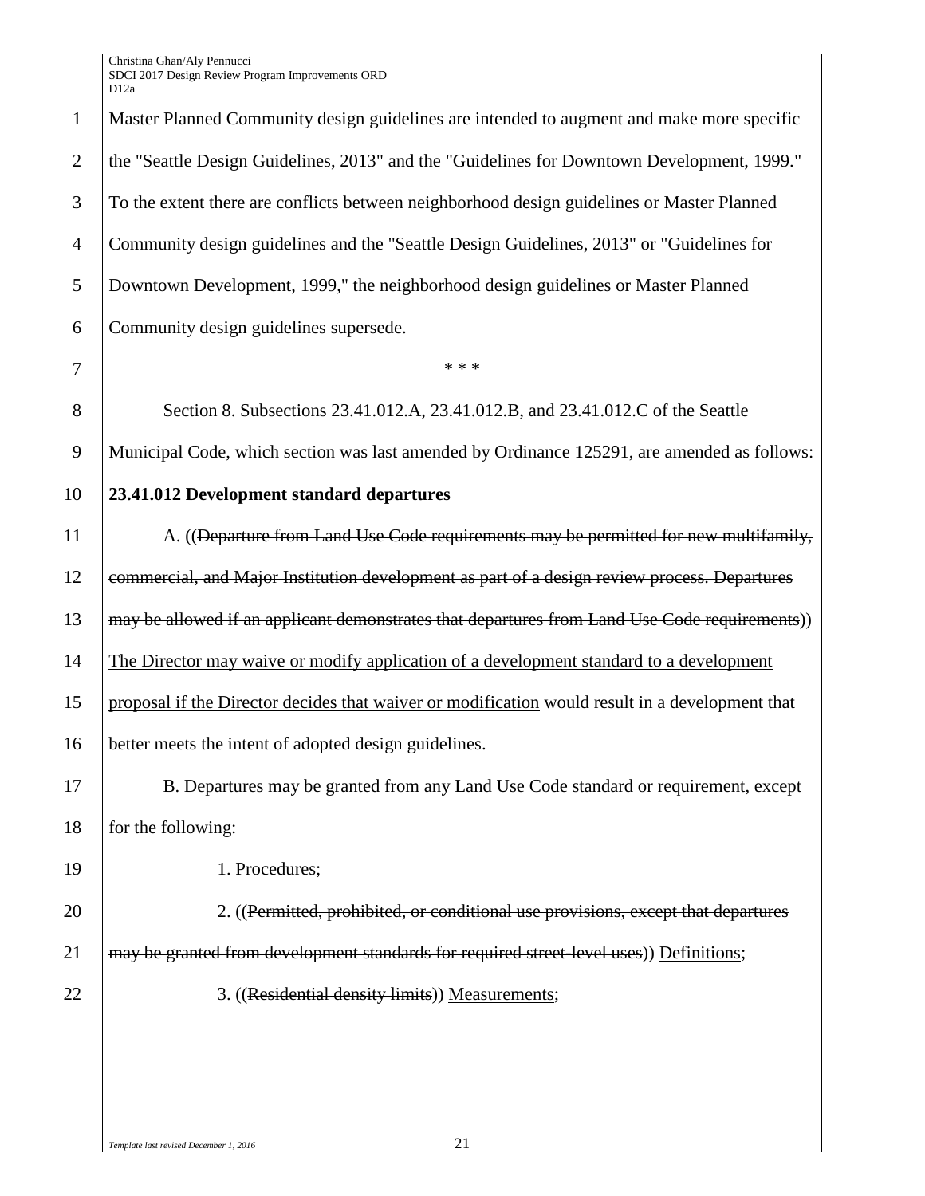Master Planned Community design guidelines are intended to augment and make more specific the "Seattle Design Guidelines, 2013" and the "Guidelines for Downtown Development, 1999." To the extent there are conflicts between neighborhood design guidelines or Master Planned Community design guidelines and the "Seattle Design Guidelines, 2013" or "Guidelines for Downtown Development, 1999," the neighborhood design guidelines or Master Planned Community design guidelines supersede.

\* \* \*

Section 8. Subsections 23.41.012.A, 23.41.012.B, and 23.41.012.C of the Seattle Municipal Code, which section was last amended by Ordinance 125291, are amended as follows:

**23.41.012 Development standard departures**

A. ((~~Departure from Land Use Code requirements may be permitted for new multifamily, commercial, and Major Institution development as part of a design review process. Departures may be allowed if an applicant demonstrates that departures from Land Use Code requirements~~)) <u>The Director may waive or modify application of a development standard to a development proposal if the Director decides that waiver or modification</u> would result in a development that better meets the intent of adopted design guidelines.

B. Departures may be granted from any Land Use Code standard or requirement, except for the following:

1. Procedures;

2. ((~~Permitted, prohibited, or conditional use provisions, except that departures may be granted from development standards for required street-level uses~~)) <u>Definitions</u>;

3. ((~~Residential density limits~~)) <u>Measurements</u>;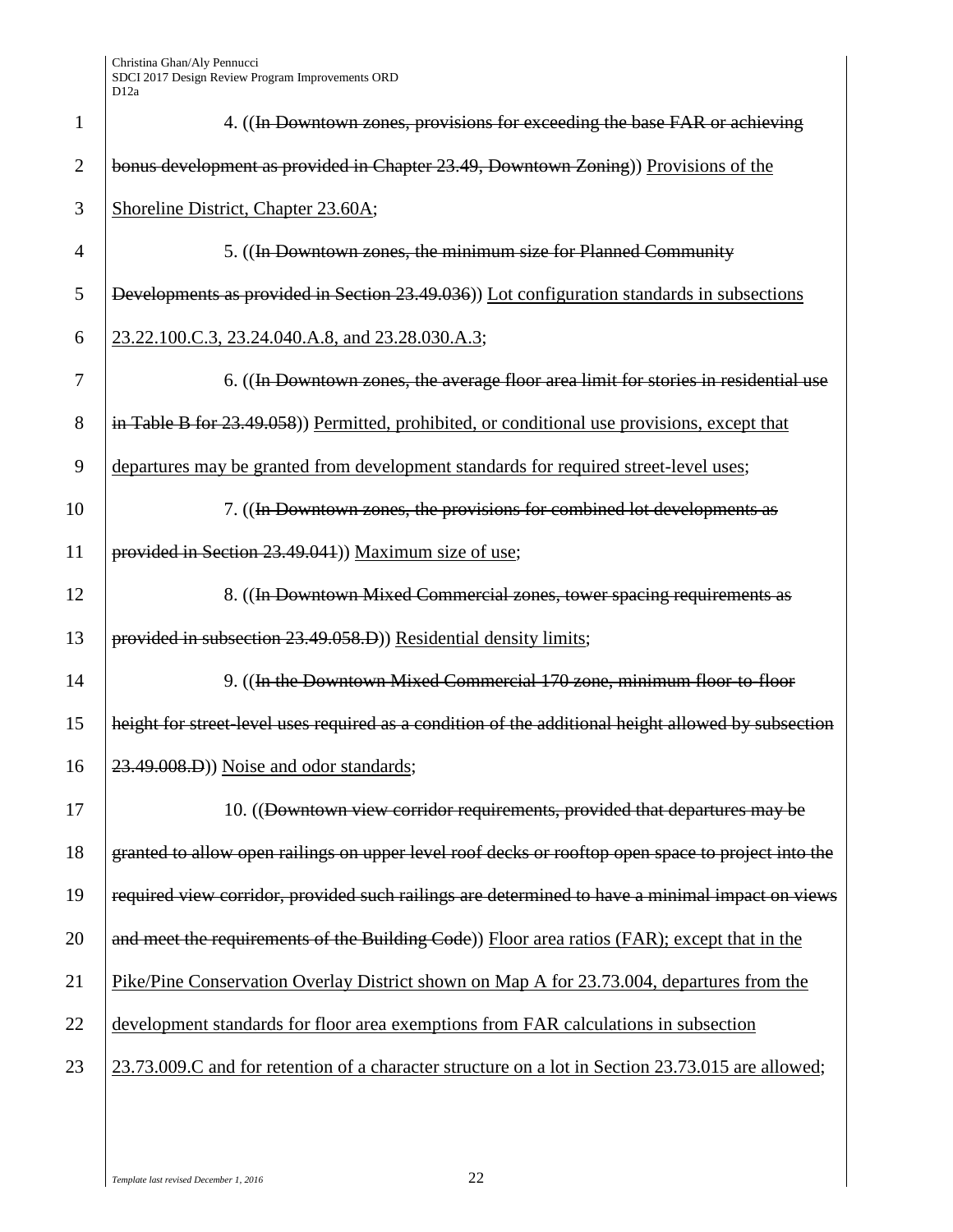4. ((~~In Downtown zones, provisions for exceeding the base FAR or achieving bonus development as provided in Chapter 23.49, Downtown Zoning~~)) Provisions of the Shoreline District, Chapter 23.60A;

5. ((~~In Downtown zones, the minimum size for Planned Community Developments as provided in Section 23.49.036~~)) Lot configuration standards in subsections 23.22.100.C.3, 23.24.040.A.8, and 23.28.030.A.3;

6. ((~~In Downtown zones, the average floor area limit for stories in residential use in Table B for 23.49.058~~)) Permitted, prohibited, or conditional use provisions, except that departures may be granted from development standards for required street-level uses;

7. ((~~In Downtown zones, the provisions for combined lot developments as provided in Section 23.49.041~~)) Maximum size of use;

8. ((~~In Downtown Mixed Commercial zones, tower spacing requirements as provided in subsection 23.49.058.D~~)) Residential density limits;

9. ((~~In the Downtown Mixed Commercial 170 zone, minimum floor-to-floor height for street-level uses required as a condition of the additional height allowed by subsection 23.49.008.D~~)) Noise and odor standards;

10. ((~~Downtown view corridor requirements, provided that departures may be granted to allow open railings on upper level roof decks or rooftop open space to project into the required view corridor, provided such railings are determined to have a minimal impact on views and meet the requirements of the Building Code~~)) Floor area ratios (FAR); except that in the Pike/Pine Conservation Overlay District shown on Map A for 23.73.004, departures from the development standards for floor area exemptions from FAR calculations in subsection 23.73.009.C and for retention of a character structure on a lot in Section 23.73.015 are allowed;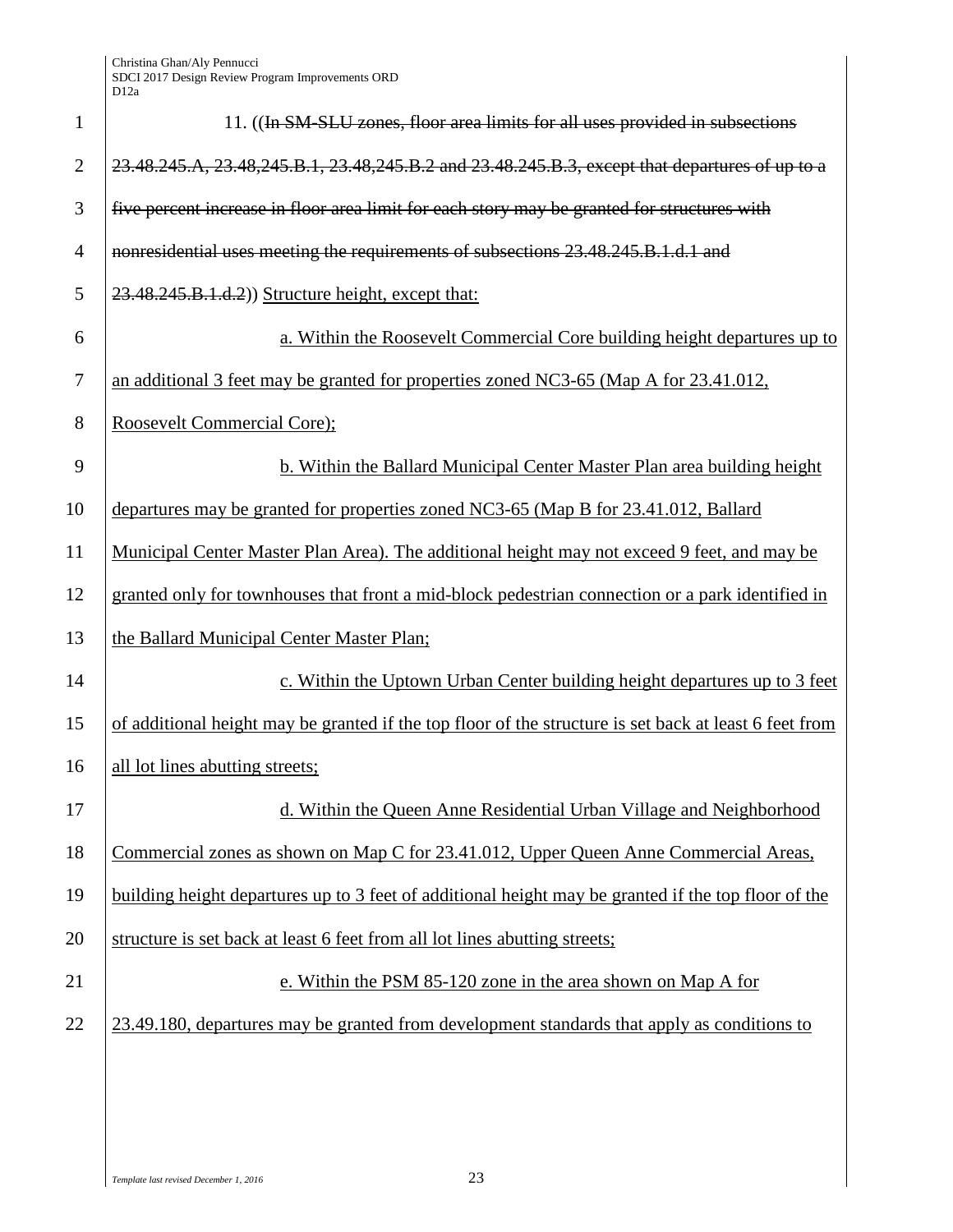11. ((~~In SM-SLU zones, floor area limits for all uses provided in subsections 23.48.245.A, 23.48,245.B.1, 23.48,245.B.2 and 23.48.245.B.3, except that departures of up to a five percent increase in floor area limit for each story may be granted for structures with nonresidential uses meeting the requirements of subsections 23.48.245.B.1.d.1 and 23.48.245.B.1.d.2~~)) <u>Structure height, except that:</u>

<u>a. Within the Roosevelt Commercial Core building height departures up to an additional 3 feet may be granted for properties zoned NC3-65 (Map A for 23.41.012, Roosevelt Commercial Core);</u>

<u>b. Within the Ballard Municipal Center Master Plan area building height departures may be granted for properties zoned NC3-65 (Map B for 23.41.012, Ballard Municipal Center Master Plan Area). The additional height may not exceed 9 feet, and may be granted only for townhouses that front a mid-block pedestrian connection or a park identified in the Ballard Municipal Center Master Plan;</u>

<u>c. Within the Uptown Urban Center building height departures up to 3 feet of additional height may be granted if the top floor of the structure is set back at least 6 feet from all lot lines abutting streets;</u>

<u>d. Within the Queen Anne Residential Urban Village and Neighborhood Commercial zones as shown on Map C for 23.41.012, Upper Queen Anne Commercial Areas, building height departures up to 3 feet of additional height may be granted if the top floor of the structure is set back at least 6 feet from all lot lines abutting streets;</u>

<u>e. Within the PSM 85-120 zone in the area shown on Map A for 23.49.180, departures may be granted from development standards that apply as conditions to</u>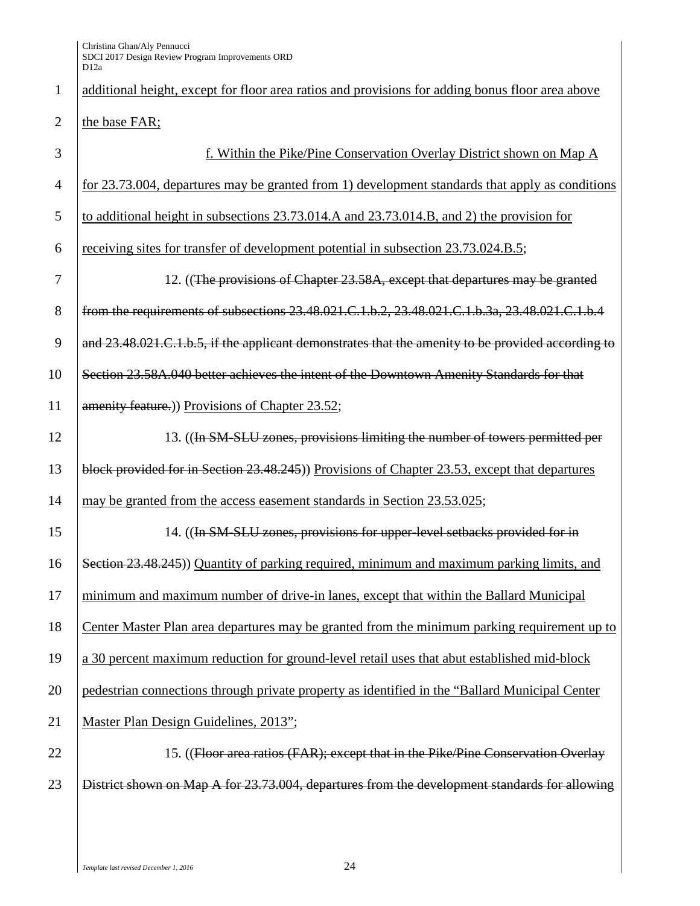additional height, except for floor area ratios and provisions for adding bonus floor area above the base FAR;

f. Within the Pike/Pine Conservation Overlay District shown on Map A for 23.73.004, departures may be granted from 1) development standards that apply as conditions to additional height in subsections 23.73.014.A and 23.73.014.B, and 2) the provision for receiving sites for transfer of development potential in subsection 23.73.024.B.5;

12. ((~~The provisions of Chapter 23.58A, except that departures may be granted from the requirements of subsections 23.48.021.C.1.b.2, 23.48.021.C.1.b.3a, 23.48.021.C.1.b.4 and 23.48.021.C.1.b.5, if the applicant demonstrates that the amenity to be provided according to Section 23.58A.040 better achieves the intent of the Downtown Amenity Standards for that amenity feature.~~)) Provisions of Chapter 23.52;

13. ((~~In SM-SLU zones, provisions limiting the number of towers permitted per block provided for in Section 23.48.245~~)) Provisions of Chapter 23.53, except that departures may be granted from the access easement standards in Section 23.53.025;

14. ((~~In SM-SLU zones, provisions for upper-level setbacks provided for in Section 23.48.245~~)) Quantity of parking required, minimum and maximum parking limits, and minimum and maximum number of drive-in lanes, except that within the Ballard Municipal Center Master Plan area departures may be granted from the minimum parking requirement up to a 30 percent maximum reduction for ground-level retail uses that abut established mid-block pedestrian connections through private property as identified in the "Ballard Municipal Center Master Plan Design Guidelines, 2013";

15. ((~~Floor area ratios (FAR); except that in the Pike/Pine Conservation Overlay District shown on Map A for 23.73.004, departures from the development standards for allowing~~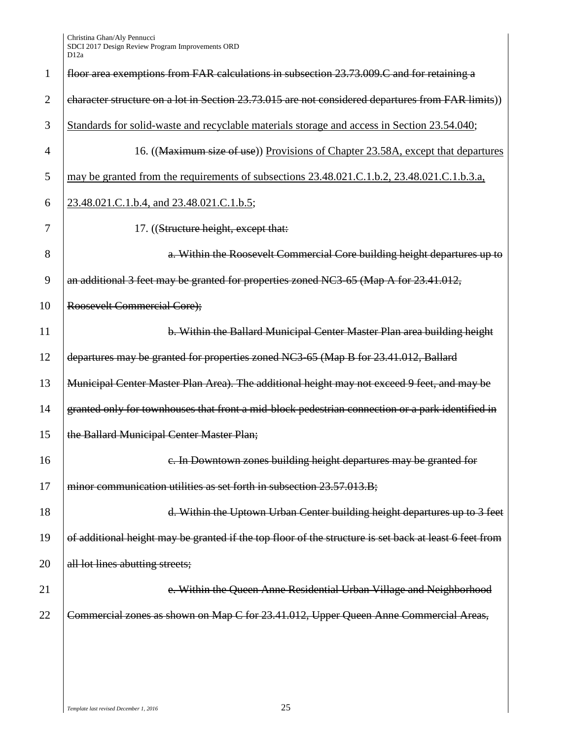~~floor area exemptions from FAR calculations in subsection 23.73.009.C and for retaining a character structure on a lot in Section 23.73.015 are not considered departures from FAR limits~~)) <u>Standards for solid-waste and recyclable materials storage and access in Section 23.54.040</u>;

16. ((~~Maximum size of use~~)) <u>Provisions of Chapter 23.58A, except that departures may be granted from the requirements of subsections 23.48.021.C.1.b.2, 23.48.021.C.1.b.3.a, 23.48.021.C.1.b.4, and 23.48.021.C.1.b.5</u>;

17. ((~~Structure height, except that:~~

~~a. Within the Roosevelt Commercial Core building height departures up to an additional 3 feet may be granted for properties zoned NC3-65 (Map A for 23.41.012, Roosevelt Commercial Core);~~

~~b. Within the Ballard Municipal Center Master Plan area building height departures may be granted for properties zoned NC3-65 (Map B for 23.41.012, Ballard Municipal Center Master Plan Area). The additional height may not exceed 9 feet, and may be granted only for townhouses that front a mid-block pedestrian connection or a park identified in the Ballard Municipal Center Master Plan;~~

~~c. In Downtown zones building height departures may be granted for minor communication utilities as set forth in subsection 23.57.013.B;~~

~~d. Within the Uptown Urban Center building height departures up to 3 feet of additional height may be granted if the top floor of the structure is set back at least 6 feet from all lot lines abutting streets;~~

~~e. Within the Queen Anne Residential Urban Village and Neighborhood Commercial zones as shown on Map C for 23.41.012, Upper Queen Anne Commercial Areas,~~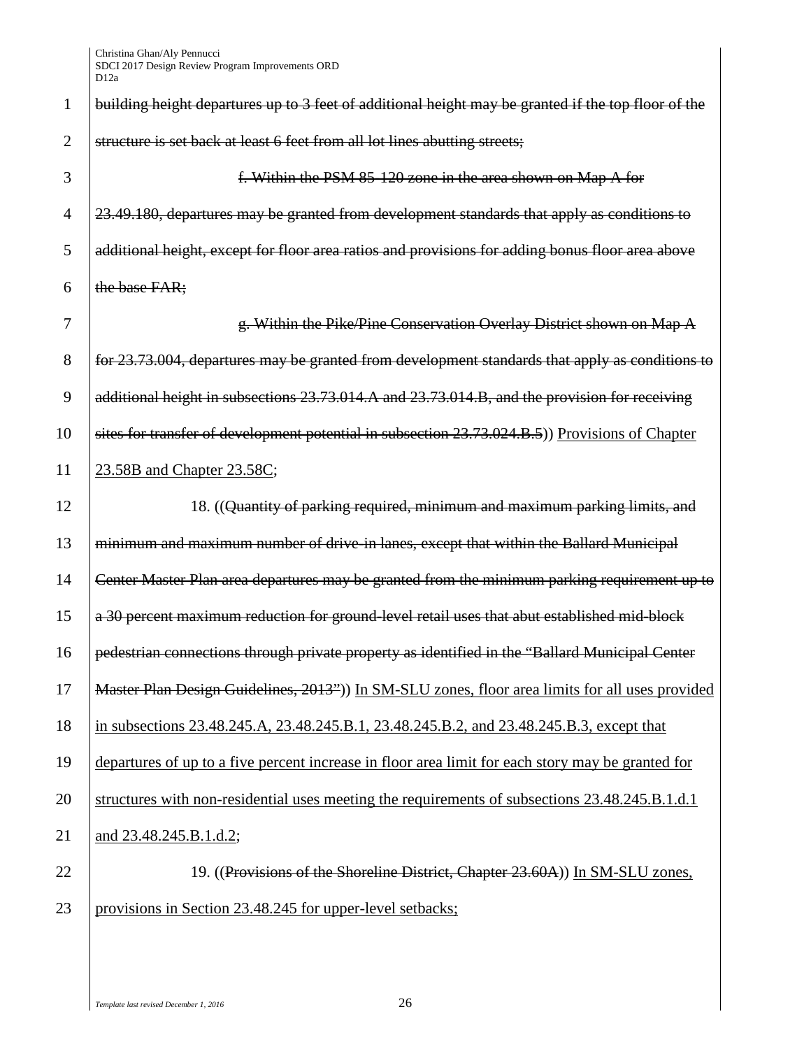~~building height departures up to 3 feet of additional height may be granted if the top floor of the structure is set back at least 6 feet from all lot lines abutting streets;~~

~~f. Within the PSM 85-120 zone in the area shown on Map A for 23.49.180, departures may be granted from development standards that apply as conditions to additional height, except for floor area ratios and provisions for adding bonus floor area above the base FAR;~~

~~g. Within the Pike/Pine Conservation Overlay District shown on Map A for 23.73.004, departures may be granted from development standards that apply as conditions to additional height in subsections 23.73.014.A and 23.73.014.B, and the provision for receiving sites for transfer of development potential in subsection 23.73.024.B.5~~)) <u>Provisions of Chapter 23.58B and Chapter 23.58C</u>;

18. ((~~Quantity of parking required, minimum and maximum parking limits, and minimum and maximum number of drive-in lanes, except that within the Ballard Municipal Center Master Plan area departures may be granted from the minimum parking requirement up to a 30 percent maximum reduction for ground-level retail uses that abut established mid-block pedestrian connections through private property as identified in the "Ballard Municipal Center Master Plan Design Guidelines, 2013"~~)) <u>In SM-SLU zones, floor area limits for all uses provided in subsections 23.48.245.A, 23.48.245.B.1, 23.48.245.B.2, and 23.48.245.B.3, except that departures of up to a five percent increase in floor area limit for each story may be granted for structures with non-residential uses meeting the requirements of subsections 23.48.245.B.1.d.1 and 23.48.245.B.1.d.2</u>;

19. ((~~Provisions of the Shoreline District, Chapter 23.60A~~)) <u>In SM-SLU zones, provisions in Section 23.48.245 for upper-level setbacks;</u>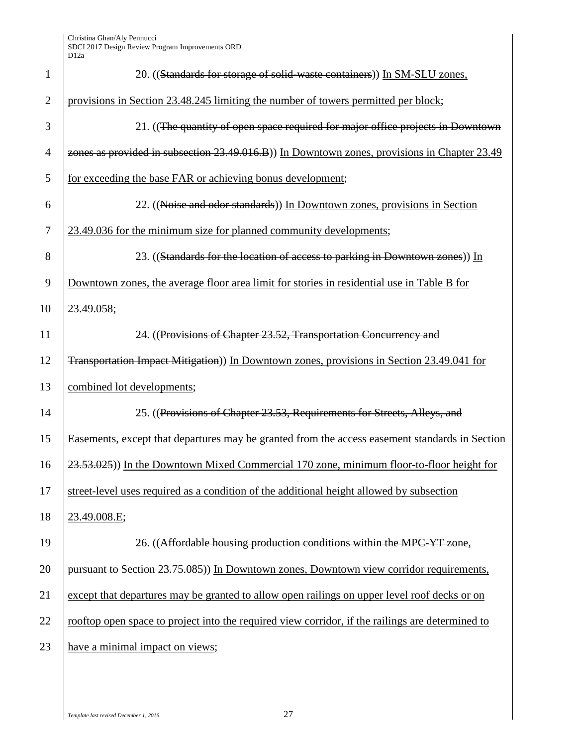20. ((~~Standards for storage of solid-waste containers~~)) In SM-SLU zones, provisions in Section 23.48.245 limiting the number of towers permitted per block;

21. ((~~The quantity of open space required for major office projects in Downtown zones as provided in subsection 23.49.016.B~~)) In Downtown zones, provisions in Chapter 23.49 for exceeding the base FAR or achieving bonus development;

22. ((~~Noise and odor standards~~)) In Downtown zones, provisions in Section 23.49.036 for the minimum size for planned community developments;

23. ((~~Standards for the location of access to parking in Downtown zones~~)) In Downtown zones, the average floor area limit for stories in residential use in Table B for 23.49.058;

24. ((~~Provisions of Chapter 23.52, Transportation Concurrency and Transportation Impact Mitigation~~)) In Downtown zones, provisions in Section 23.49.041 for combined lot developments;

25. ((~~Provisions of Chapter 23.53, Requirements for Streets, Alleys, and Easements, except that departures may be granted from the access easement standards in Section 23.53.025~~)) In the Downtown Mixed Commercial 170 zone, minimum floor-to-floor height for street-level uses required as a condition of the additional height allowed by subsection 23.49.008.E;

26. ((~~Affordable housing production conditions within the MPC-YT zone, pursuant to Section 23.75.085~~)) In Downtown zones, Downtown view corridor requirements, except that departures may be granted to allow open railings on upper level roof decks or on rooftop open space to project into the required view corridor, if the railings are determined to have a minimal impact on views;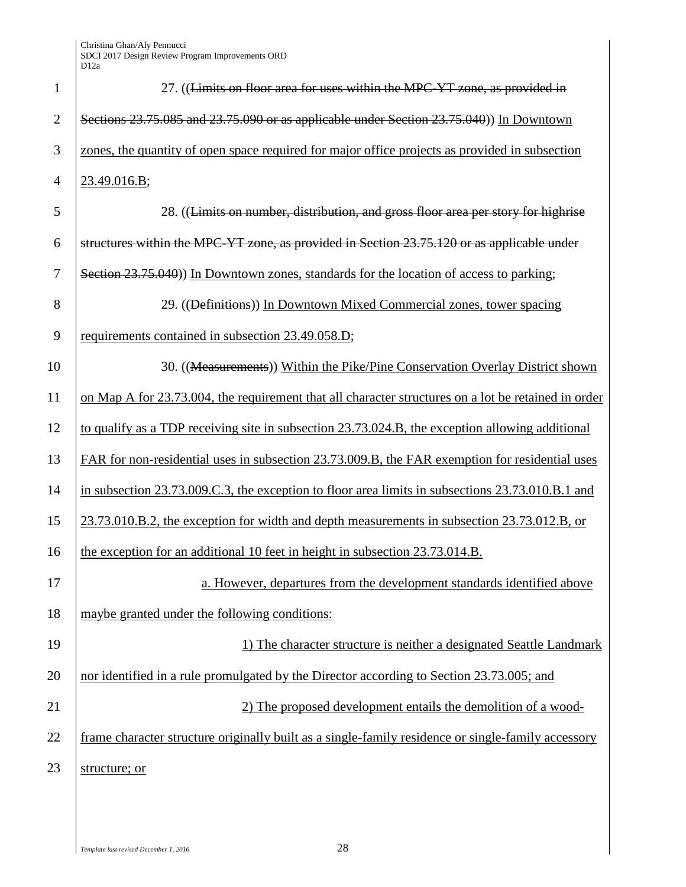27. ((~~Limits on floor area for uses within the MPC-YT zone, as provided in Sections 23.75.085 and 23.75.090 or as applicable under Section 23.75.040~~)) In Downtown zones, the quantity of open space required for major office projects as provided in subsection 23.49.016.B;

28. ((~~Limits on number, distribution, and gross floor area per story for highrise structures within the MPC-YT zone, as provided in Section 23.75.120 or as applicable under Section 23.75.040~~)) In Downtown zones, standards for the location of access to parking;

29. ((~~Definitions~~)) In Downtown Mixed Commercial zones, tower spacing requirements contained in subsection 23.49.058.D;

30. ((~~Measurements~~)) Within the Pike/Pine Conservation Overlay District shown on Map A for 23.73.004, the requirement that all character structures on a lot be retained in order to qualify as a TDP receiving site in subsection 23.73.024.B, the exception allowing additional FAR for non-residential uses in subsection 23.73.009.B, the FAR exemption for residential uses in subsection 23.73.009.C.3, the exception to floor area limits in subsections 23.73.010.B.1 and 23.73.010.B.2, the exception for width and depth measurements in subsection 23.73.012.B, or the exception for an additional 10 feet in height in subsection 23.73.014.B.

a. However, departures from the development standards identified above maybe granted under the following conditions:

1) The character structure is neither a designated Seattle Landmark nor identified in a rule promulgated by the Director according to Section 23.73.005; and

2) The proposed development entails the demolition of a wood-frame character structure originally built as a single-family residence or single-family accessory structure; or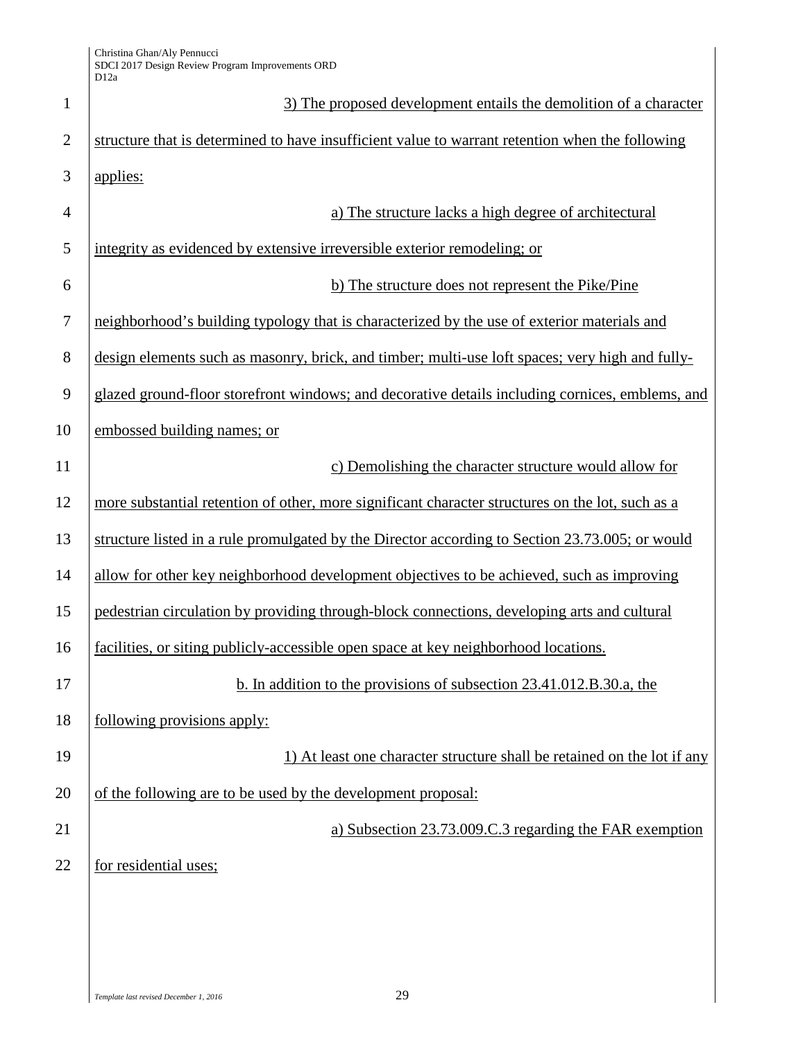3) The proposed development entails the demolition of a character structure that is determined to have insufficient value to warrant retention when the following applies:

a) The structure lacks a high degree of architectural integrity as evidenced by extensive irreversible exterior remodeling; or

b) The structure does not represent the Pike/Pine neighborhood's building typology that is characterized by the use of exterior materials and design elements such as masonry, brick, and timber; multi-use loft spaces; very high and fully-glazed ground-floor storefront windows; and decorative details including cornices, emblems, and embossed building names; or

c) Demolishing the character structure would allow for more substantial retention of other, more significant character structures on the lot, such as a structure listed in a rule promulgated by the Director according to Section 23.73.005; or would allow for other key neighborhood development objectives to be achieved, such as improving pedestrian circulation by providing through-block connections, developing arts and cultural facilities, or siting publicly-accessible open space at key neighborhood locations.

b. In addition to the provisions of subsection 23.41.012.B.30.a, the following provisions apply:

1) At least one character structure shall be retained on the lot if any of the following are to be used by the development proposal:

a) Subsection 23.73.009.C.3 regarding the FAR exemption for residential uses;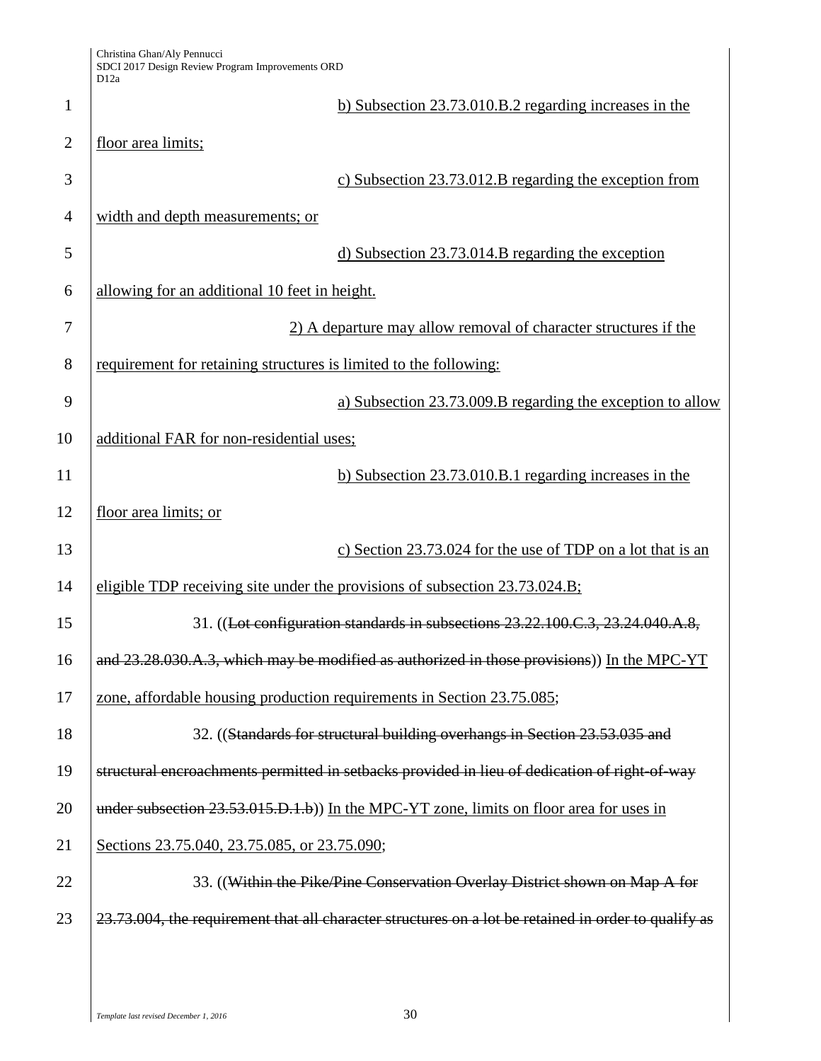b) Subsection 23.73.010.B.2 regarding increases in the floor area limits;

c) Subsection 23.73.012.B regarding the exception from width and depth measurements; or

d) Subsection 23.73.014.B regarding the exception allowing for an additional 10 feet in height.

2) A departure may allow removal of character structures if the requirement for retaining structures is limited to the following:

a) Subsection 23.73.009.B regarding the exception to allow additional FAR for non-residential uses;

b) Subsection 23.73.010.B.1 regarding increases in the floor area limits; or

c) Section 23.73.024 for the use of TDP on a lot that is an eligible TDP receiving site under the provisions of subsection 23.73.024.B;

31. ((~~Lot configuration standards in subsections 23.22.100.C.3, 23.24.040.A.8, and 23.28.030.A.3, which may be modified as authorized in those provisions~~)) In the MPC-YT zone, affordable housing production requirements in Section 23.75.085;

32. ((~~Standards for structural building overhangs in Section 23.53.035 and structural encroachments permitted in setbacks provided in lieu of dedication of right-of-way under subsection 23.53.015.D.1.b~~)) In the MPC-YT zone, limits on floor area for uses in Sections 23.75.040, 23.75.085, or 23.75.090;

33. ((~~Within the Pike/Pine Conservation Overlay District shown on Map A for 23.73.004, the requirement that all character structures on a lot be retained in order to qualify as~~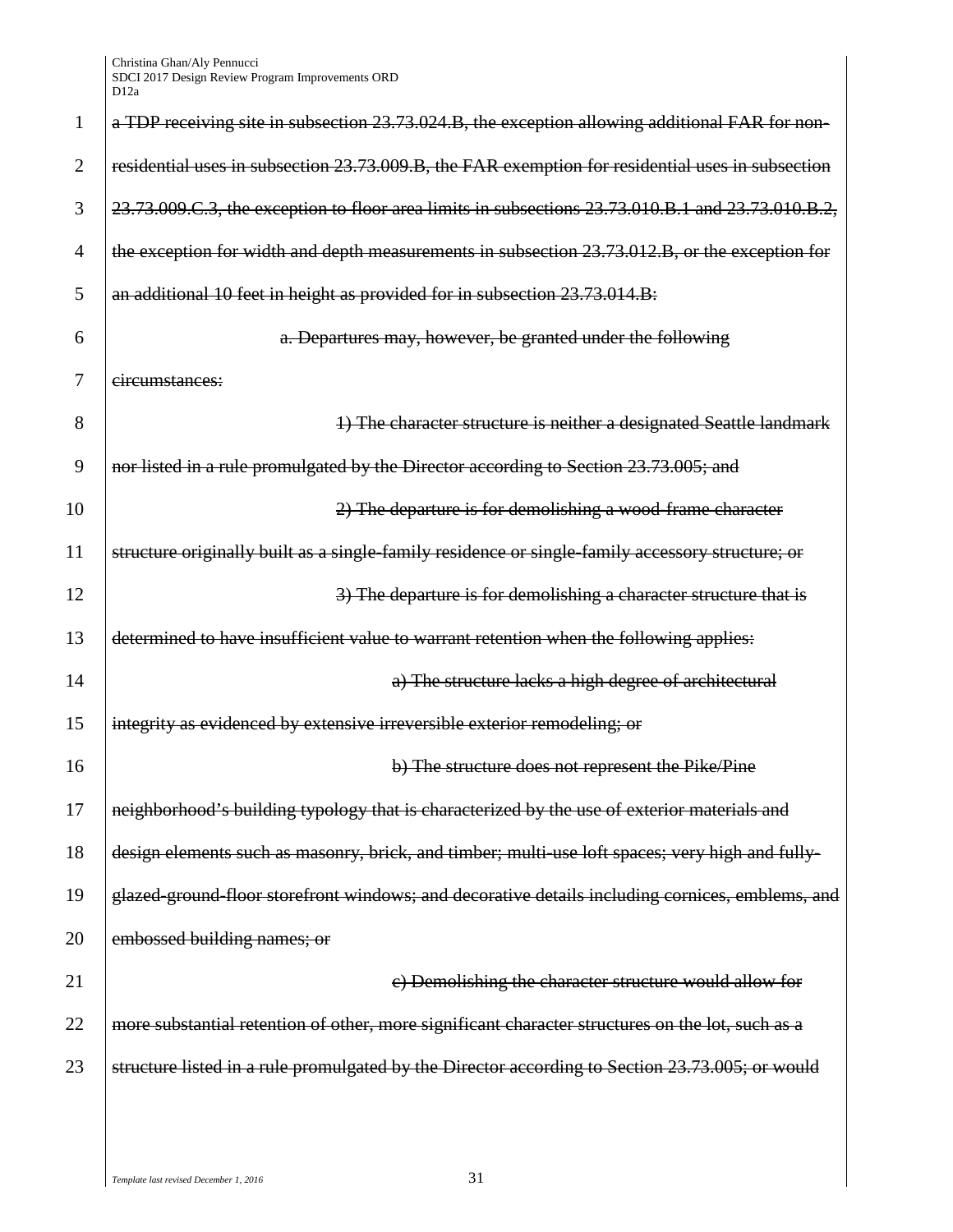~~a TDP receiving site in subsection 23.73.024.B, the exception allowing additional FAR for non-residential uses in subsection 23.73.009.B, the FAR exemption for residential uses in subsection 23.73.009.C.3, the exception to floor area limits in subsections 23.73.010.B.1 and 23.73.010.B.2, the exception for width and depth measurements in subsection 23.73.012.B, or the exception for an additional 10 feet in height as provided for in subsection 23.73.014.B:~~

~~a. Departures may, however, be granted under the following circumstances:~~

~~1) The character structure is neither a designated Seattle landmark nor listed in a rule promulgated by the Director according to Section 23.73.005; and~~

~~2) The departure is for demolishing a wood-frame character structure originally built as a single-family residence or single-family accessory structure; or~~

~~3) The departure is for demolishing a character structure that is determined to have insufficient value to warrant retention when the following applies:~~

~~a) The structure lacks a high degree of architectural integrity as evidenced by extensive irreversible exterior remodeling; or~~

~~b) The structure does not represent the Pike/Pine neighborhood's building typology that is characterized by the use of exterior materials and design elements such as masonry, brick, and timber; multi-use loft spaces; very high and fully-glazed-ground-floor storefront windows; and decorative details including cornices, emblems, and embossed building names; or~~

~~c) Demolishing the character structure would allow for more substantial retention of other, more significant character structures on the lot, such as a structure listed in a rule promulgated by the Director according to Section 23.73.005; or would~~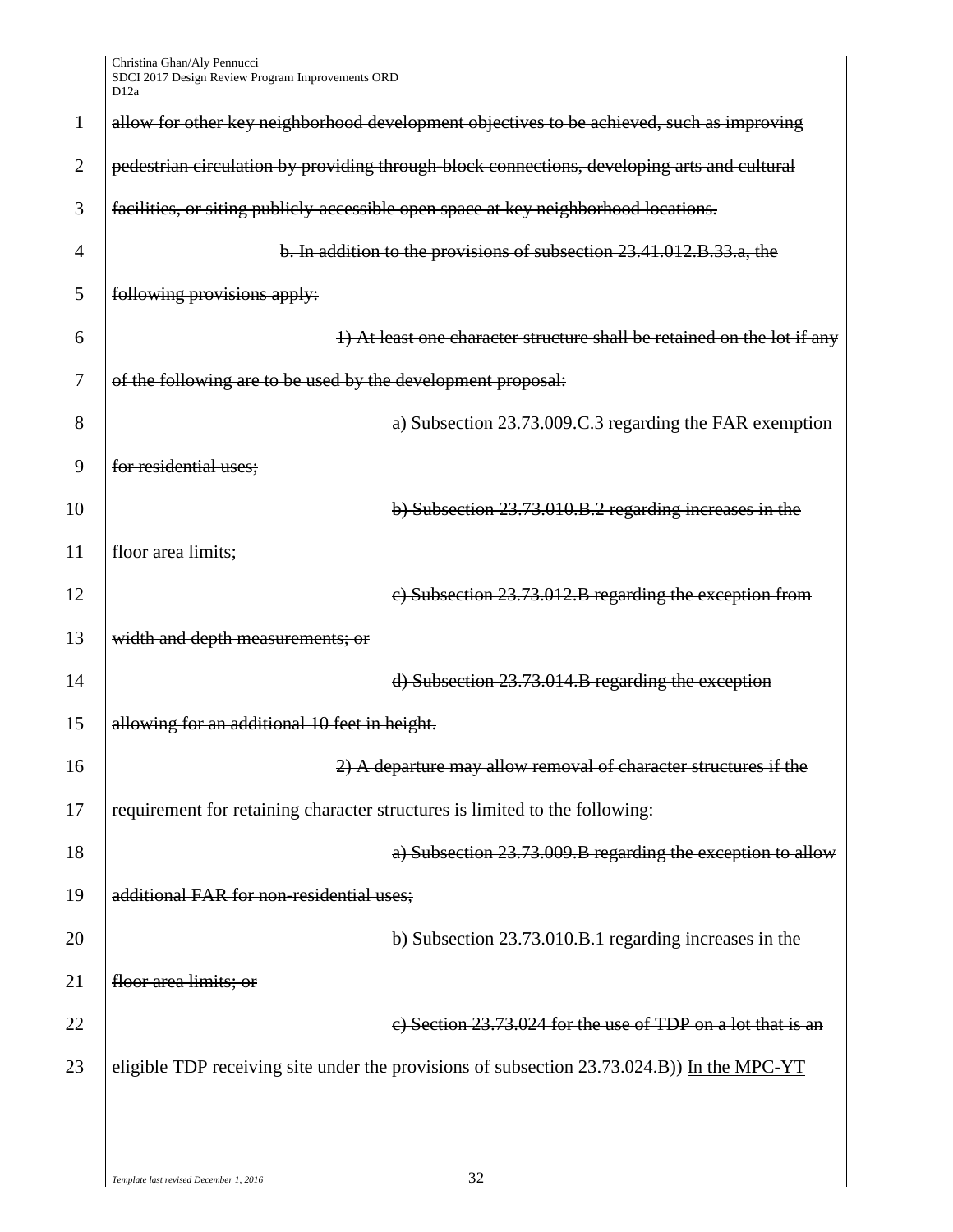~~allow for other key neighborhood development objectives to be achieved, such as improving pedestrian circulation by providing through-block connections, developing arts and cultural facilities, or siting publicly-accessible open space at key neighborhood locations.~~

~~b. In addition to the provisions of subsection 23.41.012.B.33.a, the following provisions apply:~~

~~1) At least one character structure shall be retained on the lot if any of the following are to be used by the development proposal:~~

~~a) Subsection 23.73.009.C.3 regarding the FAR exemption for residential uses;~~

~~b) Subsection 23.73.010.B.2 regarding increases in the floor area limits;~~

~~c) Subsection 23.73.012.B regarding the exception from width and depth measurements; or~~

~~d) Subsection 23.73.014.B regarding the exception allowing for an additional 10 feet in height.~~

~~2) A departure may allow removal of character structures if the requirement for retaining character structures is limited to the following:~~

~~a) Subsection 23.73.009.B regarding the exception to allow additional FAR for non-residential uses;~~

~~b) Subsection 23.73.010.B.1 regarding increases in the floor area limits; or~~

~~c) Section 23.73.024 for the use of TDP on a lot that is an eligible TDP receiving site under the provisions of subsection 23.73.024.B~~)) <u>In the MPC-YT</u>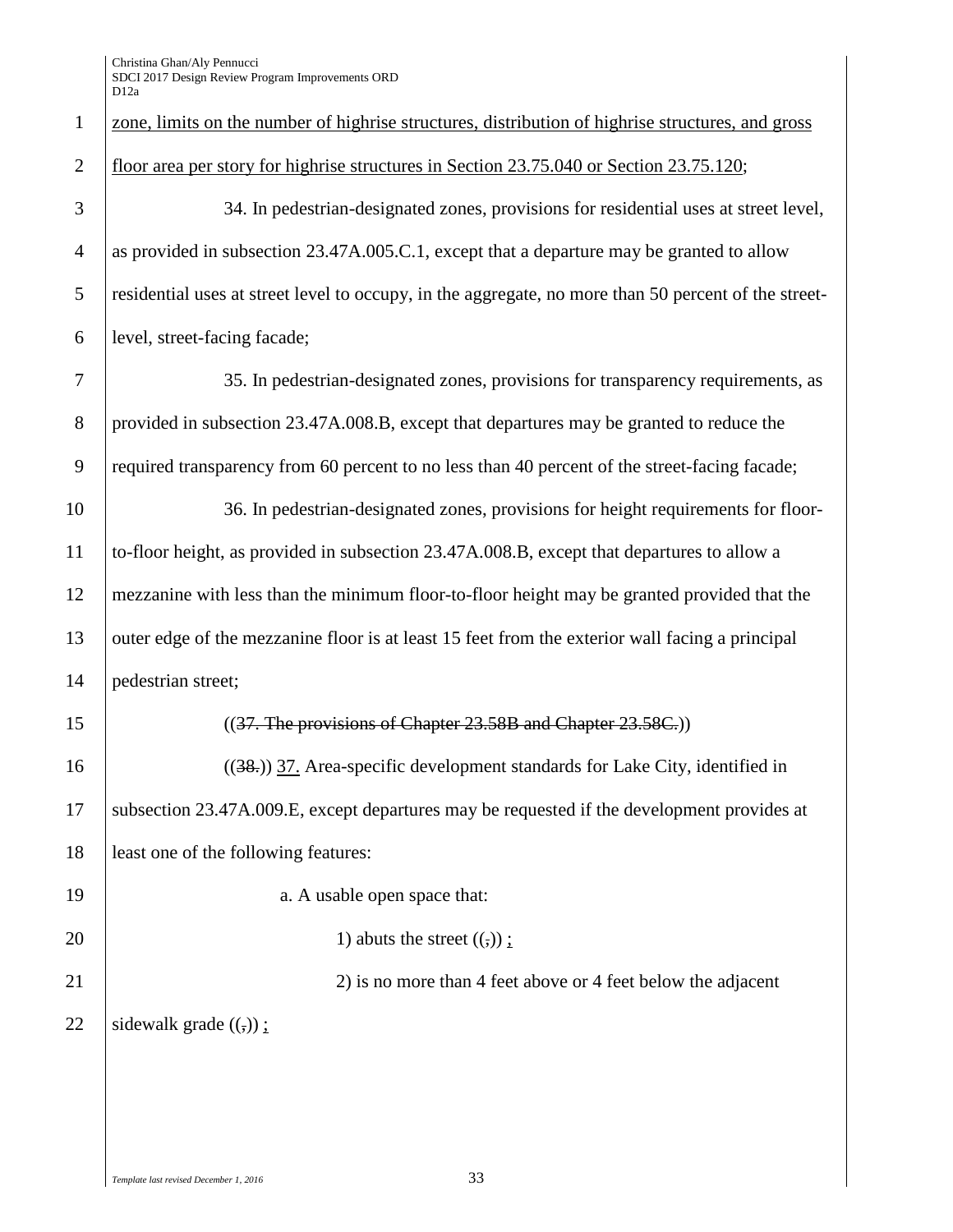zone, limits on the number of highrise structures, distribution of highrise structures, and gross floor area per story for highrise structures in Section 23.75.040 or Section 23.75.120;

34. In pedestrian-designated zones, provisions for residential uses at street level, as provided in subsection 23.47A.005.C.1, except that a departure may be granted to allow residential uses at street level to occupy, in the aggregate, no more than 50 percent of the street-level, street-facing facade;

35. In pedestrian-designated zones, provisions for transparency requirements, as provided in subsection 23.47A.008.B, except that departures may be granted to reduce the required transparency from 60 percent to no less than 40 percent of the street-facing facade;

36. In pedestrian-designated zones, provisions for height requirements for floor-to-floor height, as provided in subsection 23.47A.008.B, except that departures to allow a mezzanine with less than the minimum floor-to-floor height may be granted provided that the outer edge of the mezzanine floor is at least 15 feet from the exterior wall facing a principal pedestrian street;

((~~37. The provisions of Chapter 23.58B and Chapter 23.58C.~~))

((~~38.~~)) 37. Area-specific development standards for Lake City, identified in subsection 23.47A.009.E, except departures may be requested if the development provides at least one of the following features:

a. A usable open space that:

1) abuts the street ((~~,~~)) ;

2) is no more than 4 feet above or 4 feet below the adjacent sidewalk grade ((~~,~~)) ;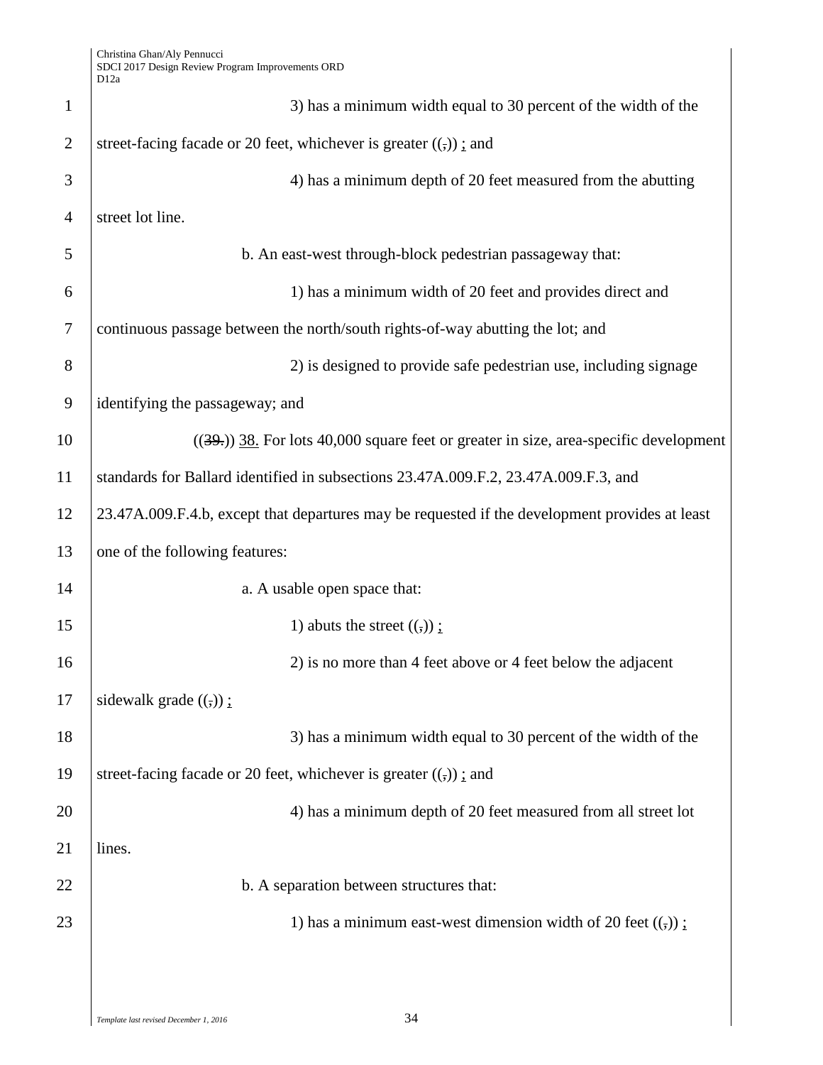3) has a minimum width equal to 30 percent of the width of the street-facing facade or 20 feet, whichever is greater ((,)) ; and

4) has a minimum depth of 20 feet measured from the abutting street lot line.

b. An east-west through-block pedestrian passageway that:

1) has a minimum width of 20 feet and provides direct and continuous passage between the north/south rights-of-way abutting the lot; and

2) is designed to provide safe pedestrian use, including signage identifying the passageway; and

((~~39.~~)) 38. For lots 40,000 square feet or greater in size, area-specific development standards for Ballard identified in subsections 23.47A.009.F.2, 23.47A.009.F.3, and 23.47A.009.F.4.b, except that departures may be requested if the development provides at least one of the following features:

a. A usable open space that:

1) abuts the street ((,)) ;

2) is no more than 4 feet above or 4 feet below the adjacent sidewalk grade ((,)) ;

3) has a minimum width equal to 30 percent of the width of the street-facing facade or 20 feet, whichever is greater ((,)) ; and

4) has a minimum depth of 20 feet measured from all street lot lines.

b. A separation between structures that:

1) has a minimum east-west dimension width of 20 feet ((,)) ;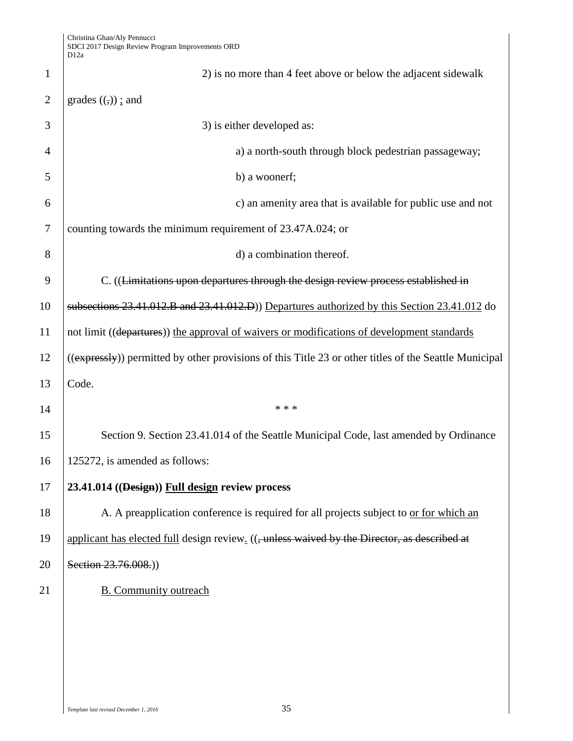2) is no more than 4 feet above or below the adjacent sidewalk grades ((~~,~~)) <u>;</u> and

3) is either developed as:

a) a north-south through block pedestrian passageway;

b) a woonerf;

c) an amenity area that is available for public use and not counting towards the minimum requirement of 23.47A.024; or

d) a combination thereof.

C. ((~~Limitations upon departures through the design review process established in subsections 23.41.012.B and 23.41.012.D~~)) <u>Departures authorized by this Section 23.41.012</u> do not limit ((~~departures~~)) <u>the approval of waivers or modifications of development standards</u> ((~~expressly~~)) permitted by other provisions of this Title 23 or other titles of the Seattle Municipal Code.

\* \* \*

Section 9. Section 23.41.014 of the Seattle Municipal Code, last amended by Ordinance 125272, is amended as follows:

**23.41.014 ((~~Design~~)) <u>Full design</u> review process**

A. A preapplication conference is required for all projects subject to <u>or for which an applicant has elected full</u> design review<u>.</u> ((~~, unless waived by the Director, as described at Section 23.76.008.~~))

<u>B. Community outreach</u>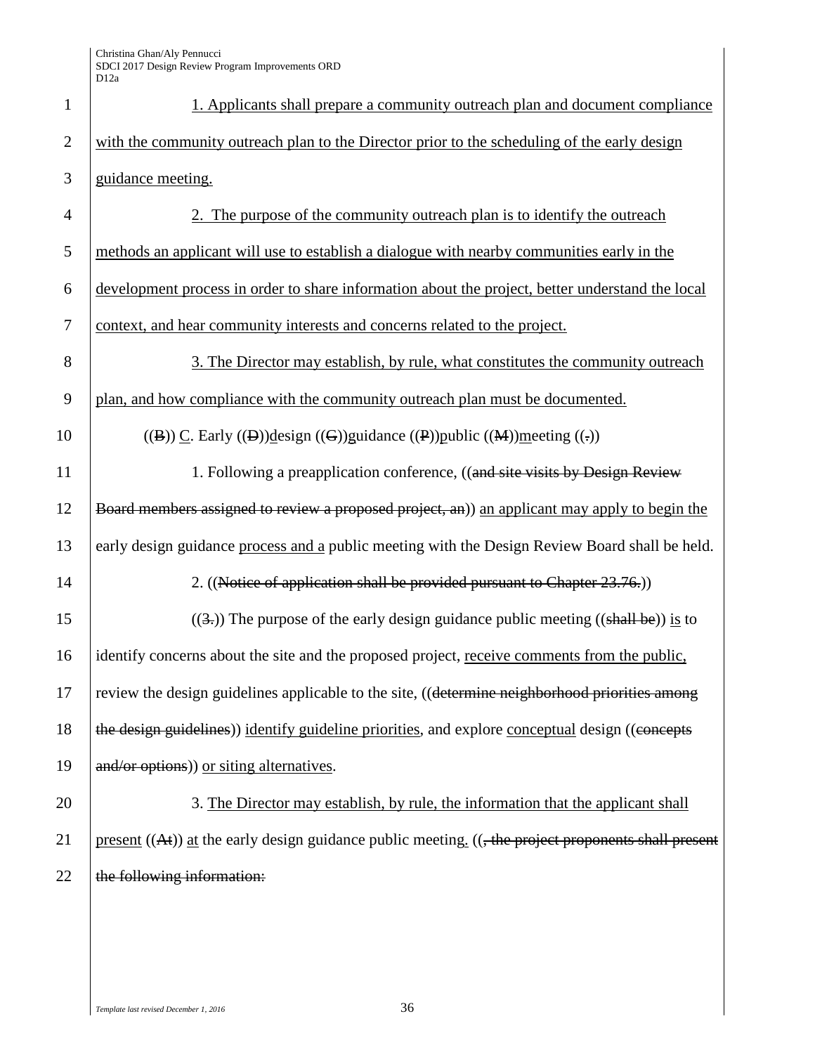1. Applicants shall prepare a community outreach plan and document compliance with the community outreach plan to the Director prior to the scheduling of the early design guidance meeting.

2. The purpose of the community outreach plan is to identify the outreach methods an applicant will use to establish a dialogue with nearby communities early in the development process in order to share information about the project, better understand the local context, and hear community interests and concerns related to the project.

3. The Director may establish, by rule, what constitutes the community outreach plan, and how compliance with the community outreach plan must be documented.

((B)) C. Early ((D))design ((G))guidance ((P))public ((M))meeting ((.))

1. Following a preapplication conference, ((and site visits by Design Review Board members assigned to review a proposed project, an)) an applicant may apply to begin the early design guidance process and a public meeting with the Design Review Board shall be held.

2. ((Notice of application shall be provided pursuant to Chapter 23.76.))

((3.)) The purpose of the early design guidance public meeting ((shall be)) is to identify concerns about the site and the proposed project, receive comments from the public, review the design guidelines applicable to the site, ((determine neighborhood priorities among the design guidelines)) identify guideline priorities, and explore conceptual design ((concepts and/or options)) or siting alternatives.

3. The Director may establish, by rule, the information that the applicant shall present ((At)) at the early design guidance public meeting. ((, the project proponents shall present the following information: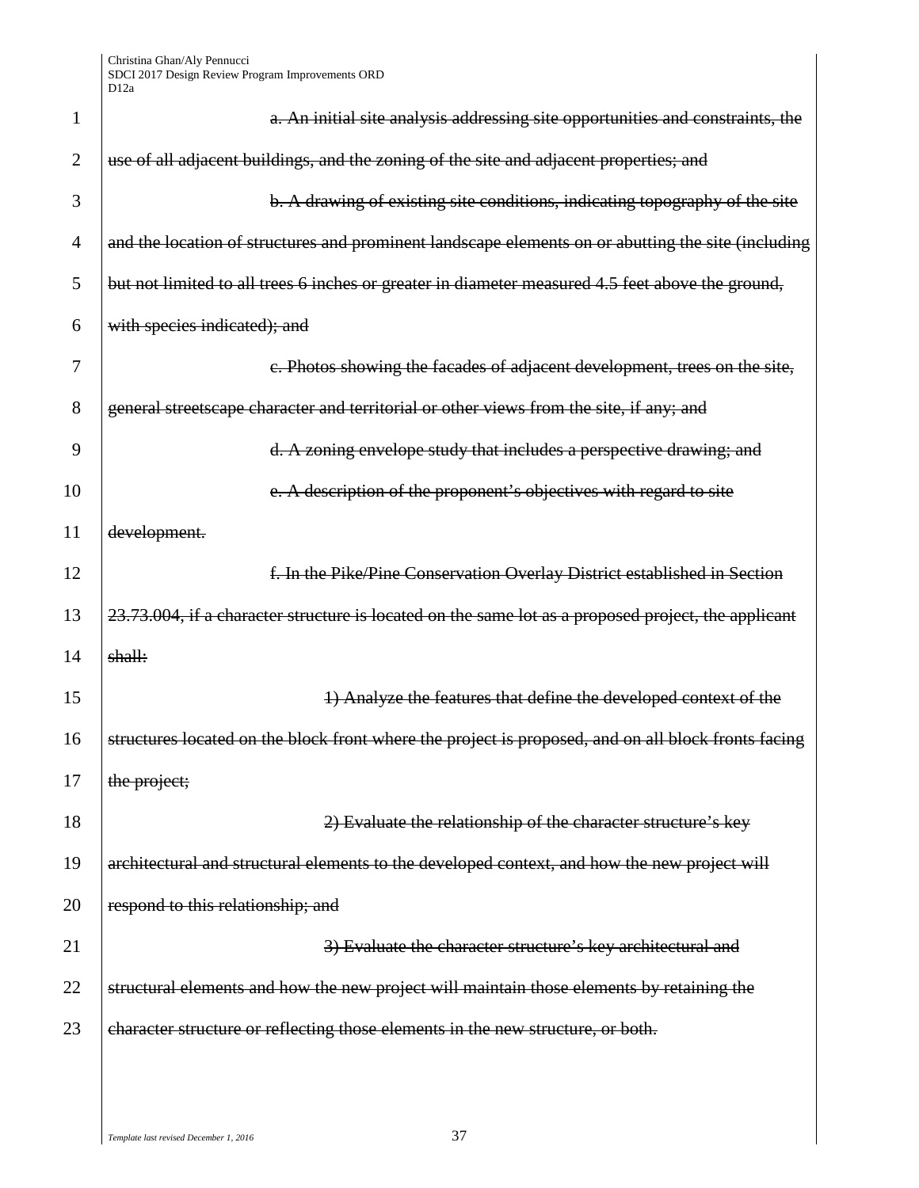~~a. An initial site analysis addressing site opportunities and constraints, the use of all adjacent buildings, and the zoning of the site and adjacent properties; and~~

~~b. A drawing of existing site conditions, indicating topography of the site and the location of structures and prominent landscape elements on or abutting the site (including but not limited to all trees 6 inches or greater in diameter measured 4.5 feet above the ground, with species indicated); and~~

~~c. Photos showing the facades of adjacent development, trees on the site, general streetscape character and territorial or other views from the site, if any; and~~

~~d. A zoning envelope study that includes a perspective drawing; and~~

~~e. A description of the proponent's objectives with regard to site development.~~

~~f. In the Pike/Pine Conservation Overlay District established in Section 23.73.004, if a character structure is located on the same lot as a proposed project, the applicant shall:~~

~~1) Analyze the features that define the developed context of the structures located on the block front where the project is proposed, and on all block fronts facing the project;~~

~~2) Evaluate the relationship of the character structure's key architectural and structural elements to the developed context, and how the new project will respond to this relationship; and~~

~~3) Evaluate the character structure's key architectural and structural elements and how the new project will maintain those elements by retaining the character structure or reflecting those elements in the new structure, or both.~~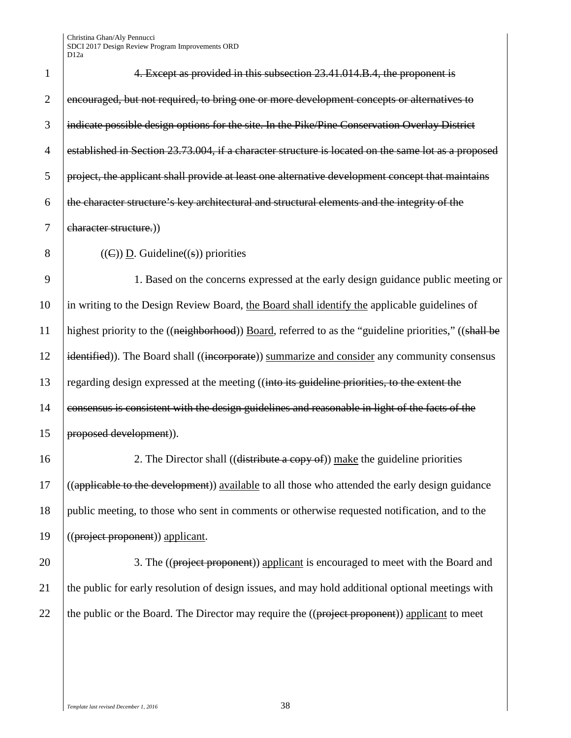4. Except as provided in this subsection 23.41.014.B.4, the proponent is encouraged, but not required, to bring one or more development concepts or alternatives to indicate possible design options for the site. In the Pike/Pine Conservation Overlay District established in Section 23.73.004, if a character structure is located on the same lot as a proposed project, the applicant shall provide at least one alternative development concept that maintains the character structure's key architectural and structural elements and the integrity of the character structure.))

((C)) D. Guideline((s)) priorities

1. Based on the concerns expressed at the early design guidance public meeting or in writing to the Design Review Board, the Board shall identify the applicable guidelines of highest priority to the ((neighborhood)) Board, referred to as the "guideline priorities," ((shall be identified)). The Board shall ((incorporate)) summarize and consider any community consensus regarding design expressed at the meeting ((into its guideline priorities, to the extent the consensus is consistent with the design guidelines and reasonable in light of the facts of the proposed development)).

2. The Director shall ((distribute a copy of)) make the guideline priorities ((applicable to the development)) available to all those who attended the early design guidance public meeting, to those who sent in comments or otherwise requested notification, and to the ((project proponent)) applicant.

3. The ((project proponent)) applicant is encouraged to meet with the Board and the public for early resolution of design issues, and may hold additional optional meetings with the public or the Board. The Director may require the ((project proponent)) applicant to meet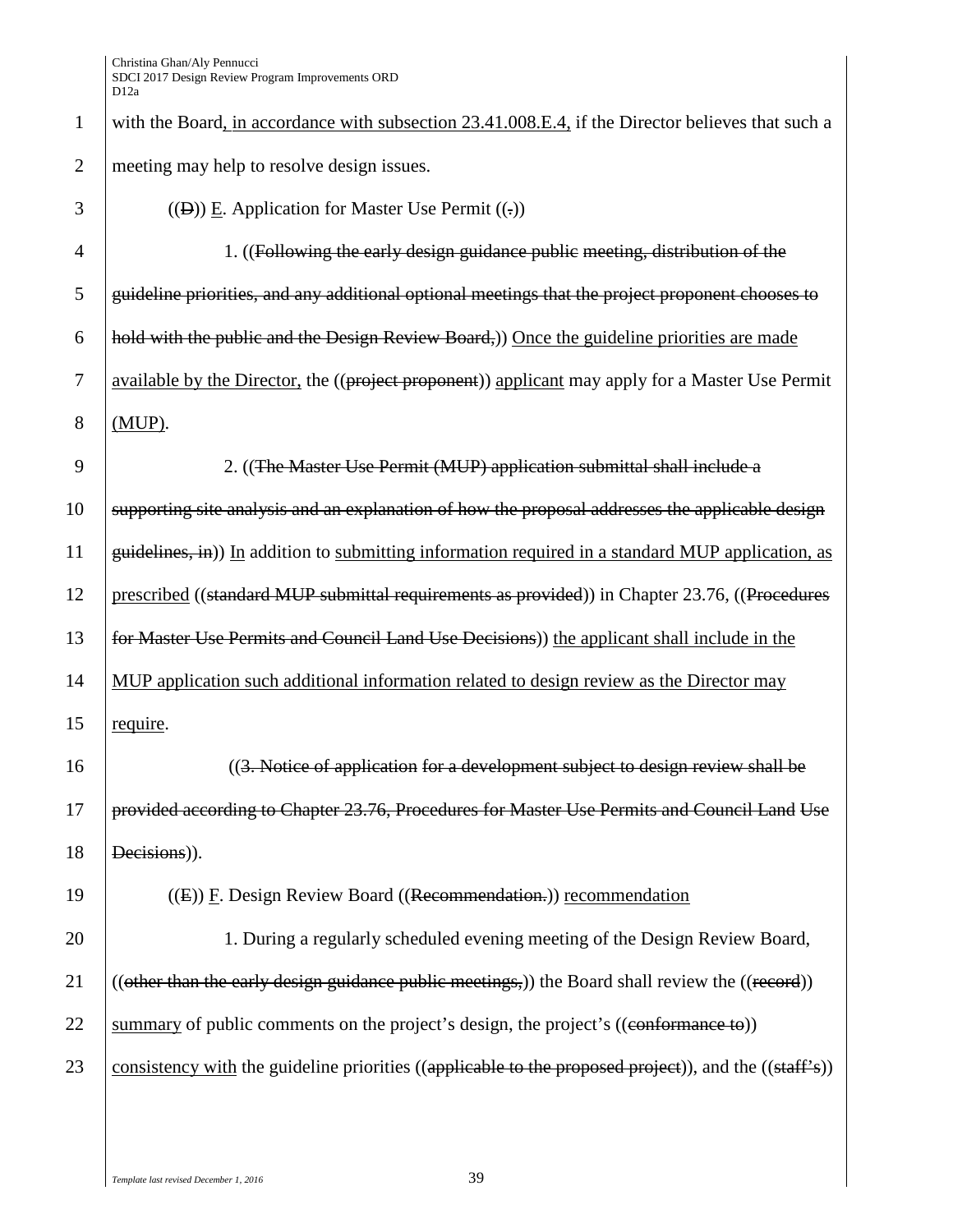with the Board, in accordance with subsection 23.41.008.E.4, if the Director believes that such a meeting may help to resolve design issues.

((D)) E. Application for Master Use Permit ((.))

1. ((Following the early design guidance public meeting, distribution of the guideline priorities, and any additional optional meetings that the project proponent chooses to hold with the public and the Design Review Board,)) Once the guideline priorities are made available by the Director, the ((project proponent)) applicant may apply for a Master Use Permit (MUP).

2. ((The Master Use Permit (MUP) application submittal shall include a supporting site analysis and an explanation of how the proposal addresses the applicable design guidelines, in)) In addition to submitting information required in a standard MUP application, as prescribed ((standard MUP submittal requirements as provided)) in Chapter 23.76, ((Procedures for Master Use Permits and Council Land Use Decisions)) the applicant shall include in the MUP application such additional information related to design review as the Director may require.

((3. Notice of application for a development subject to design review shall be provided according to Chapter 23.76, Procedures for Master Use Permits and Council Land Use Decisions)).

((E)) F. Design Review Board ((Recommendation.)) recommendation

1. During a regularly scheduled evening meeting of the Design Review Board, ((other than the early design guidance public meetings,)) the Board shall review the ((record)) summary of public comments on the project's design, the project's ((conformance to)) consistency with the guideline priorities ((applicable to the proposed project)), and the ((staff's))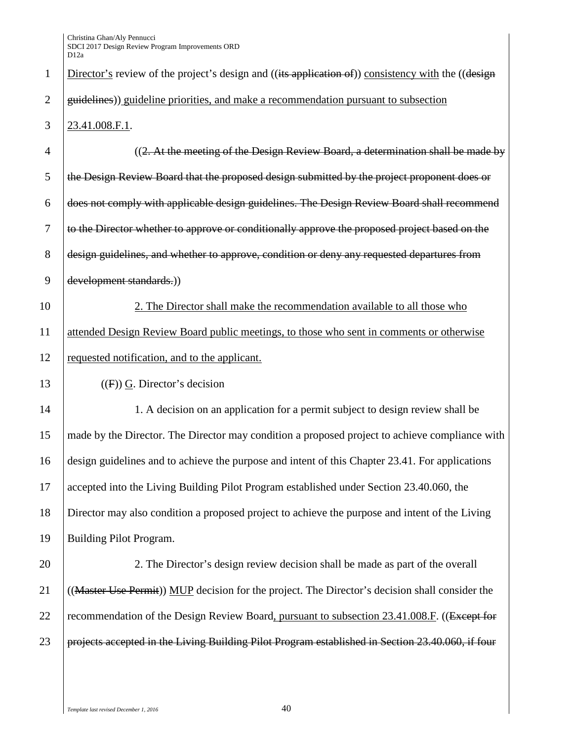Director's review of the project's design and ((~~its application of~~)) consistency with the ((~~design guidelines~~)) guideline priorities, and make a recommendation pursuant to subsection 23.41.008.F.1.

((~~2. At the meeting of the Design Review Board, a determination shall be made by the Design Review Board that the proposed design submitted by the project proponent does or does not comply with applicable design guidelines. The Design Review Board shall recommend to the Director whether to approve or conditionally approve the proposed project based on the design guidelines, and whether to approve, condition or deny any requested departures from development standards.~~))

2. The Director shall make the recommendation available to all those who attended Design Review Board public meetings, to those who sent in comments or otherwise requested notification, and to the applicant.

((~~F~~)) G. Director's decision

1. A decision on an application for a permit subject to design review shall be made by the Director. The Director may condition a proposed project to achieve compliance with design guidelines and to achieve the purpose and intent of this Chapter 23.41. For applications accepted into the Living Building Pilot Program established under Section 23.40.060, the Director may also condition a proposed project to achieve the purpose and intent of the Living Building Pilot Program.

2. The Director's design review decision shall be made as part of the overall ((~~Master Use Permit~~)) MUP decision for the project. The Director's decision shall consider the recommendation of the Design Review Board, pursuant to subsection 23.41.008.F. ((~~Except for projects accepted in the Living Building Pilot Program established in Section 23.40.060, if four~~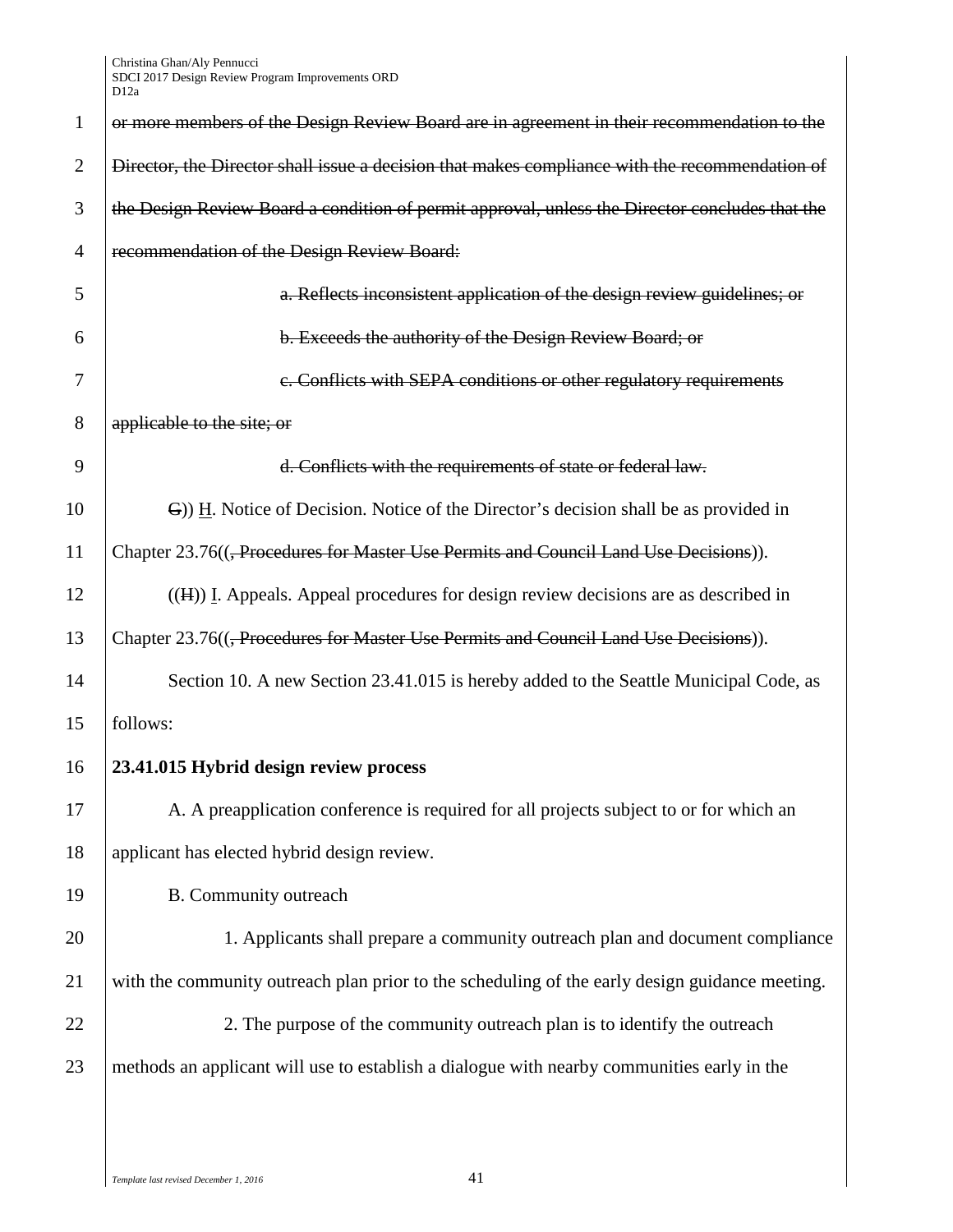~~or more members of the Design Review Board are in agreement in their recommendation to the Director, the Director shall issue a decision that makes compliance with the recommendation of the Design Review Board a condition of permit approval, unless the Director concludes that the recommendation of the Design Review Board:~~

~~a. Reflects inconsistent application of the design review guidelines; or~~

~~b. Exceeds the authority of the Design Review Board; or~~

~~c. Conflicts with SEPA conditions or other regulatory requirements applicable to the site; or~~

~~d. Conflicts with the requirements of state or federal law.~~

~~G~~)) H. Notice of Decision. Notice of the Director's decision shall be as provided in Chapter 23.76((~~, Procedures for Master Use Permits and Council Land Use Decisions~~)).

((~~H~~)) I. Appeals. Appeal procedures for design review decisions are as described in Chapter 23.76((~~, Procedures for Master Use Permits and Council Land Use Decisions~~)).

Section 10. A new Section 23.41.015 is hereby added to the Seattle Municipal Code, as follows:

**23.41.015 Hybrid design review process**

A. A preapplication conference is required for all projects subject to or for which an applicant has elected hybrid design review.

B. Community outreach

1. Applicants shall prepare a community outreach plan and document compliance with the community outreach plan prior to the scheduling of the early design guidance meeting.

2. The purpose of the community outreach plan is to identify the outreach methods an applicant will use to establish a dialogue with nearby communities early in the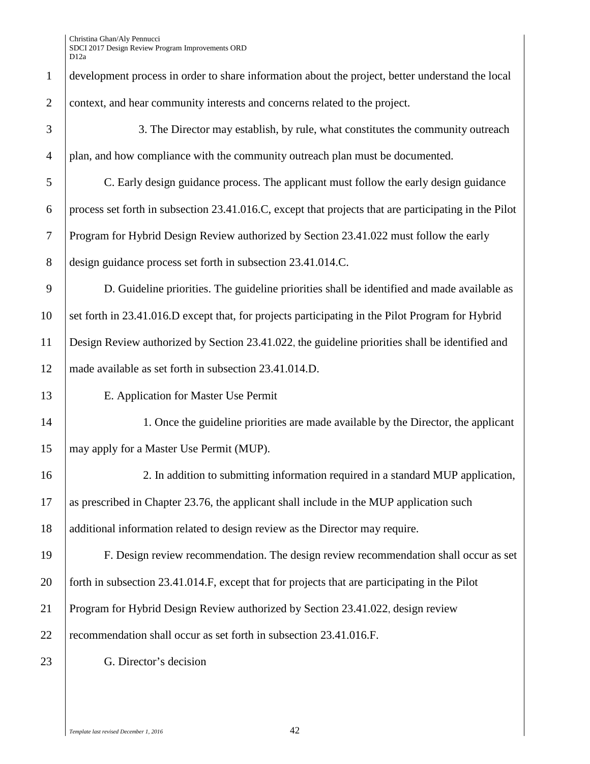development process in order to share information about the project, better understand the local context, and hear community interests and concerns related to the project.

3. The Director may establish, by rule, what constitutes the community outreach plan, and how compliance with the community outreach plan must be documented.

C. Early design guidance process. The applicant must follow the early design guidance process set forth in subsection 23.41.016.C, except that projects that are participating in the Pilot Program for Hybrid Design Review authorized by Section 23.41.022 must follow the early design guidance process set forth in subsection 23.41.014.C.

D. Guideline priorities. The guideline priorities shall be identified and made available as set forth in 23.41.016.D except that, for projects participating in the Pilot Program for Hybrid Design Review authorized by Section 23.41.022, the guideline priorities shall be identified and made available as set forth in subsection 23.41.014.D.

E. Application for Master Use Permit

1. Once the guideline priorities are made available by the Director, the applicant may apply for a Master Use Permit (MUP).

2. In addition to submitting information required in a standard MUP application, as prescribed in Chapter 23.76, the applicant shall include in the MUP application such additional information related to design review as the Director may require.

F. Design review recommendation. The design review recommendation shall occur as set forth in subsection 23.41.014.F, except that for projects that are participating in the Pilot Program for Hybrid Design Review authorized by Section 23.41.022, design review recommendation shall occur as set forth in subsection 23.41.016.F.

G. Director's decision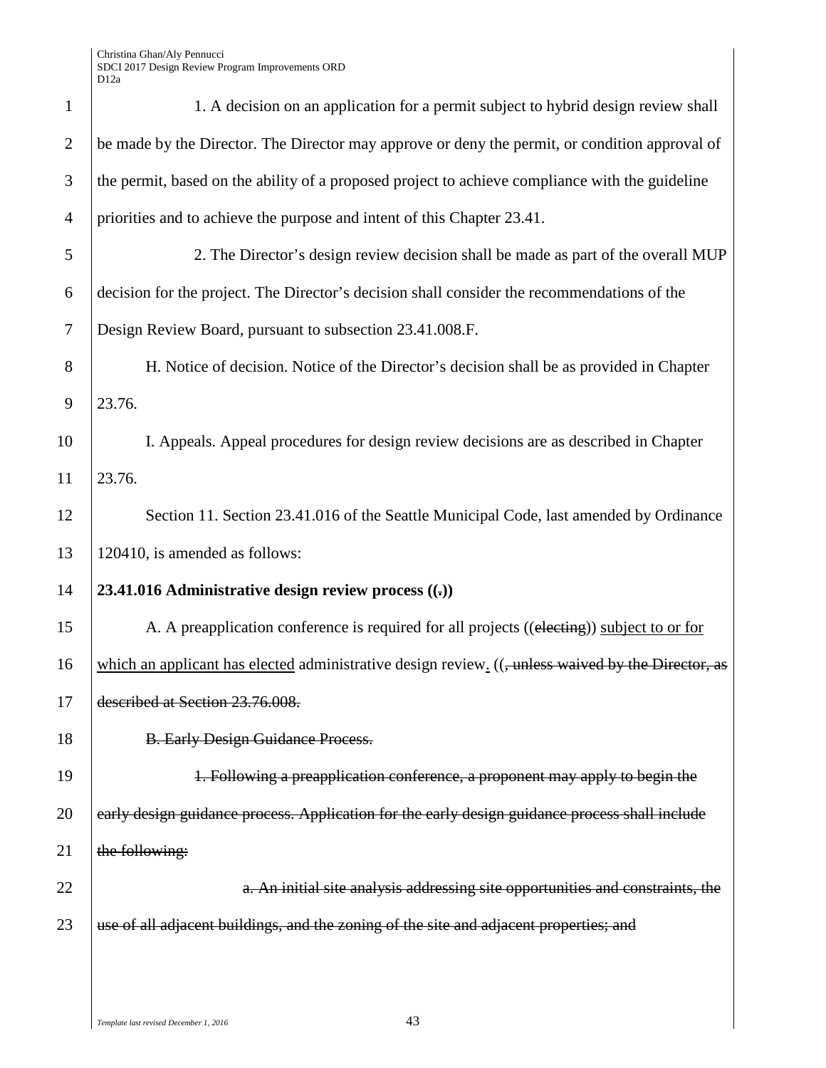1. A decision on an application for a permit subject to hybrid design review shall be made by the Director. The Director may approve or deny the permit, or condition approval of the permit, based on the ability of a proposed project to achieve compliance with the guideline priorities and to achieve the purpose and intent of this Chapter 23.41.

2. The Director's design review decision shall be made as part of the overall MUP decision for the project. The Director's decision shall consider the recommendations of the Design Review Board, pursuant to subsection 23.41.008.F.

H. Notice of decision. Notice of the Director's decision shall be as provided in Chapter 23.76.

I. Appeals. Appeal procedures for design review decisions are as described in Chapter 23.76.

Section 11. Section 23.41.016 of the Seattle Municipal Code, last amended by Ordinance 120410, is amended as follows:

**23.41.016 Administrative design review process ((~~.~~))**

A. A preapplication conference is required for all projects ((~~electing~~)) <u>subject to or for which an applicant has elected</u> administrative design review<u>.</u> ((~~, unless waived by the Director, as described at Section 23.76.008.~~

~~B. Early Design Guidance Process.~~

~~1. Following a preapplication conference, a proponent may apply to begin the early design guidance process. Application for the early design guidance process shall include the following:~~

~~a. An initial site analysis addressing site opportunities and constraints, the use of all adjacent buildings, and the zoning of the site and adjacent properties; and~~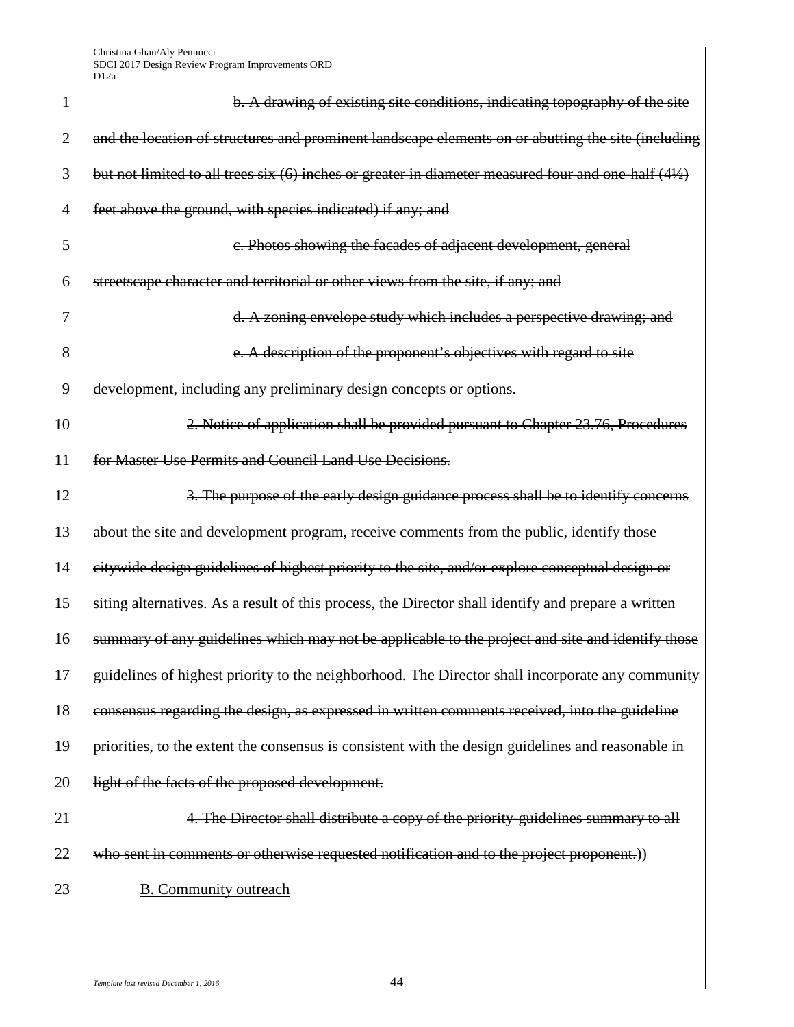~~b. A drawing of existing site conditions, indicating topography of the site and the location of structures and prominent landscape elements on or abutting the site (including but not limited to all trees six (6) inches or greater in diameter measured four and one-half (4½) feet above the ground, with species indicated) if any; and~~

~~c. Photos showing the facades of adjacent development, general streetscape character and territorial or other views from the site, if any; and~~

~~d. A zoning envelope study which includes a perspective drawing; and~~

~~e. A description of the proponent's objectives with regard to site development, including any preliminary design concepts or options.~~

~~2. Notice of application shall be provided pursuant to Chapter 23.76, Procedures for Master Use Permits and Council Land Use Decisions.~~

~~3. The purpose of the early design guidance process shall be to identify concerns about the site and development program, receive comments from the public, identify those citywide design guidelines of highest priority to the site, and/or explore conceptual design or siting alternatives. As a result of this process, the Director shall identify and prepare a written summary of any guidelines which may not be applicable to the project and site and identify those guidelines of highest priority to the neighborhood. The Director shall incorporate any community consensus regarding the design, as expressed in written comments received, into the guideline priorities, to the extent the consensus is consistent with the design guidelines and reasonable in light of the facts of the proposed development.~~

~~4. The Director shall distribute a copy of the priority-guidelines summary to all who sent in comments or otherwise requested notification and to the project proponent.~~))

<u>B. Community outreach</u>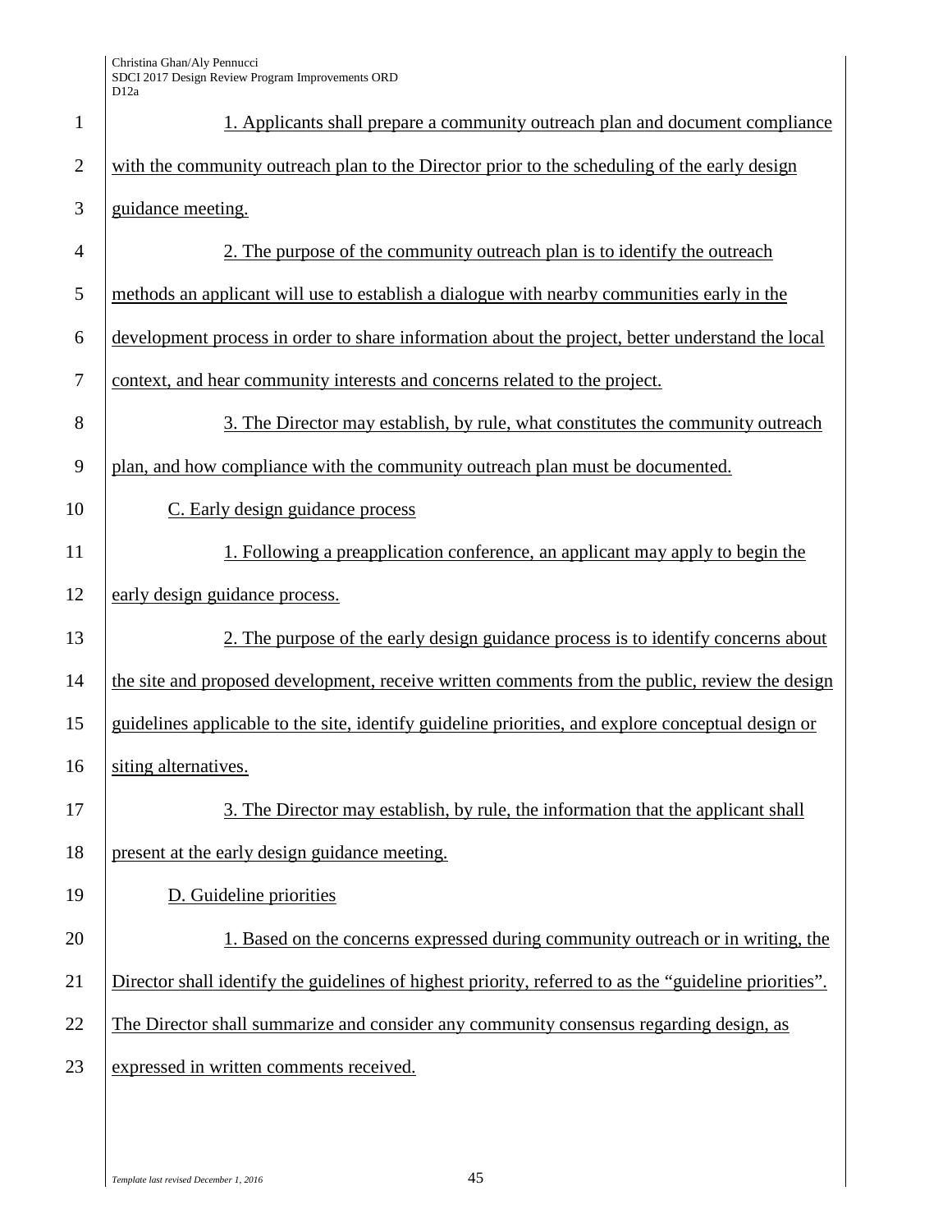1. Applicants shall prepare a community outreach plan and document compliance with the community outreach plan to the Director prior to the scheduling of the early design guidance meeting.

2. The purpose of the community outreach plan is to identify the outreach methods an applicant will use to establish a dialogue with nearby communities early in the development process in order to share information about the project, better understand the local context, and hear community interests and concerns related to the project.

3. The Director may establish, by rule, what constitutes the community outreach plan, and how compliance with the community outreach plan must be documented.

C. Early design guidance process

1. Following a preapplication conference, an applicant may apply to begin the early design guidance process.

2. The purpose of the early design guidance process is to identify concerns about the site and proposed development, receive written comments from the public, review the design guidelines applicable to the site, identify guideline priorities, and explore conceptual design or siting alternatives.

3. The Director may establish, by rule, the information that the applicant shall present at the early design guidance meeting.

D. Guideline priorities

1. Based on the concerns expressed during community outreach or in writing, the Director shall identify the guidelines of highest priority, referred to as the "guideline priorities". The Director shall summarize and consider any community consensus regarding design, as expressed in written comments received.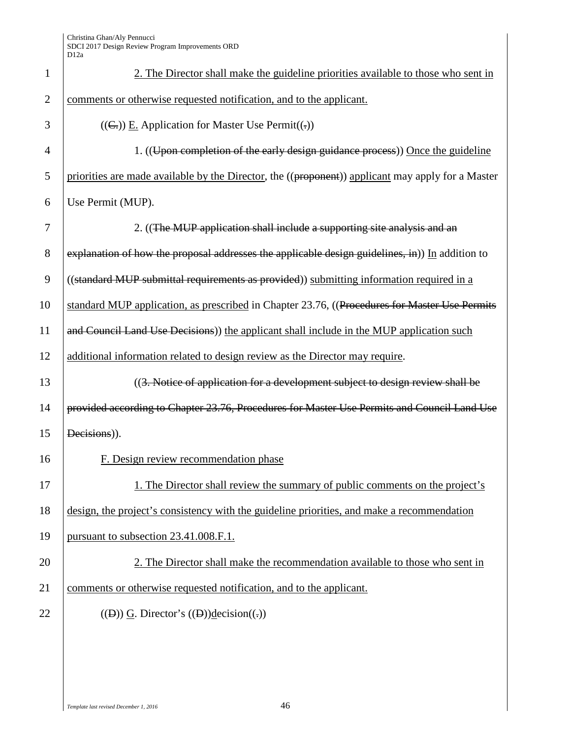2. The Director shall make the guideline priorities available to those who sent in comments or otherwise requested notification, and to the applicant.

((C.)) E. Application for Master Use Permit((.))

1. ((Upon completion of the early design guidance process)) Once the guideline priorities are made available by the Director, the ((proponent)) applicant may apply for a Master Use Permit (MUP).

2. ((The MUP application shall include a supporting site analysis and an explanation of how the proposal addresses the applicable design guidelines, in)) In addition to ((standard MUP submittal requirements as provided)) submitting information required in a standard MUP application, as prescribed in Chapter 23.76, ((Procedures for Master Use Permits and Council Land Use Decisions)) the applicant shall include in the MUP application such additional information related to design review as the Director may require.

((3. Notice of application for a development subject to design review shall be provided according to Chapter 23.76, Procedures for Master Use Permits and Council Land Use Decisions)).

F. Design review recommendation phase

1. The Director shall review the summary of public comments on the project's design, the project's consistency with the guideline priorities, and make a recommendation pursuant to subsection 23.41.008.F.1.

2. The Director shall make the recommendation available to those who sent in comments or otherwise requested notification, and to the applicant.

((D)) G. Director's ((D))decision((.))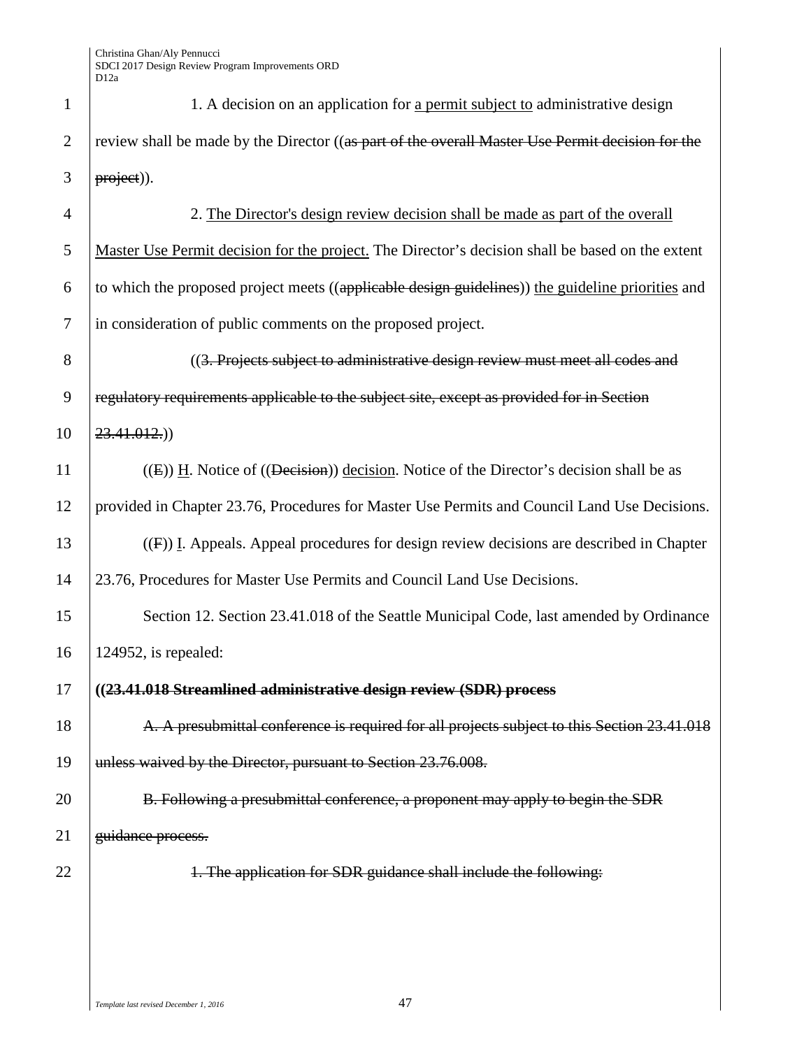1. A decision on an application for a permit subject to administrative design review shall be made by the Director ((as part of the overall Master Use Permit decision for the project)).

2. The Director's design review decision shall be made as part of the overall Master Use Permit decision for the project. The Director's decision shall be based on the extent to which the proposed project meets ((applicable design guidelines)) the guideline priorities and in consideration of public comments on the proposed project.

((3. Projects subject to administrative design review must meet all codes and regulatory requirements applicable to the subject site, except as provided for in Section 23.41.012.))

((E)) H. Notice of ((Decision)) decision. Notice of the Director's decision shall be as provided in Chapter 23.76, Procedures for Master Use Permits and Council Land Use Decisions.

((F)) I. Appeals. Appeal procedures for design review decisions are described in Chapter 23.76, Procedures for Master Use Permits and Council Land Use Decisions.

Section 12. Section 23.41.018 of the Seattle Municipal Code, last amended by Ordinance 124952, is repealed:

**((23.41.018 Streamlined administrative design review (SDR) process**

A. A presubmittal conference is required for all projects subject to this Section 23.41.018 unless waived by the Director, pursuant to Section 23.76.008.

B. Following a presubmittal conference, a proponent may apply to begin the SDR guidance process.

1. The application for SDR guidance shall include the following: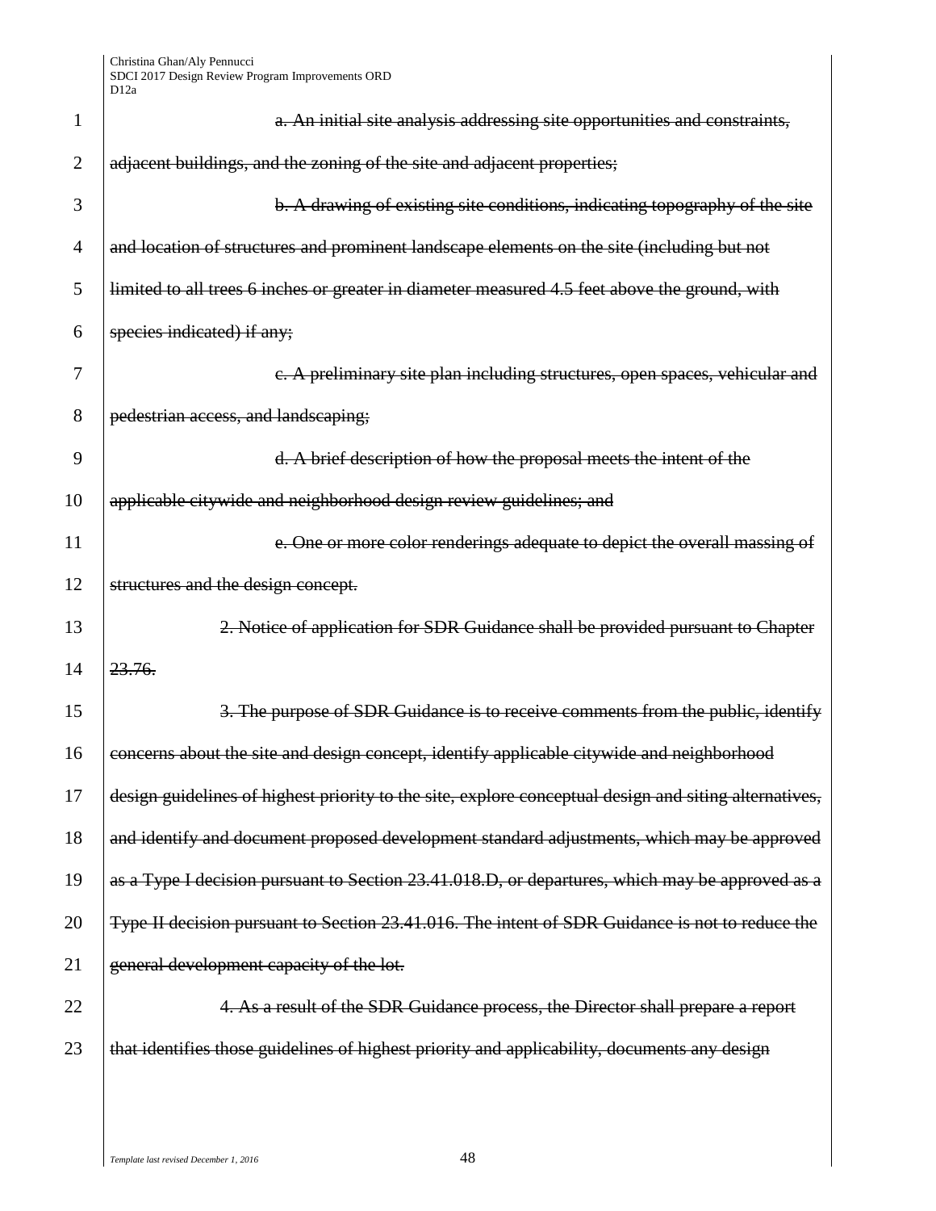~~a. An initial site analysis addressing site opportunities and constraints, adjacent buildings, and the zoning of the site and adjacent properties;~~

~~b. A drawing of existing site conditions, indicating topography of the site and location of structures and prominent landscape elements on the site (including but not limited to all trees 6 inches or greater in diameter measured 4.5 feet above the ground, with species indicated) if any;~~

~~c. A preliminary site plan including structures, open spaces, vehicular and pedestrian access, and landscaping;~~

~~d. A brief description of how the proposal meets the intent of the applicable citywide and neighborhood design review guidelines; and~~

~~e. One or more color renderings adequate to depict the overall massing of structures and the design concept.~~

~~2. Notice of application for SDR Guidance shall be provided pursuant to Chapter 23.76.~~

~~3. The purpose of SDR Guidance is to receive comments from the public, identify concerns about the site and design concept, identify applicable citywide and neighborhood design guidelines of highest priority to the site, explore conceptual design and siting alternatives, and identify and document proposed development standard adjustments, which may be approved as a Type I decision pursuant to Section 23.41.018.D, or departures, which may be approved as a Type II decision pursuant to Section 23.41.016. The intent of SDR Guidance is not to reduce the general development capacity of the lot.~~

~~4. As a result of the SDR Guidance process, the Director shall prepare a report that identifies those guidelines of highest priority and applicability, documents any design~~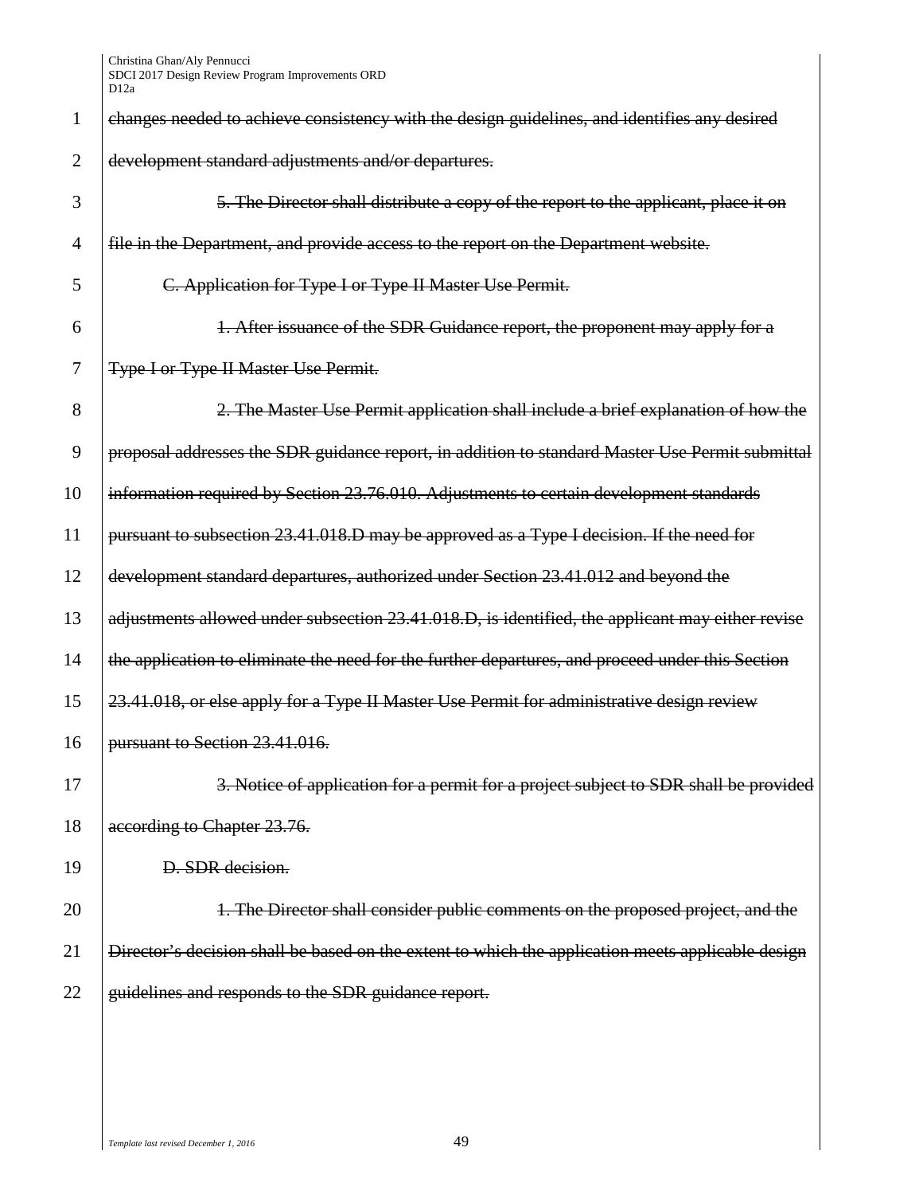~~changes needed to achieve consistency with the design guidelines, and identifies any desired development standard adjustments and/or departures.~~

~~5. The Director shall distribute a copy of the report to the applicant, place it on file in the Department, and provide access to the report on the Department website.~~

~~C. Application for Type I or Type II Master Use Permit.~~

~~1. After issuance of the SDR Guidance report, the proponent may apply for a Type I or Type II Master Use Permit.~~

~~2. The Master Use Permit application shall include a brief explanation of how the proposal addresses the SDR guidance report, in addition to standard Master Use Permit submittal information required by Section 23.76.010. Adjustments to certain development standards pursuant to subsection 23.41.018.D may be approved as a Type I decision. If the need for development standard departures, authorized under Section 23.41.012 and beyond the adjustments allowed under subsection 23.41.018.D, is identified, the applicant may either revise the application to eliminate the need for the further departures, and proceed under this Section 23.41.018, or else apply for a Type II Master Use Permit for administrative design review pursuant to Section 23.41.016.~~

~~3. Notice of application for a permit for a project subject to SDR shall be provided according to Chapter 23.76.~~

~~D. SDR decision.~~

~~1. The Director shall consider public comments on the proposed project, and the Director's decision shall be based on the extent to which the application meets applicable design guidelines and responds to the SDR guidance report.~~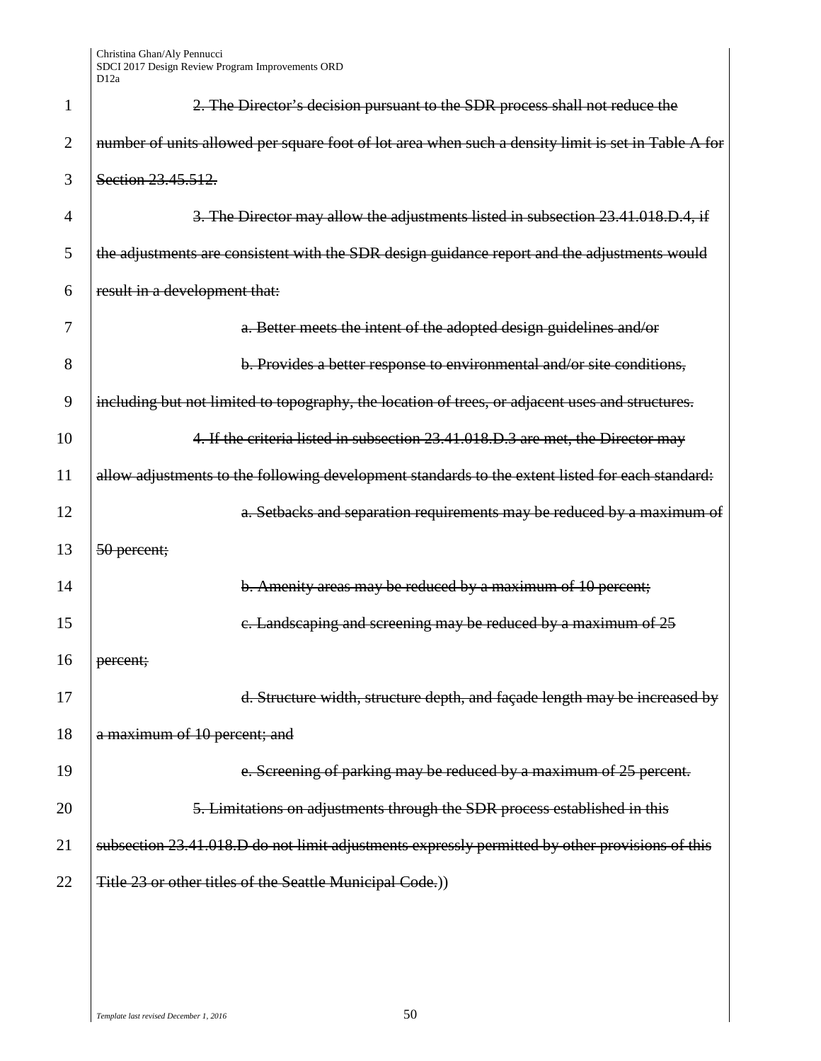~~2. The Director's decision pursuant to the SDR process shall not reduce the number of units allowed per square foot of lot area when such a density limit is set in Table A for Section 23.45.512.~~

~~3. The Director may allow the adjustments listed in subsection 23.41.018.D.4, if the adjustments are consistent with the SDR design guidance report and the adjustments would result in a development that:~~

~~a. Better meets the intent of the adopted design guidelines and/or~~

~~b. Provides a better response to environmental and/or site conditions, including but not limited to topography, the location of trees, or adjacent uses and structures.~~

~~4. If the criteria listed in subsection 23.41.018.D.3 are met, the Director may allow adjustments to the following development standards to the extent listed for each standard:~~

~~a. Setbacks and separation requirements may be reduced by a maximum of 50 percent;~~

~~b. Amenity areas may be reduced by a maximum of 10 percent;~~

~~c. Landscaping and screening may be reduced by a maximum of 25 percent;~~

~~d. Structure width, structure depth, and façade length may be increased by a maximum of 10 percent; and~~

~~e. Screening of parking may be reduced by a maximum of 25 percent.~~

~~5. Limitations on adjustments through the SDR process established in this subsection 23.41.018.D do not limit adjustments expressly permitted by other provisions of this Title 23 or other titles of the Seattle Municipal Code.~~))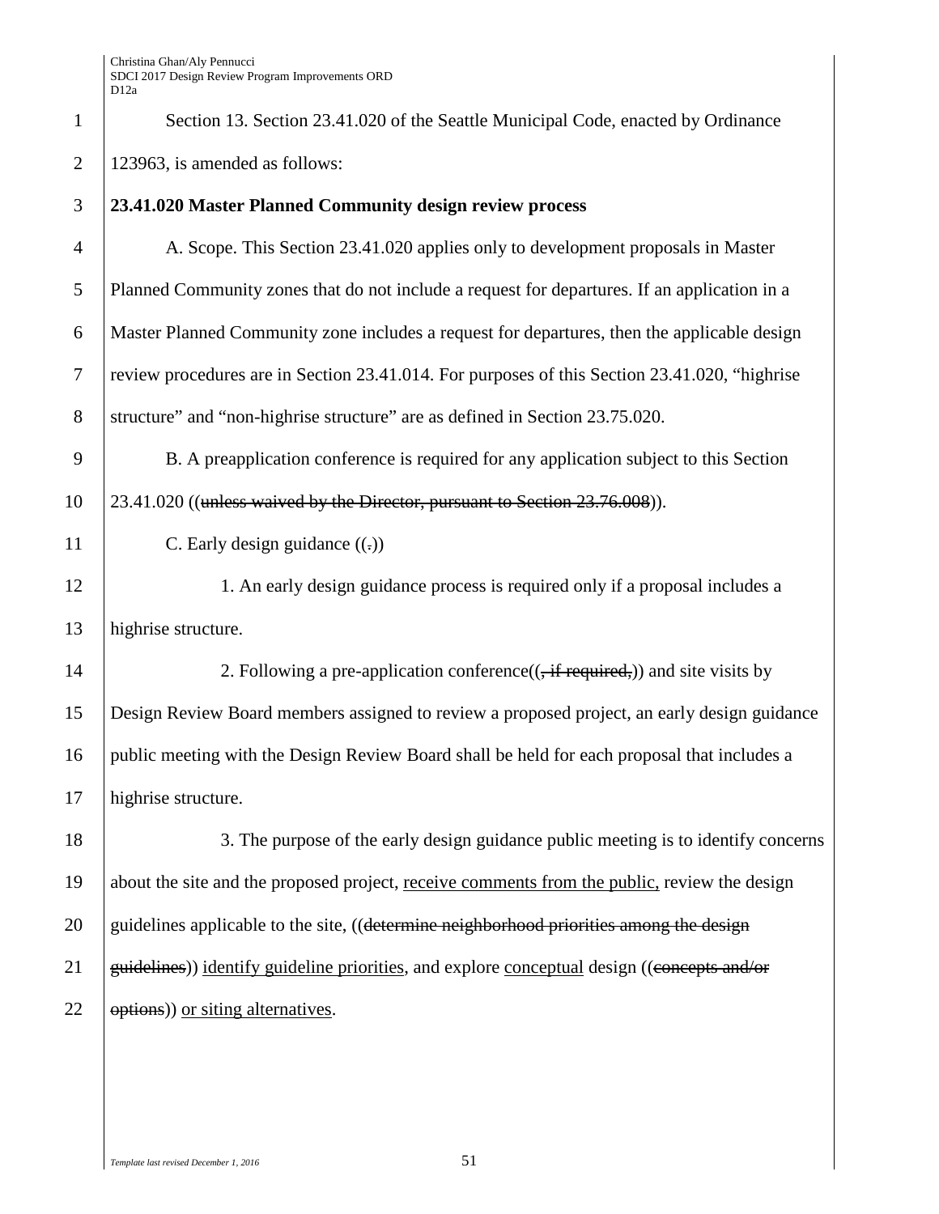Section 13. Section 23.41.020 of the Seattle Municipal Code, enacted by Ordinance 123963, is amended as follows:

**23.41.020 Master Planned Community design review process**

A. Scope. This Section 23.41.020 applies only to development proposals in Master Planned Community zones that do not include a request for departures. If an application in a Master Planned Community zone includes a request for departures, then the applicable design review procedures are in Section 23.41.014. For purposes of this Section 23.41.020, "highrise structure" and "non-highrise structure" are as defined in Section 23.75.020.

B. A preapplication conference is required for any application subject to this Section 23.41.020 ((~~unless waived by the Director, pursuant to Section 23.76.008~~)).

C. Early design guidance ((~~.~~))

1. An early design guidance process is required only if a proposal includes a highrise structure.

2. Following a pre-application conference((~~, if required,~~)) and site visits by Design Review Board members assigned to review a proposed project, an early design guidance public meeting with the Design Review Board shall be held for each proposal that includes a highrise structure.

3. The purpose of the early design guidance public meeting is to identify concerns about the site and the proposed project, <u>receive comments from the public,</u> review the design guidelines applicable to the site, ((~~determine neighborhood priorities among the design guidelines~~)) <u>identify guideline priorities</u>, and explore <u>conceptual</u> design ((~~concepts and/or options~~)) <u>or siting alternatives</u>.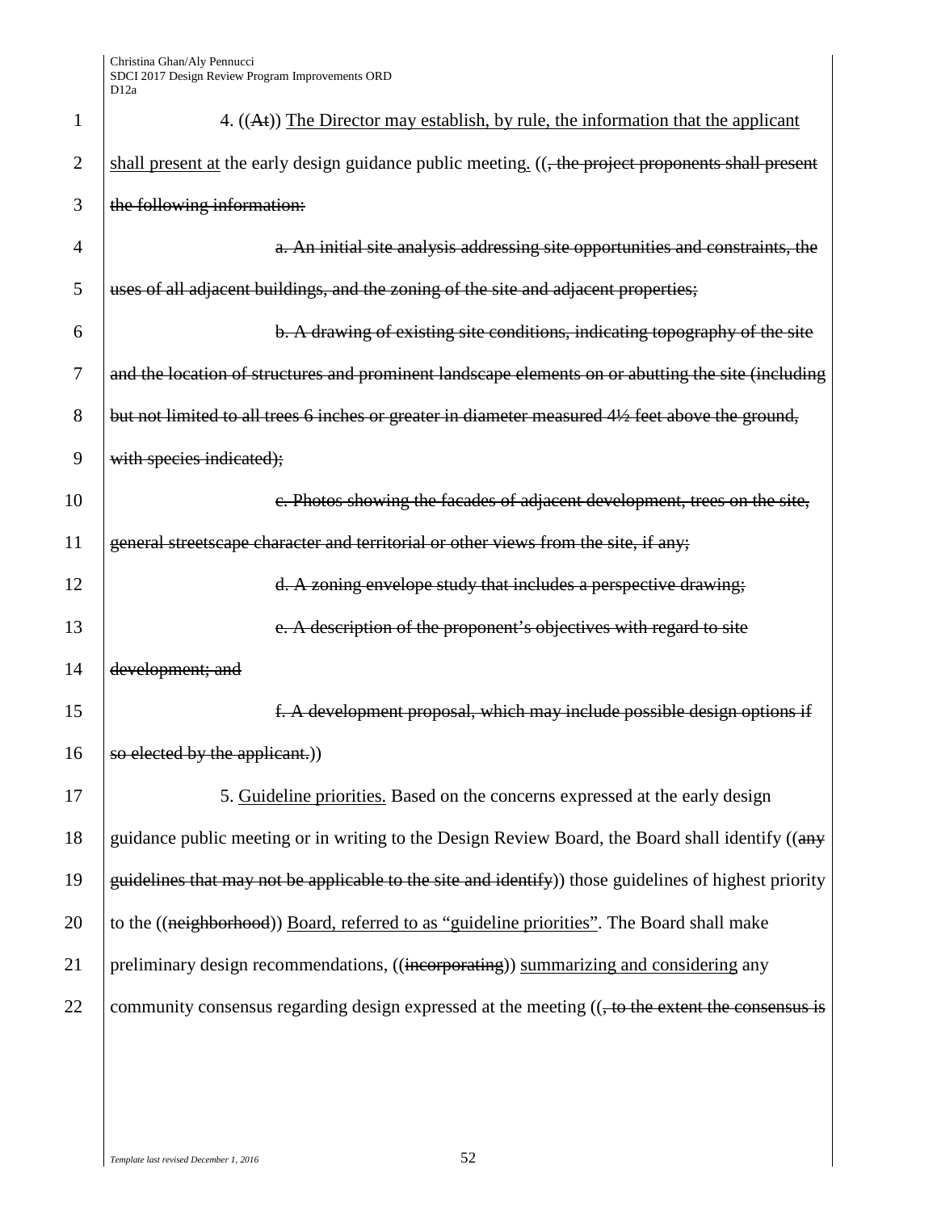4. ((~~At~~)) <u>The Director may establish, by rule, the information that the applicant shall present at</u> the early design guidance public meeting<u>.</u> ((~~, the project proponents shall present the following information:~~

~~a. An initial site analysis addressing site opportunities and constraints, the uses of all adjacent buildings, and the zoning of the site and adjacent properties;~~

~~b. A drawing of existing site conditions, indicating topography of the site and the location of structures and prominent landscape elements on or abutting the site (including but not limited to all trees 6 inches or greater in diameter measured 4½ feet above the ground, with species indicated);~~

~~c. Photos showing the facades of adjacent development, trees on the site, general streetscape character and territorial or other views from the site, if any;~~

~~d. A zoning envelope study that includes a perspective drawing;~~

~~e. A description of the proponent's objectives with regard to site development; and~~

~~f. A development proposal, which may include possible design options if so elected by the applicant.~~))

5. <u>Guideline priorities.</u> Based on the concerns expressed at the early design guidance public meeting or in writing to the Design Review Board, the Board shall identify ((~~any guidelines that may not be applicable to the site and identify~~)) those guidelines of highest priority to the ((~~neighborhood~~)) <u>Board, referred to as "guideline priorities"</u>. The Board shall make preliminary design recommendations, ((~~incorporating~~)) <u>summarizing and considering</u> any community consensus regarding design expressed at the meeting ((~~, to the extent the consensus is~~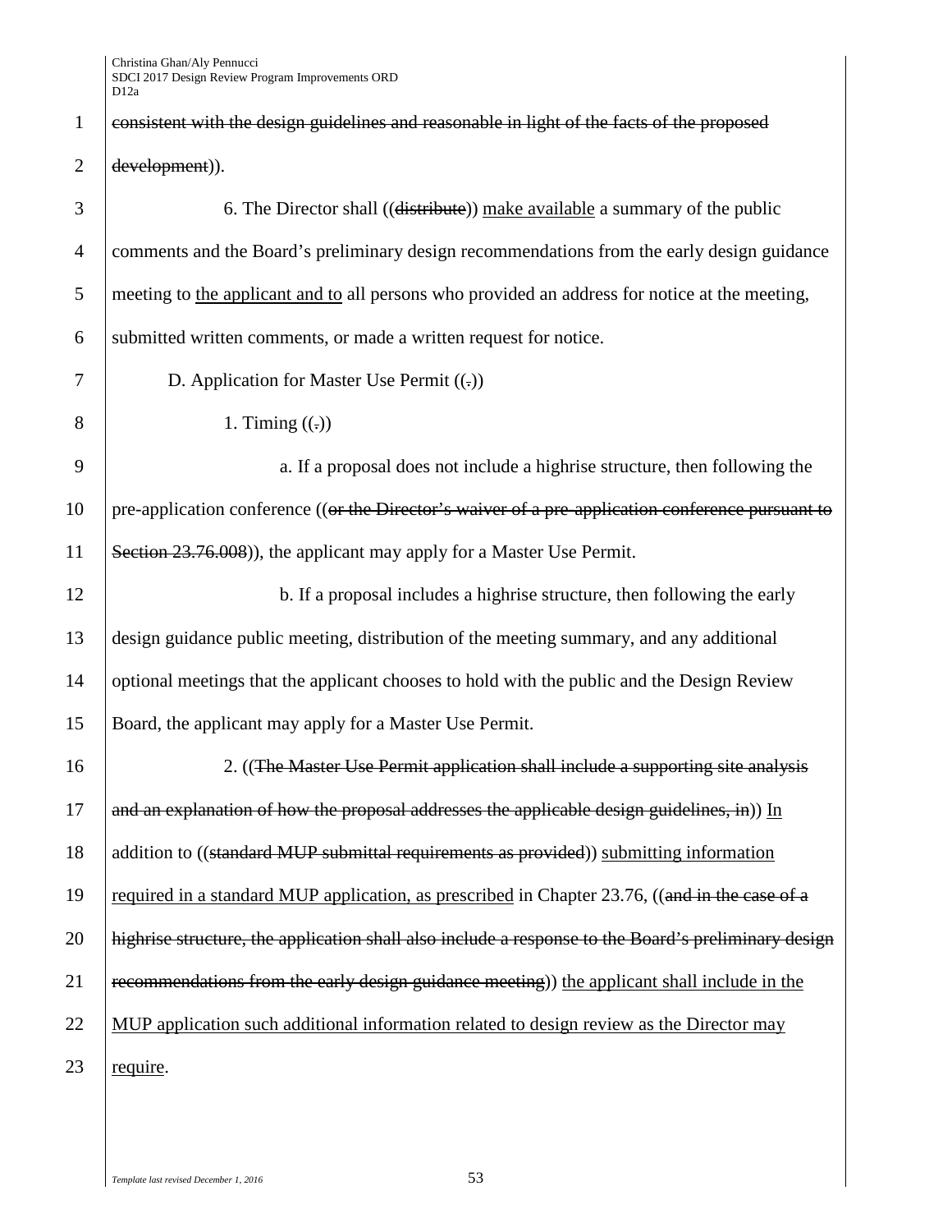~~consistent with the design guidelines and reasonable in light of the facts of the proposed development~~)).

6. The Director shall ((~~distribute~~)) <u>make available</u> a summary of the public comments and the Board's preliminary design recommendations from the early design guidance meeting to <u>the applicant and to</u> all persons who provided an address for notice at the meeting, submitted written comments, or made a written request for notice.

D. Application for Master Use Permit ((~~.~~))

1. Timing ((~~.~~))

a. If a proposal does not include a highrise structure, then following the pre-application conference ((~~or the Director's waiver of a pre-application conference pursuant to Section 23.76.008~~)), the applicant may apply for a Master Use Permit.

b. If a proposal includes a highrise structure, then following the early design guidance public meeting, distribution of the meeting summary, and any additional optional meetings that the applicant chooses to hold with the public and the Design Review Board, the applicant may apply for a Master Use Permit.

2. ((~~The Master Use Permit application shall include a supporting site analysis and an explanation of how the proposal addresses the applicable design guidelines, in~~)) <u>In</u> addition to ((~~standard MUP submittal requirements as provided~~)) <u>submitting information required in a standard MUP application, as prescribed</u> in Chapter 23.76, ((~~and in the case of a highrise structure, the application shall also include a response to the Board's preliminary design recommendations from the early design guidance meeting~~)) <u>the applicant shall include in the MUP application such additional information related to design review as the Director may require</u>.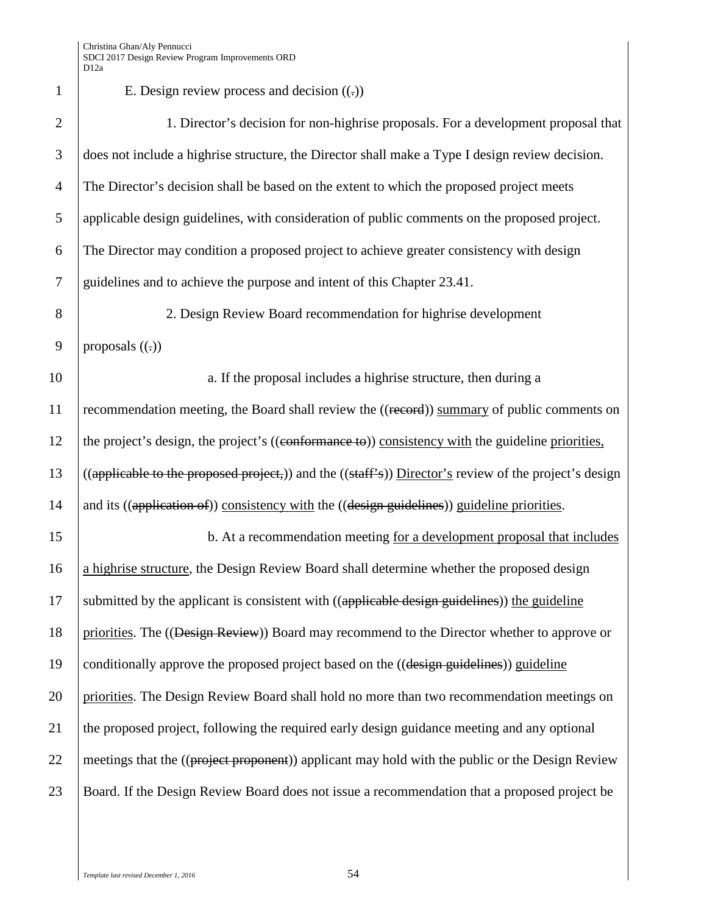E. Design review process and decision ((.))

1. Director's decision for non-highrise proposals. For a development proposal that does not include a highrise structure, the Director shall make a Type I design review decision. The Director's decision shall be based on the extent to which the proposed project meets applicable design guidelines, with consideration of public comments on the proposed project. The Director may condition a proposed project to achieve greater consistency with design guidelines and to achieve the purpose and intent of this Chapter 23.41.

2. Design Review Board recommendation for highrise development proposals ((.))

a. If the proposal includes a highrise structure, then during a recommendation meeting, the Board shall review the ((~~record~~)) <u>summary</u> of public comments on the project's design, the project's ((~~conformance to~~)) <u>consistency with</u> the guideline <u>priorities,</u> ((~~applicable to the proposed project,~~)) and the ((~~staff's~~)) <u>Director's</u> review of the project's design and its ((~~application of~~)) <u>consistency with</u> the ((~~design guidelines~~)) <u>guideline priorities</u>.

b. At a recommendation meeting <u>for a development proposal that includes a highrise structure</u>, the Design Review Board shall determine whether the proposed design submitted by the applicant is consistent with ((~~applicable design guidelines~~)) <u>the guideline priorities</u>. The ((~~Design Review~~)) Board may recommend to the Director whether to approve or conditionally approve the proposed project based on the ((~~design guidelines~~)) <u>guideline priorities</u>. The Design Review Board shall hold no more than two recommendation meetings on the proposed project, following the required early design guidance meeting and any optional meetings that the ((~~project proponent~~)) applicant may hold with the public or the Design Review Board. If the Design Review Board does not issue a recommendation that a proposed project be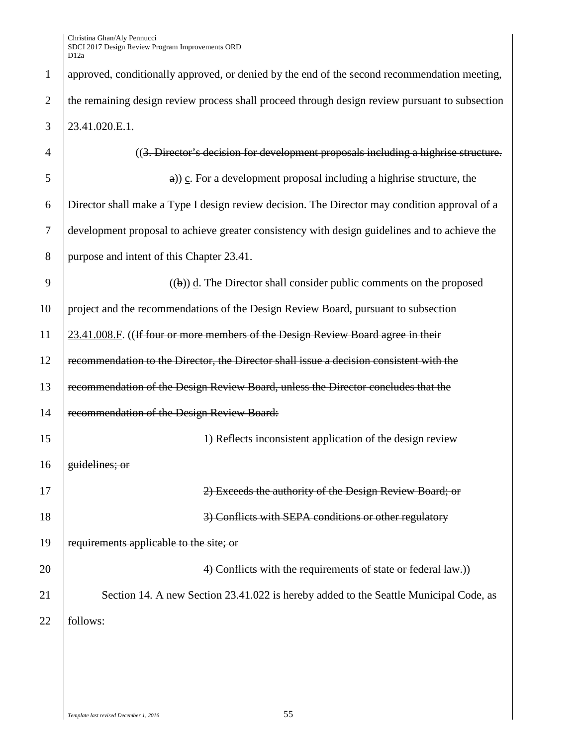approved, conditionally approved, or denied by the end of the second recommendation meeting, the remaining design review process shall proceed through design review pursuant to subsection 23.41.020.E.1.

((~~3. Director's decision for development proposals including a highrise structure.~~

~~a~~)) c. For a development proposal including a highrise structure, the Director shall make a Type I design review decision. The Director may condition approval of a development proposal to achieve greater consistency with design guidelines and to achieve the purpose and intent of this Chapter 23.41.

((~~b~~)) d. The Director shall consider public comments on the proposed project and the recommendations of the Design Review Board, pursuant to subsection 23.41.008.F. ((~~If four or more members of the Design Review Board agree in their recommendation to the Director, the Director shall issue a decision consistent with the recommendation of the Design Review Board, unless the Director concludes that the recommendation of the Design Review Board:~~

~~1) Reflects inconsistent application of the design review guidelines; or~~

~~2) Exceeds the authority of the Design Review Board; or~~

~~3) Conflicts with SEPA conditions or other regulatory requirements applicable to the site; or~~

~~4) Conflicts with the requirements of state or federal law.~~))

Section 14. A new Section 23.41.022 is hereby added to the Seattle Municipal Code, as follows: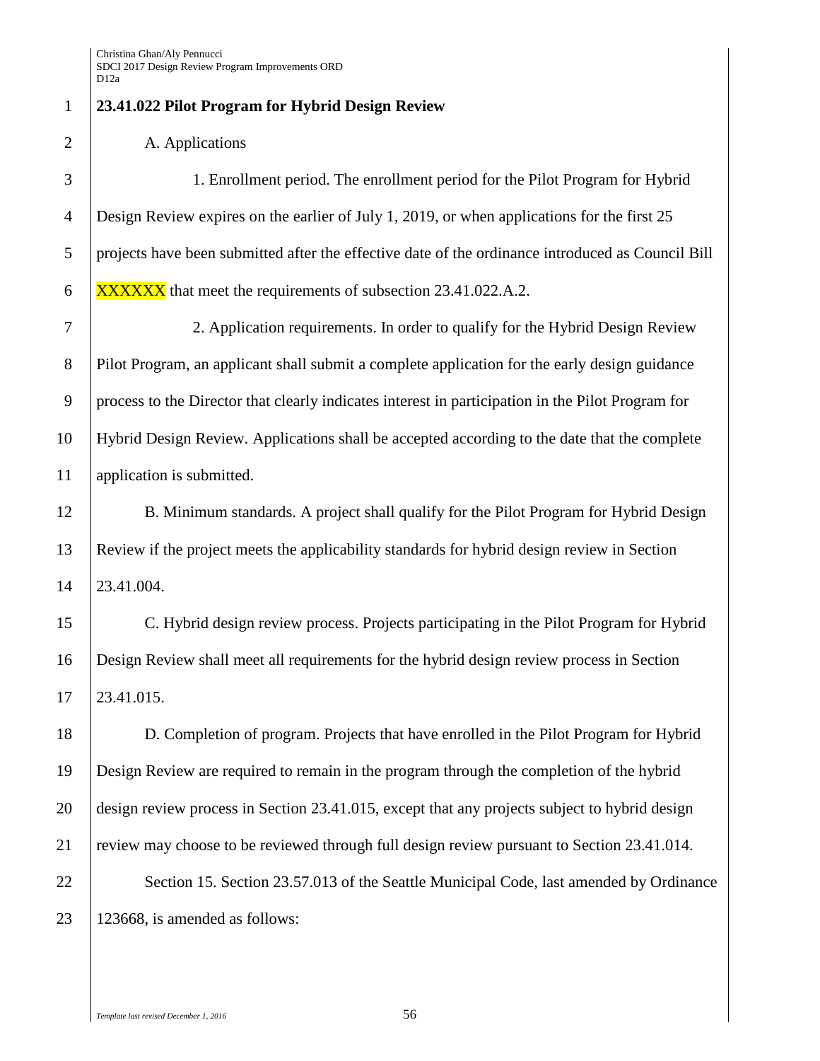**23.41.022 Pilot Program for Hybrid Design Review**

A. Applications

1. Enrollment period. The enrollment period for the Pilot Program for Hybrid Design Review expires on the earlier of July 1, 2019, or when applications for the first 25 projects have been submitted after the effective date of the ordinance introduced as Council Bill XXXXXX that meet the requirements of subsection 23.41.022.A.2.

2. Application requirements. In order to qualify for the Hybrid Design Review Pilot Program, an applicant shall submit a complete application for the early design guidance process to the Director that clearly indicates interest in participation in the Pilot Program for Hybrid Design Review. Applications shall be accepted according to the date that the complete application is submitted.

B. Minimum standards. A project shall qualify for the Pilot Program for Hybrid Design Review if the project meets the applicability standards for hybrid design review in Section 23.41.004.

C. Hybrid design review process. Projects participating in the Pilot Program for Hybrid Design Review shall meet all requirements for the hybrid design review process in Section 23.41.015.

D. Completion of program. Projects that have enrolled in the Pilot Program for Hybrid Design Review are required to remain in the program through the completion of the hybrid design review process in Section 23.41.015, except that any projects subject to hybrid design review may choose to be reviewed through full design review pursuant to Section 23.41.014.

Section 15. Section 23.57.013 of the Seattle Municipal Code, last amended by Ordinance 123668, is amended as follows: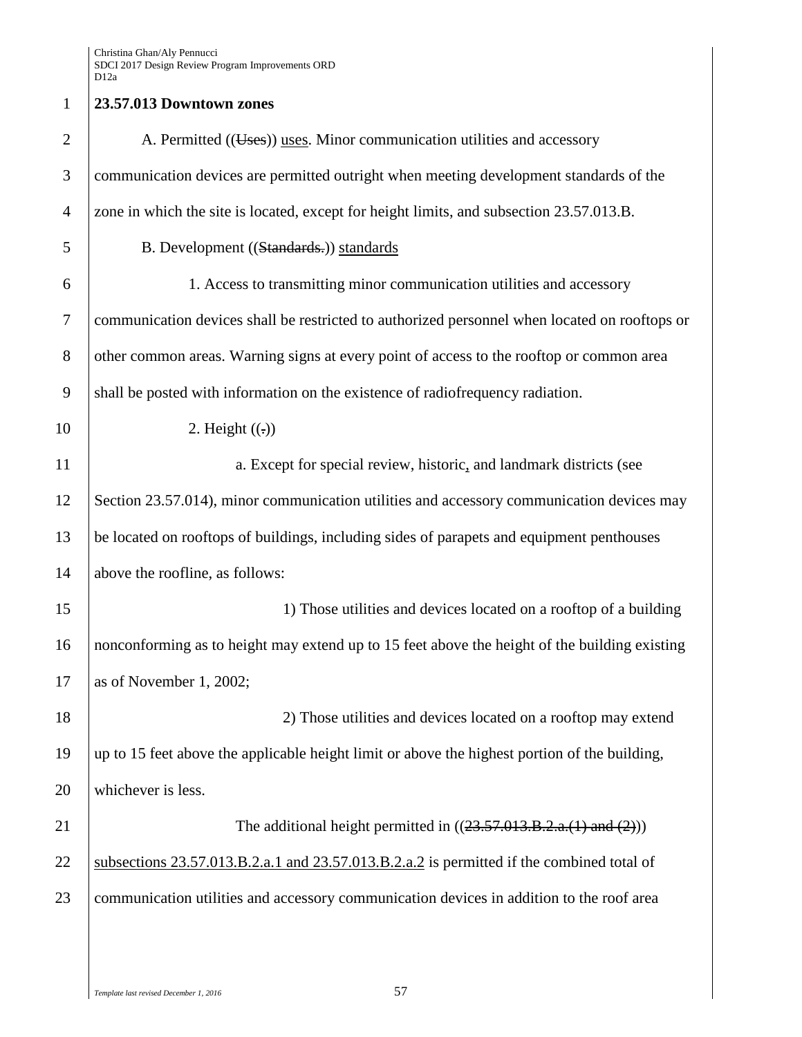**23.57.013 Downtown zones**

A. Permitted ((~~Uses~~)) uses. Minor communication utilities and accessory communication devices are permitted outright when meeting development standards of the zone in which the site is located, except for height limits, and subsection 23.57.013.B.

B. Development ((~~Standards.~~)) standards

1. Access to transmitting minor communication utilities and accessory communication devices shall be restricted to authorized personnel when located on rooftops or other common areas. Warning signs at every point of access to the rooftop or common area shall be posted with information on the existence of radiofrequency radiation.

2. Height ((~~.~~))

a. Except for special review, historic, and landmark districts (see Section 23.57.014), minor communication utilities and accessory communication devices may be located on rooftops of buildings, including sides of parapets and equipment penthouses above the roofline, as follows:

1) Those utilities and devices located on a rooftop of a building nonconforming as to height may extend up to 15 feet above the height of the building existing as of November 1, 2002;

2) Those utilities and devices located on a rooftop may extend up to 15 feet above the applicable height limit or above the highest portion of the building, whichever is less.

The additional height permitted in ((~~23.57.013.B.2.a.(1) and (2)~~)) subsections 23.57.013.B.2.a.1 and 23.57.013.B.2.a.2 is permitted if the combined total of communication utilities and accessory communication devices in addition to the roof area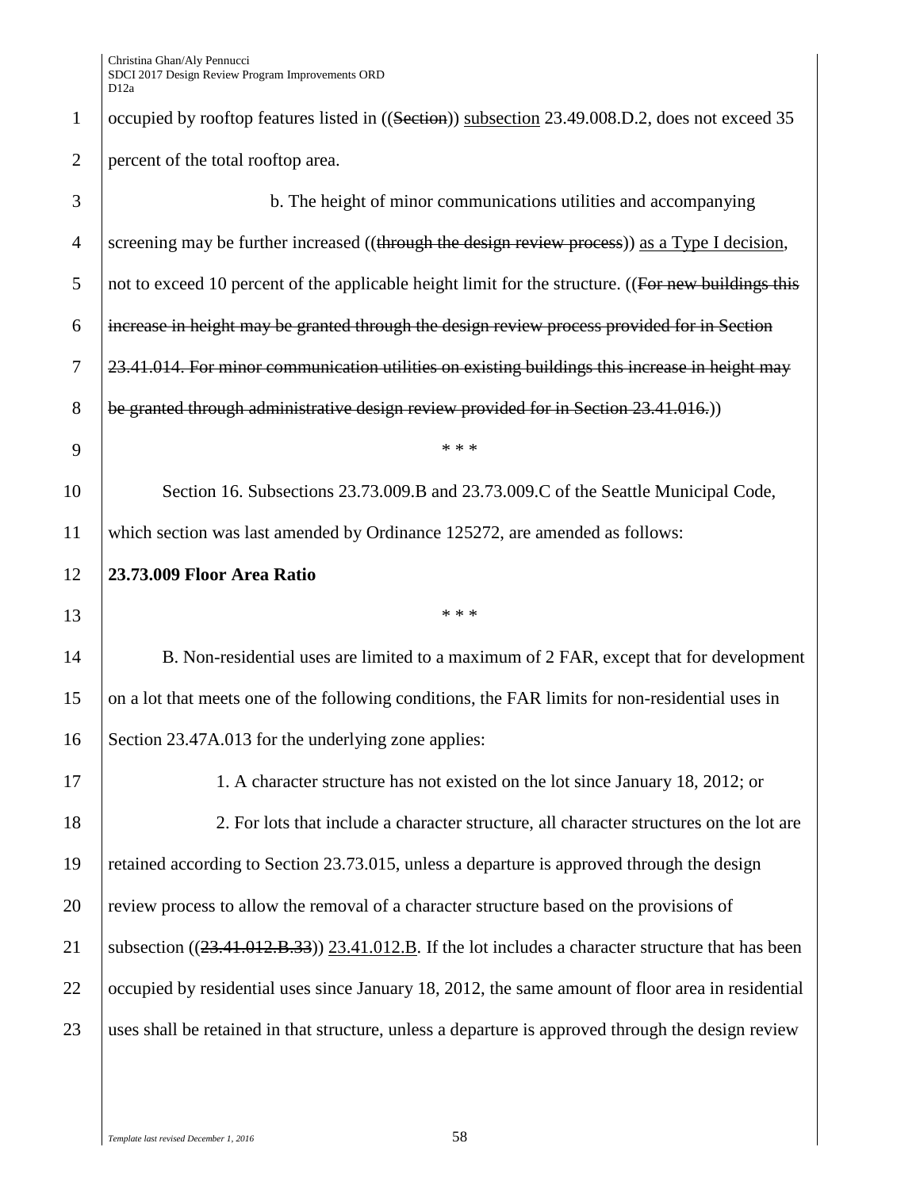occupied by rooftop features listed in ((~~Section~~)) subsection 23.49.008.D.2, does not exceed 35 percent of the total rooftop area.

b. The height of minor communications utilities and accompanying screening may be further increased ((~~through the design review process~~)) as a Type I decision, not to exceed 10 percent of the applicable height limit for the structure. ((~~For new buildings this increase in height may be granted through the design review process provided for in Section 23.41.014. For minor communication utilities on existing buildings this increase in height may be granted through administrative design review provided for in Section 23.41.016.~~))

* * *

Section 16. Subsections 23.73.009.B and 23.73.009.C of the Seattle Municipal Code, which section was last amended by Ordinance 125272, are amended as follows:

**23.73.009 Floor Area Ratio**

* * *

B. Non-residential uses are limited to a maximum of 2 FAR, except that for development on a lot that meets one of the following conditions, the FAR limits for non-residential uses in Section 23.47A.013 for the underlying zone applies:

1. A character structure has not existed on the lot since January 18, 2012; or

2. For lots that include a character structure, all character structures on the lot are retained according to Section 23.73.015, unless a departure is approved through the design review process to allow the removal of a character structure based on the provisions of subsection ((~~23.41.012.B.33~~)) 23.41.012.B. If the lot includes a character structure that has been occupied by residential uses since January 18, 2012, the same amount of floor area in residential uses shall be retained in that structure, unless a departure is approved through the design review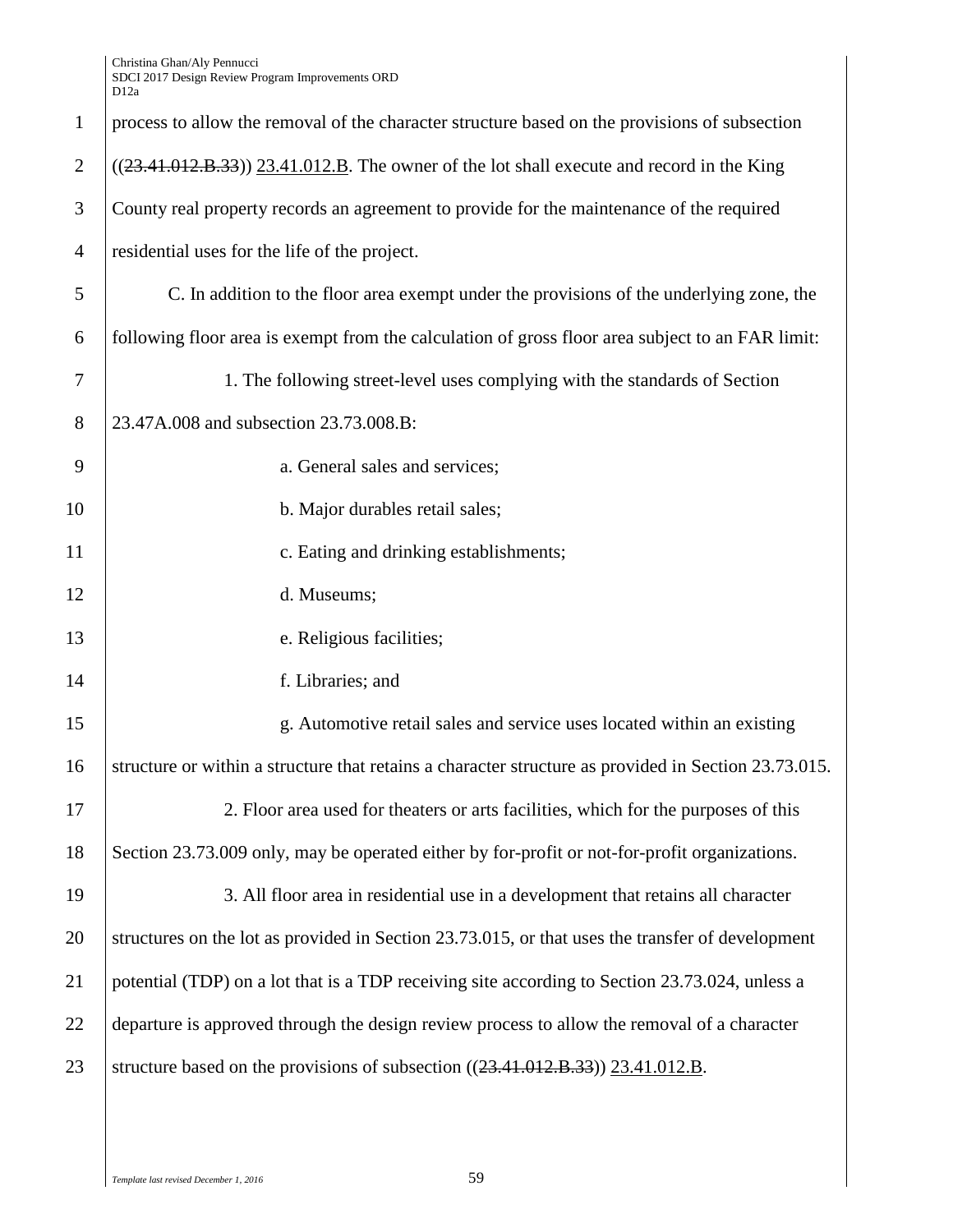process to allow the removal of the character structure based on the provisions of subsection ((~~23.41.012.B.33~~)) <u>23.41.012.B</u>. The owner of the lot shall execute and record in the King County real property records an agreement to provide for the maintenance of the required residential uses for the life of the project.

C. In addition to the floor area exempt under the provisions of the underlying zone, the following floor area is exempt from the calculation of gross floor area subject to an FAR limit:

1. The following street-level uses complying with the standards of Section 23.47A.008 and subsection 23.73.008.B:

a. General sales and services;

b. Major durables retail sales;

c. Eating and drinking establishments;

d. Museums;

e. Religious facilities;

f. Libraries; and

g. Automotive retail sales and service uses located within an existing structure or within a structure that retains a character structure as provided in Section 23.73.015.

2. Floor area used for theaters or arts facilities, which for the purposes of this Section 23.73.009 only, may be operated either by for-profit or not-for-profit organizations.

3. All floor area in residential use in a development that retains all character structures on the lot as provided in Section 23.73.015, or that uses the transfer of development potential (TDP) on a lot that is a TDP receiving site according to Section 23.73.024, unless a departure is approved through the design review process to allow the removal of a character structure based on the provisions of subsection ((~~23.41.012.B.33~~)) <u>23.41.012.B</u>.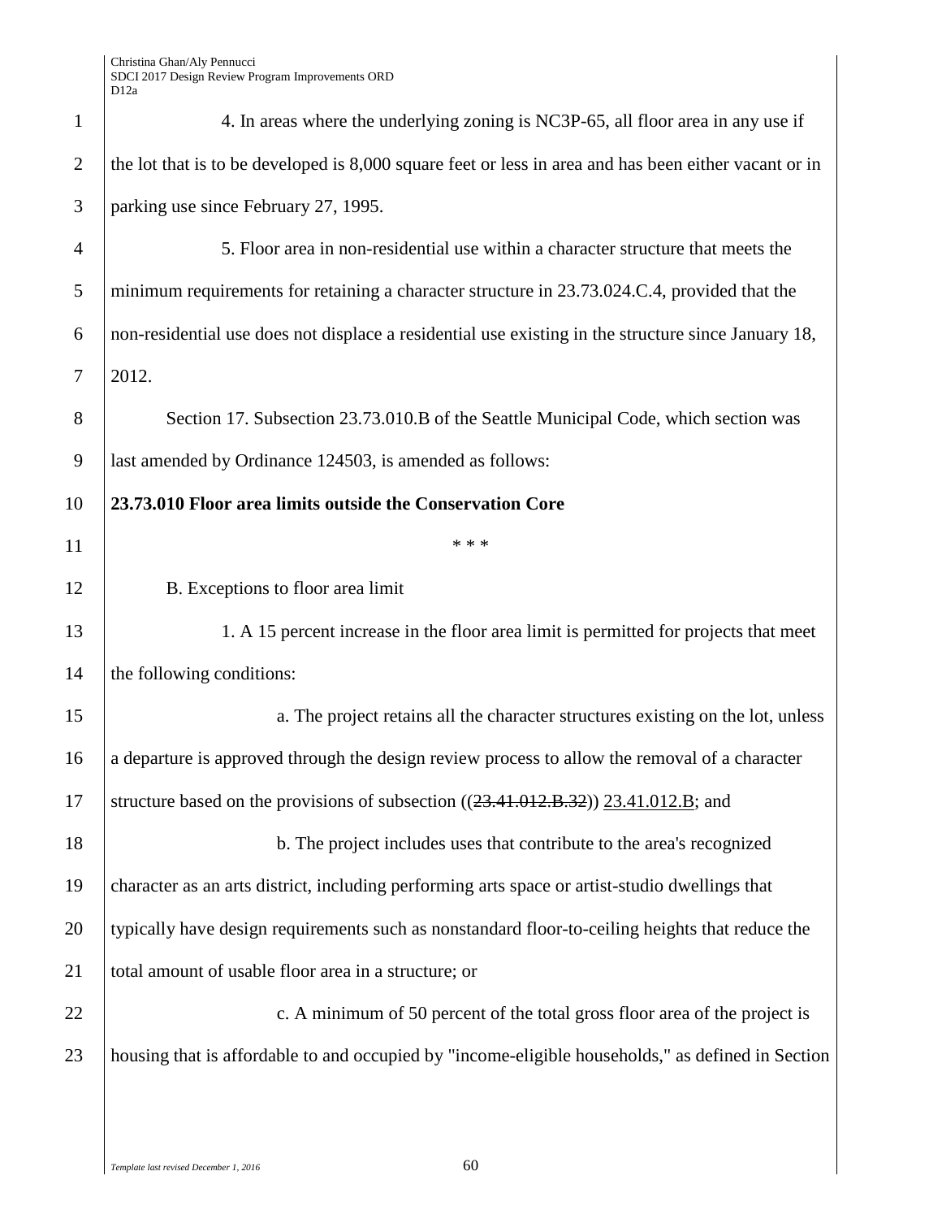4. In areas where the underlying zoning is NC3P-65, all floor area in any use if the lot that is to be developed is 8,000 square feet or less in area and has been either vacant or in parking use since February 27, 1995.

5. Floor area in non-residential use within a character structure that meets the minimum requirements for retaining a character structure in 23.73.024.C.4, provided that the non-residential use does not displace a residential use existing in the structure since January 18, 2012.

Section 17. Subsection 23.73.010.B of the Seattle Municipal Code, which section was last amended by Ordinance 124503, is amended as follows:

**23.73.010 Floor area limits outside the Conservation Core**

\* \* \*

B. Exceptions to floor area limit

1. A 15 percent increase in the floor area limit is permitted for projects that meet the following conditions:

a. The project retains all the character structures existing on the lot, unless a departure is approved through the design review process to allow the removal of a character structure based on the provisions of subsection ((~~23.41.012.B.32~~)) <u>23.41.012.B</u>; and

b. The project includes uses that contribute to the area's recognized character as an arts district, including performing arts space or artist-studio dwellings that typically have design requirements such as nonstandard floor-to-ceiling heights that reduce the total amount of usable floor area in a structure; or

c. A minimum of 50 percent of the total gross floor area of the project is housing that is affordable to and occupied by "income-eligible households," as defined in Section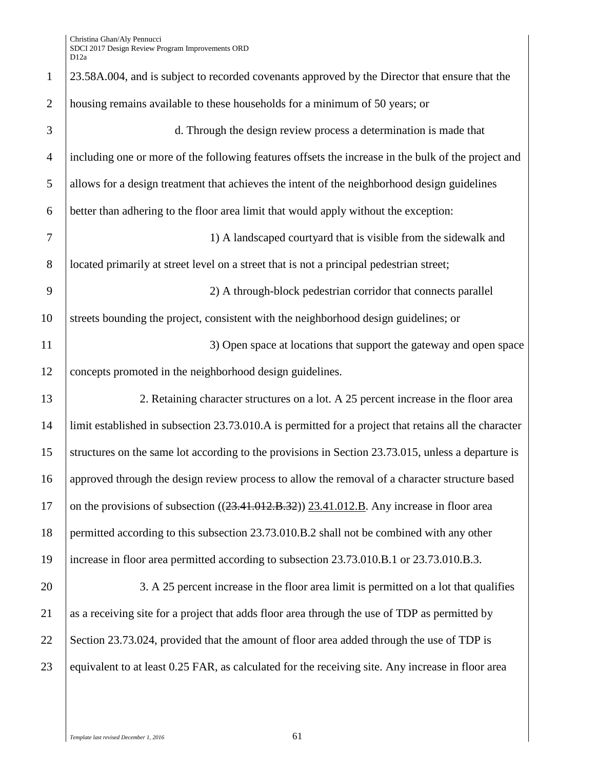23.58A.004, and is subject to recorded covenants approved by the Director that ensure that the housing remains available to these households for a minimum of 50 years; or

d. Through the design review process a determination is made that including one or more of the following features offsets the increase in the bulk of the project and allows for a design treatment that achieves the intent of the neighborhood design guidelines better than adhering to the floor area limit that would apply without the exception:

1) A landscaped courtyard that is visible from the sidewalk and located primarily at street level on a street that is not a principal pedestrian street;

2) A through-block pedestrian corridor that connects parallel streets bounding the project, consistent with the neighborhood design guidelines; or

3) Open space at locations that support the gateway and open space concepts promoted in the neighborhood design guidelines.

2. Retaining character structures on a lot. A 25 percent increase in the floor area limit established in subsection 23.73.010.A is permitted for a project that retains all the character structures on the same lot according to the provisions in Section 23.73.015, unless a departure is approved through the design review process to allow the removal of a character structure based on the provisions of subsection ((~~23.41.012.B.32~~)) <u>23.41.012.B</u>. Any increase in floor area permitted according to this subsection 23.73.010.B.2 shall not be combined with any other increase in floor area permitted according to subsection 23.73.010.B.1 or 23.73.010.B.3.

3. A 25 percent increase in the floor area limit is permitted on a lot that qualifies as a receiving site for a project that adds floor area through the use of TDP as permitted by Section 23.73.024, provided that the amount of floor area added through the use of TDP is equivalent to at least 0.25 FAR, as calculated for the receiving site. Any increase in floor area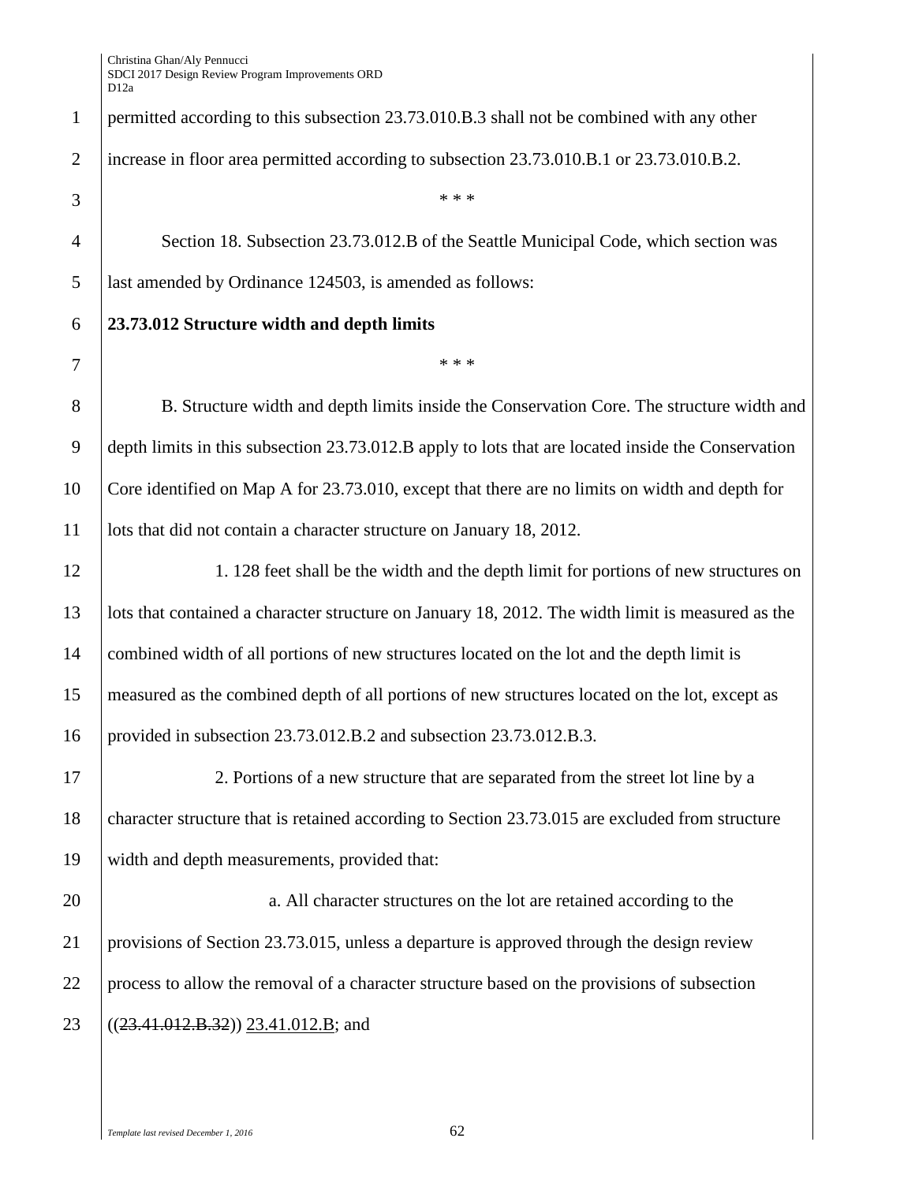permitted according to this subsection 23.73.010.B.3 shall not be combined with any other increase in floor area permitted according to subsection 23.73.010.B.1 or 23.73.010.B.2.

\* \* \*

Section 18. Subsection 23.73.012.B of the Seattle Municipal Code, which section was last amended by Ordinance 124503, is amended as follows:

**23.73.012 Structure width and depth limits**

\* \* \*

B. Structure width and depth limits inside the Conservation Core. The structure width and depth limits in this subsection 23.73.012.B apply to lots that are located inside the Conservation Core identified on Map A for 23.73.010, except that there are no limits on width and depth for lots that did not contain a character structure on January 18, 2012.

1. 128 feet shall be the width and the depth limit for portions of new structures on lots that contained a character structure on January 18, 2012. The width limit is measured as the combined width of all portions of new structures located on the lot and the depth limit is measured as the combined depth of all portions of new structures located on the lot, except as provided in subsection 23.73.012.B.2 and subsection 23.73.012.B.3.

2. Portions of a new structure that are separated from the street lot line by a character structure that is retained according to Section 23.73.015 are excluded from structure width and depth measurements, provided that:

a. All character structures on the lot are retained according to the provisions of Section 23.73.015, unless a departure is approved through the design review process to allow the removal of a character structure based on the provisions of subsection ((~~23.41.012.B.32~~)) <u>23.41.012.B</u>; and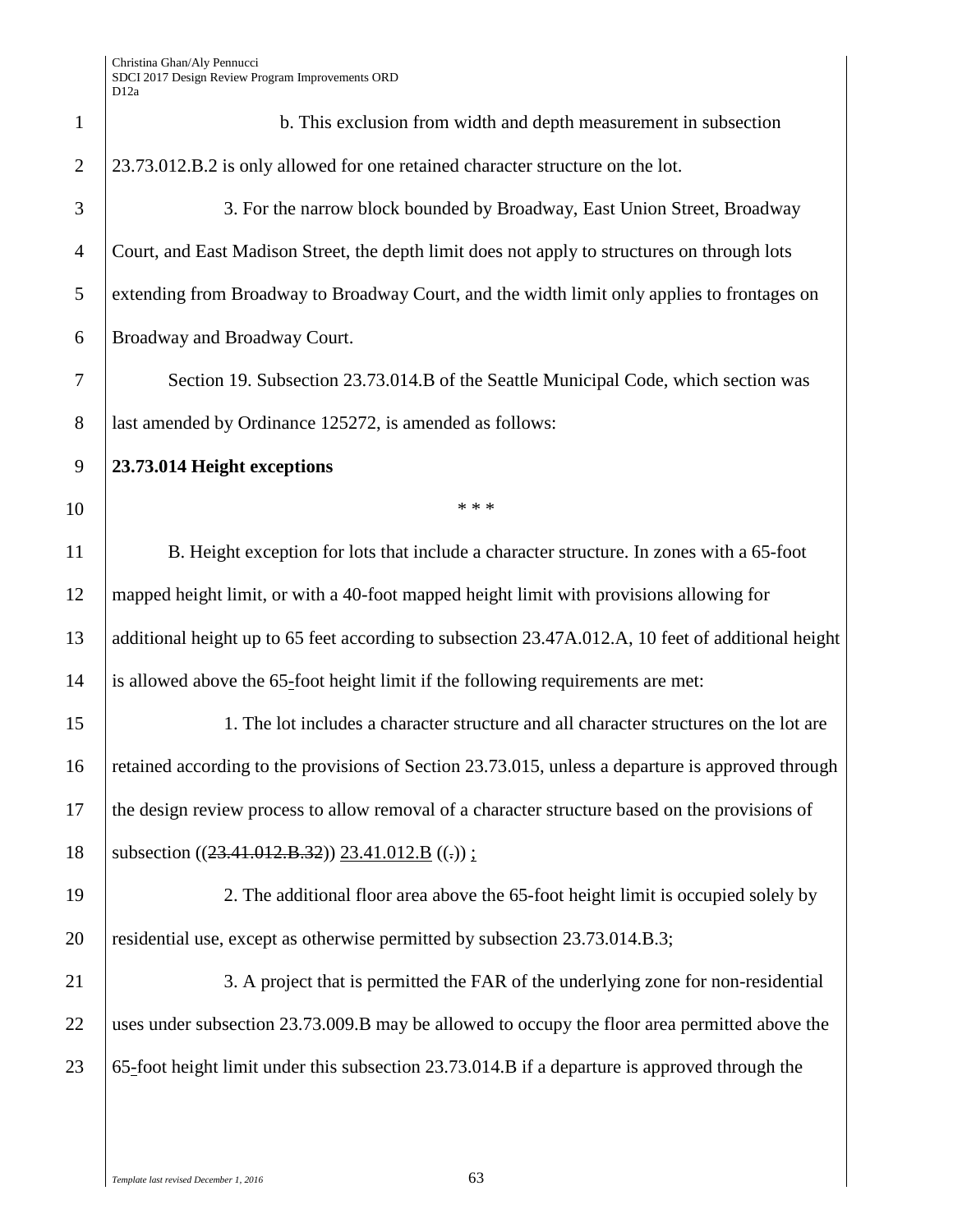b. This exclusion from width and depth measurement in subsection 23.73.012.B.2 is only allowed for one retained character structure on the lot.

3. For the narrow block bounded by Broadway, East Union Street, Broadway Court, and East Madison Street, the depth limit does not apply to structures on through lots extending from Broadway to Broadway Court, and the width limit only applies to frontages on Broadway and Broadway Court.

Section 19. Subsection 23.73.014.B of the Seattle Municipal Code, which section was last amended by Ordinance 125272, is amended as follows:

**23.73.014 Height exceptions**

* * *

B. Height exception for lots that include a character structure. In zones with a 65-foot mapped height limit, or with a 40-foot mapped height limit with provisions allowing for additional height up to 65 feet according to subsection 23.47A.012.A, 10 feet of additional height is allowed above the 65-foot height limit if the following requirements are met:

1. The lot includes a character structure and all character structures on the lot are retained according to the provisions of Section 23.73.015, unless a departure is approved through the design review process to allow removal of a character structure based on the provisions of subsection ((~~23.41.012.B.32~~)) 23.41.012.B ((~~.~~)) ;

2. The additional floor area above the 65-foot height limit is occupied solely by residential use, except as otherwise permitted by subsection 23.73.014.B.3;

3. A project that is permitted the FAR of the underlying zone for non-residential uses under subsection 23.73.009.B may be allowed to occupy the floor area permitted above the 65-foot height limit under this subsection 23.73.014.B if a departure is approved through the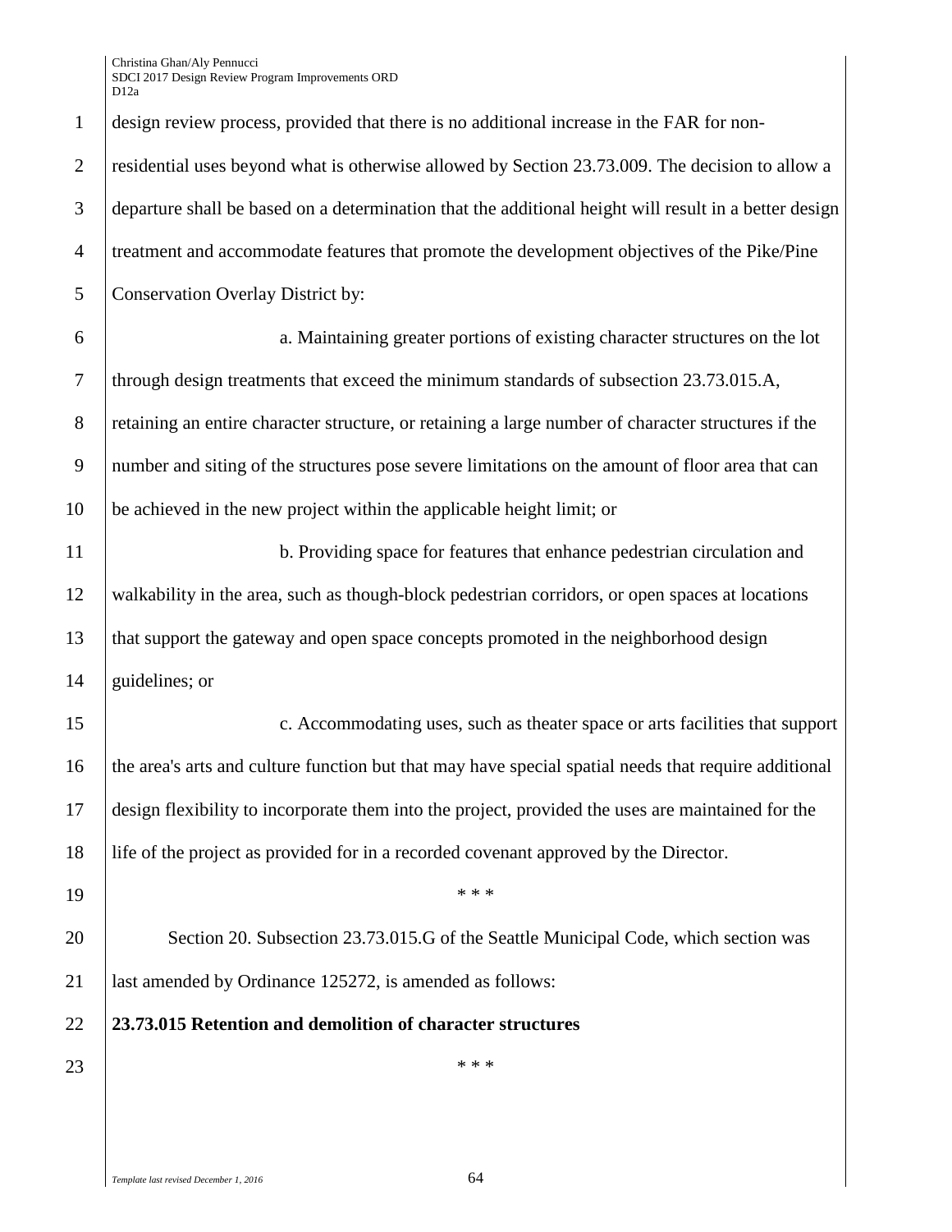design review process, provided that there is no additional increase in the FAR for non-residential uses beyond what is otherwise allowed by Section 23.73.009. The decision to allow a departure shall be based on a determination that the additional height will result in a better design treatment and accommodate features that promote the development objectives of the Pike/Pine Conservation Overlay District by:

a. Maintaining greater portions of existing character structures on the lot through design treatments that exceed the minimum standards of subsection 23.73.015.A, retaining an entire character structure, or retaining a large number of character structures if the number and siting of the structures pose severe limitations on the amount of floor area that can be achieved in the new project within the applicable height limit; or

b. Providing space for features that enhance pedestrian circulation and walkability in the area, such as though-block pedestrian corridors, or open spaces at locations that support the gateway and open space concepts promoted in the neighborhood design guidelines; or

c. Accommodating uses, such as theater space or arts facilities that support the area's arts and culture function but that may have special spatial needs that require additional design flexibility to incorporate them into the project, provided the uses are maintained for the life of the project as provided for in a recorded covenant approved by the Director.

\* \* \*

Section 20. Subsection 23.73.015.G of the Seattle Municipal Code, which section was last amended by Ordinance 125272, is amended as follows:

**23.73.015 Retention and demolition of character structures**

\* \* \*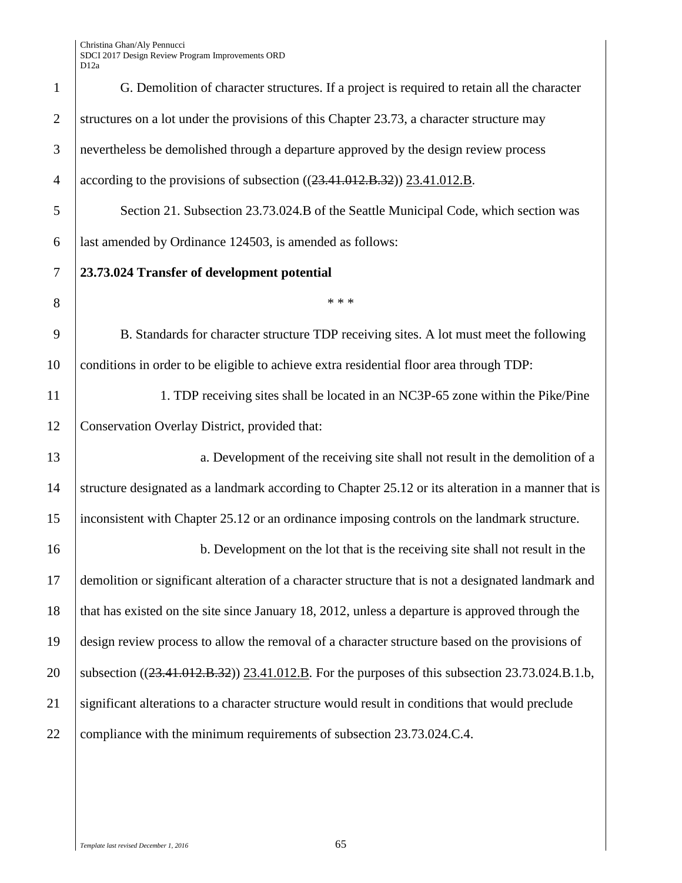G. Demolition of character structures. If a project is required to retain all the character structures on a lot under the provisions of this Chapter 23.73, a character structure may nevertheless be demolished through a departure approved by the design review process according to the provisions of subsection ((~~23.41.012.B.32~~)) <u>23.41.012.B</u>.

Section 21. Subsection 23.73.024.B of the Seattle Municipal Code, which section was last amended by Ordinance 124503, is amended as follows:

**23.73.024 Transfer of development potential**

\* \* \*

B. Standards for character structure TDP receiving sites. A lot must meet the following conditions in order to be eligible to achieve extra residential floor area through TDP:

1. TDP receiving sites shall be located in an NC3P-65 zone within the Pike/Pine Conservation Overlay District, provided that:

a. Development of the receiving site shall not result in the demolition of a structure designated as a landmark according to Chapter 25.12 or its alteration in a manner that is inconsistent with Chapter 25.12 or an ordinance imposing controls on the landmark structure.

b. Development on the lot that is the receiving site shall not result in the demolition or significant alteration of a character structure that is not a designated landmark and that has existed on the site since January 18, 2012, unless a departure is approved through the design review process to allow the removal of a character structure based on the provisions of subsection ((~~23.41.012.B.32~~)) <u>23.41.012.B</u>. For the purposes of this subsection 23.73.024.B.1.b, significant alterations to a character structure would result in conditions that would preclude compliance with the minimum requirements of subsection 23.73.024.C.4.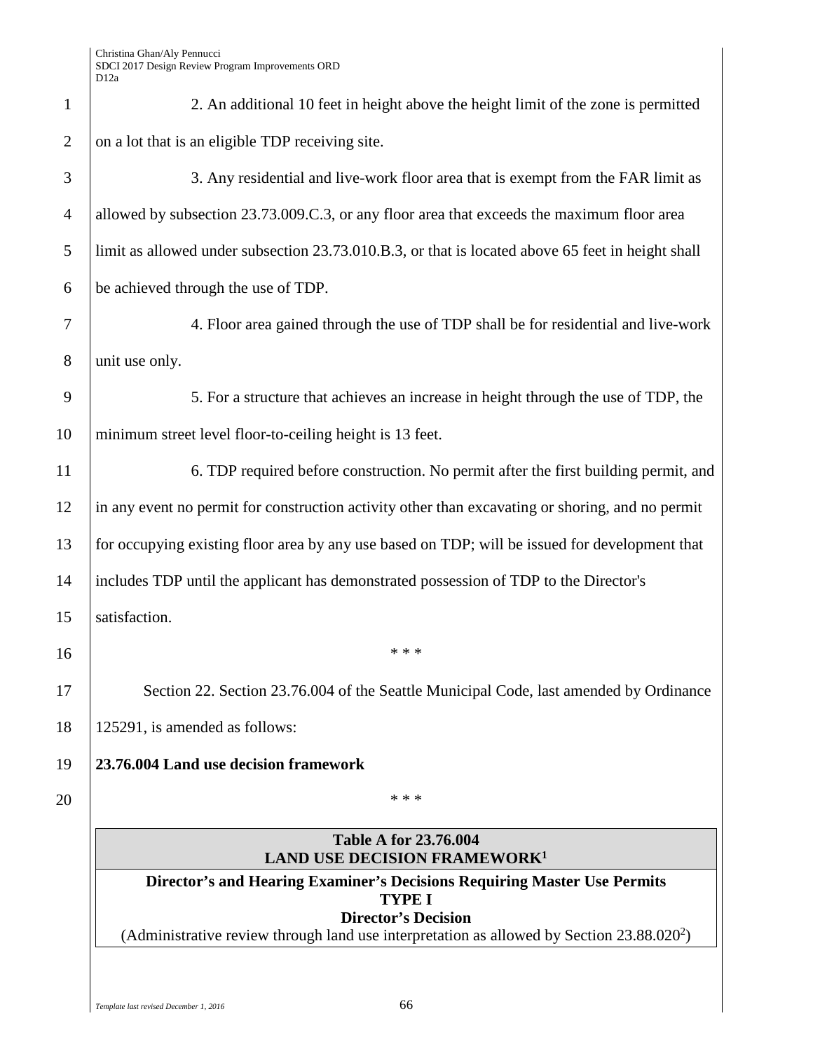2. An additional 10 feet in height above the height limit of the zone is permitted on a lot that is an eligible TDP receiving site.

3. Any residential and live-work floor area that is exempt from the FAR limit as allowed by subsection 23.73.009.C.3, or any floor area that exceeds the maximum floor area limit as allowed under subsection 23.73.010.B.3, or that is located above 65 feet in height shall be achieved through the use of TDP.

4. Floor area gained through the use of TDP shall be for residential and live-work unit use only.

5. For a structure that achieves an increase in height through the use of TDP, the minimum street level floor-to-ceiling height is 13 feet.

6. TDP required before construction. No permit after the first building permit, and in any event no permit for construction activity other than excavating or shoring, and no permit for occupying existing floor area by any use based on TDP; will be issued for development that includes TDP until the applicant has demonstrated possession of TDP to the Director's satisfaction.

\* \* \*

Section 22. Section 23.76.004 of the Seattle Municipal Code, last amended by Ordinance 125291, is amended as follows:

**23.76.004 Land use decision framework**

\* \* \*

| **Table A for 23.76.004 LAND USE DECISION FRAMEWORK[1]** |
|---|
| **Director's and Hearing Examiner's Decisions Requiring Master Use Permits TYPE I Director's Decision** (Administrative review through land use interpretation as allowed by Section 23.88.020[2]) |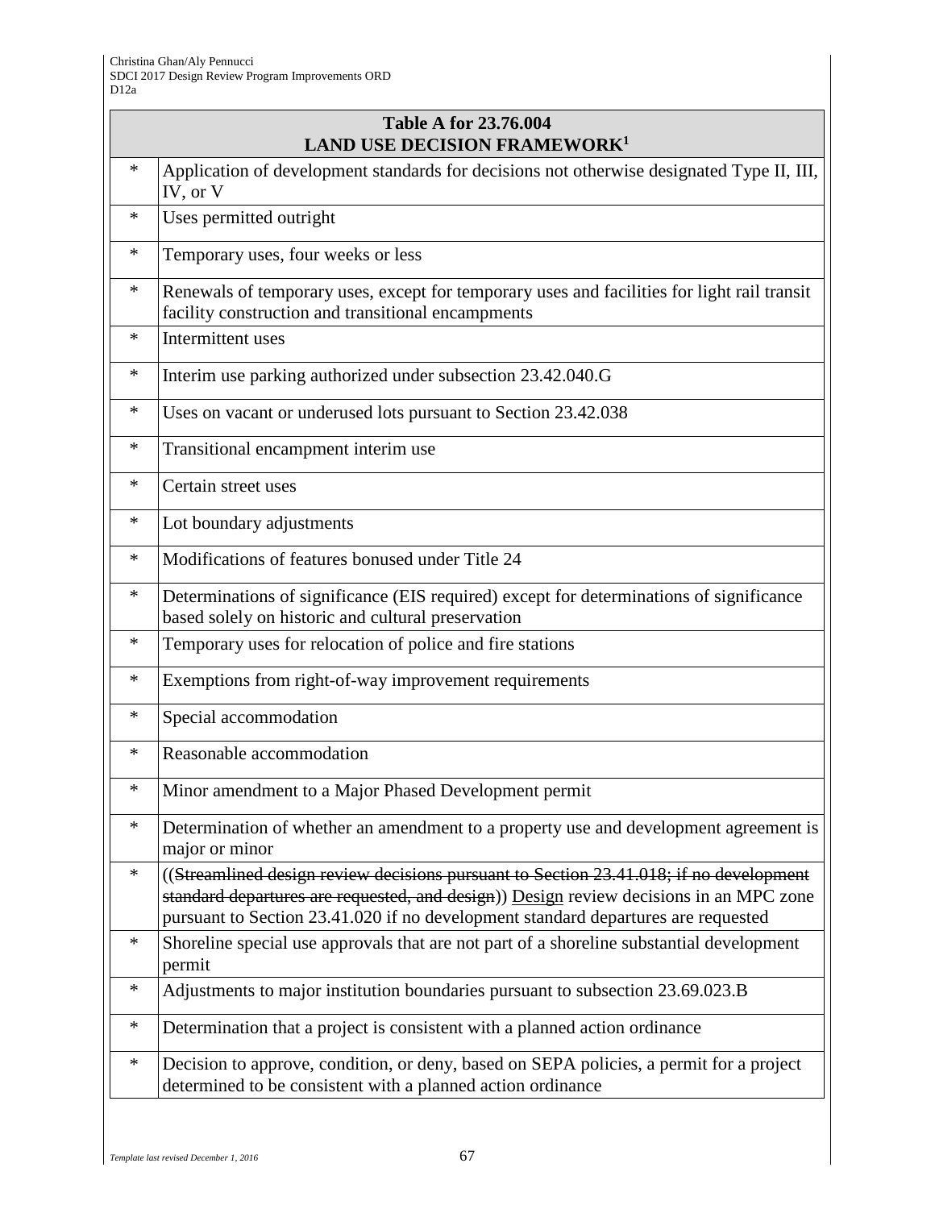| Table A for 23.76.004<br>LAND USE DECISION FRAMEWORK[1] | |
|---|---|
| * | Application of development standards for decisions not otherwise designated Type II, III, IV, or V |
| * | Uses permitted outright |
| * | Temporary uses, four weeks or less |
| * | Renewals of temporary uses, except for temporary uses and facilities for light rail transit facility construction and transitional encampments |
| * | Intermittent uses |
| * | Interim use parking authorized under subsection 23.42.040.G |
| * | Uses on vacant or underused lots pursuant to Section 23.42.038 |
| * | Transitional encampment interim use |
| * | Certain street uses |
| * | Lot boundary adjustments |
| * | Modifications of features bonused under Title 24 |
| * | Determinations of significance (EIS required) except for determinations of significance based solely on historic and cultural preservation |
| * | Temporary uses for relocation of police and fire stations |
| * | Exemptions from right-of-way improvement requirements |
| * | Special accommodation |
| * | Reasonable accommodation |
| * | Minor amendment to a Major Phased Development permit |
| * | Determination of whether an amendment to a property use and development agreement is major or minor |
| * | ((~~Streamlined design review decisions pursuant to Section 23.41.018; if no development standard departures are requested, and design~~)) <u>Design</u> review decisions in an MPC zone pursuant to Section 23.41.020 if no development standard departures are requested |
| * | Shoreline special use approvals that are not part of a shoreline substantial development permit |
| * | Adjustments to major institution boundaries pursuant to subsection 23.69.023.B |
| * | Determination that a project is consistent with a planned action ordinance |
| * | Decision to approve, condition, or deny, based on SEPA policies, a permit for a project determined to be consistent with a planned action ordinance |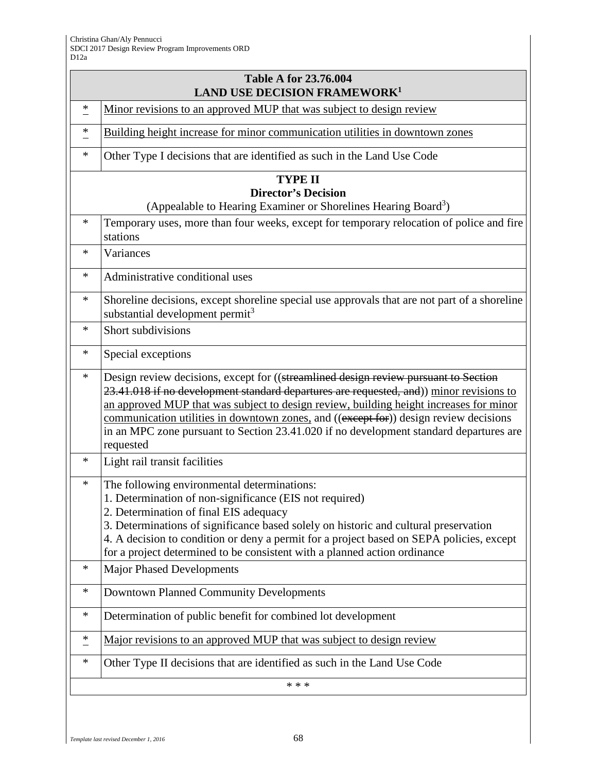| Table A for 23.76.004 LAND USE DECISION FRAMEWORK[1] | |
|---|---|
| * | Minor revisions to an approved MUP that was subject to design review |
| * | Building height increase for minor communication utilities in downtown zones |
| * | Other Type I decisions that are identified as such in the Land Use Code |
| **TYPE II** **Director's Decision** (Appealable to Hearing Examiner or Shorelines Hearing Board[3]) | |
| * | Temporary uses, more than four weeks, except for temporary relocation of police and fire stations |
| * | Variances |
| * | Administrative conditional uses |
| * | Shoreline decisions, except shoreline special use approvals that are not part of a shoreline substantial development permit[3] |
| * | Short subdivisions |
| * | Special exceptions |
| * | Design review decisions, except for ((~~streamlined design review pursuant to Section 23.41.018 if no development standard departures are requested, and~~)) minor revisions to an approved MUP that was subject to design review, building height increases for minor communication utilities in downtown zones, and ((~~except for~~)) design review decisions in an MPC zone pursuant to Section 23.41.020 if no development standard departures are requested |
| * | Light rail transit facilities |
| * | The following environmental determinations: 1. Determination of non-significance (EIS not required) 2. Determination of final EIS adequacy 3. Determinations of significance based solely on historic and cultural preservation 4. A decision to condition or deny a permit for a project based on SEPA policies, except for a project determined to be consistent with a planned action ordinance |
| * | Major Phased Developments |
| * | Downtown Planned Community Developments |
| * | Determination of public benefit for combined lot development |
| * | Major revisions to an approved MUP that was subject to design review |
| * | Other Type II decisions that are identified as such in the Land Use Code |
| * * * | |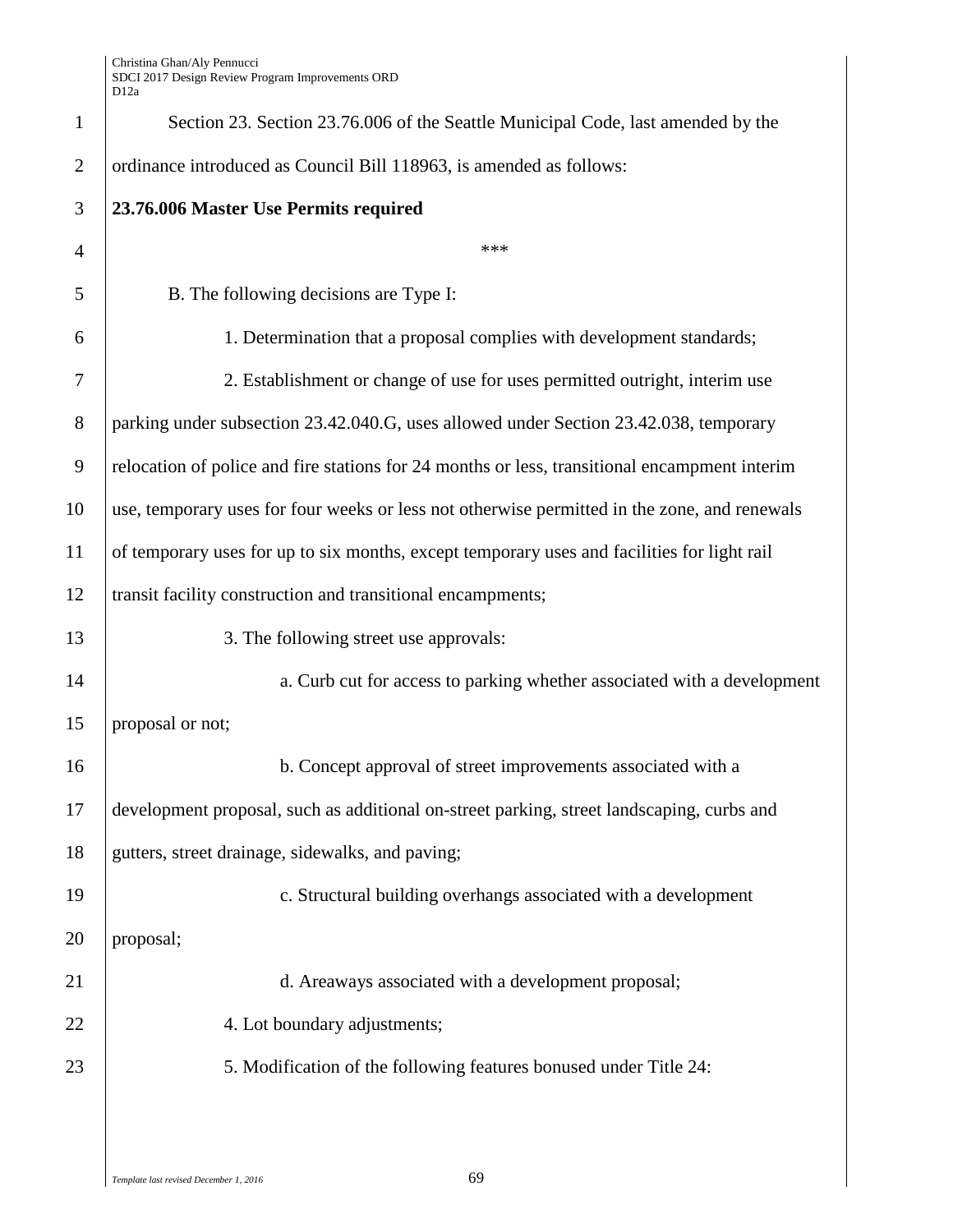Section 23. Section 23.76.006 of the Seattle Municipal Code, last amended by the ordinance introduced as Council Bill 118963, is amended as follows:

**23.76.006 Master Use Permits required**

\*\*\*

B. The following decisions are Type I:

1. Determination that a proposal complies with development standards;

2. Establishment or change of use for uses permitted outright, interim use parking under subsection 23.42.040.G, uses allowed under Section 23.42.038, temporary relocation of police and fire stations for 24 months or less, transitional encampment interim use, temporary uses for four weeks or less not otherwise permitted in the zone, and renewals of temporary uses for up to six months, except temporary uses and facilities for light rail transit facility construction and transitional encampments;

3. The following street use approvals:

a. Curb cut for access to parking whether associated with a development proposal or not;

b. Concept approval of street improvements associated with a development proposal, such as additional on-street parking, street landscaping, curbs and gutters, street drainage, sidewalks, and paving;

c. Structural building overhangs associated with a development proposal;

d. Areaways associated with a development proposal;

4. Lot boundary adjustments;

5. Modification of the following features bonused under Title 24: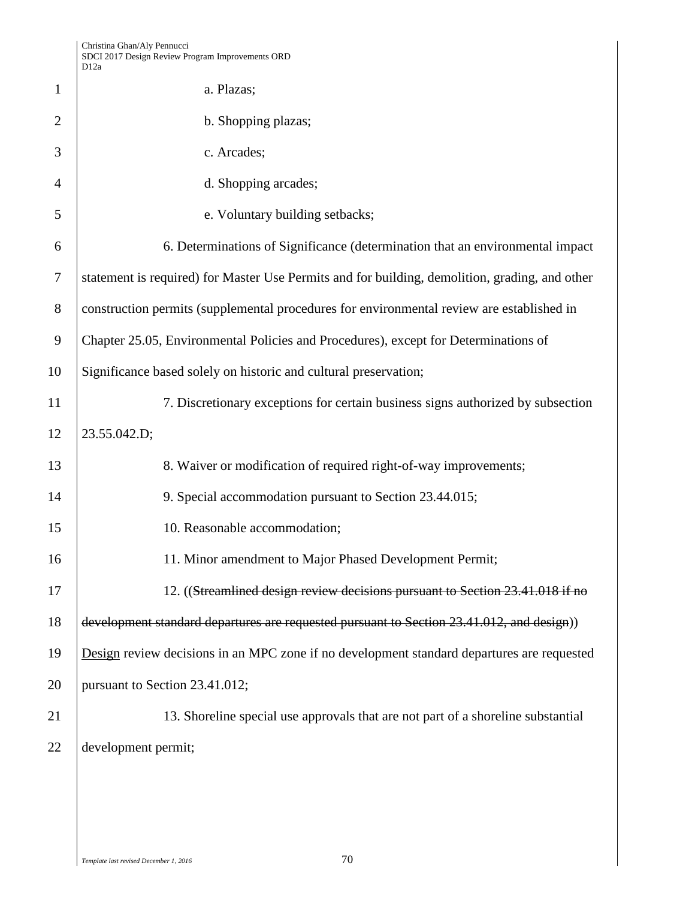a. Plazas;

b. Shopping plazas;

c. Arcades;

d. Shopping arcades;

e. Voluntary building setbacks;

6. Determinations of Significance (determination that an environmental impact statement is required) for Master Use Permits and for building, demolition, grading, and other construction permits (supplemental procedures for environmental review are established in Chapter 25.05, Environmental Policies and Procedures), except for Determinations of Significance based solely on historic and cultural preservation;

7. Discretionary exceptions for certain business signs authorized by subsection 23.55.042.D;

8. Waiver or modification of required right-of-way improvements;

9. Special accommodation pursuant to Section 23.44.015;

10. Reasonable accommodation;

11. Minor amendment to Major Phased Development Permit;

12. ((~~Streamlined design review decisions pursuant to Section 23.41.018 if no development standard departures are requested pursuant to Section 23.41.012, and design~~)) <u>Design</u> review decisions in an MPC zone if no development standard departures are requested pursuant to Section 23.41.012;

13. Shoreline special use approvals that are not part of a shoreline substantial development permit;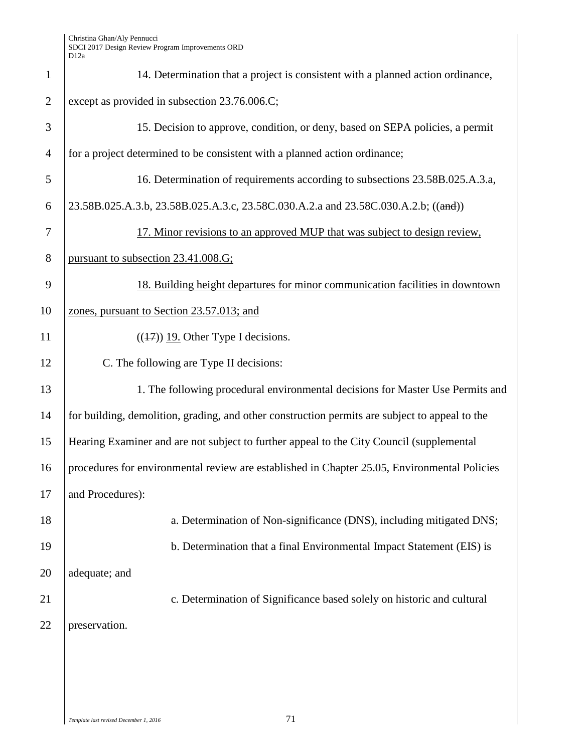14. Determination that a project is consistent with a planned action ordinance, except as provided in subsection 23.76.006.C;

15. Decision to approve, condition, or deny, based on SEPA policies, a permit for a project determined to be consistent with a planned action ordinance;

16. Determination of requirements according to subsections 23.58B.025.A.3.a, 23.58B.025.A.3.b, 23.58B.025.A.3.c, 23.58C.030.A.2.a and 23.58C.030.A.2.b; ((~~and~~))

<u>17. Minor revisions to an approved MUP that was subject to design review, pursuant to subsection 23.41.008.G;</u>

<u>18. Building height departures for minor communication facilities in downtown zones, pursuant to Section 23.57.013; and</u>

((~~17~~)) <u>19.</u> Other Type I decisions.

C. The following are Type II decisions:

1. The following procedural environmental decisions for Master Use Permits and for building, demolition, grading, and other construction permits are subject to appeal to the Hearing Examiner and are not subject to further appeal to the City Council (supplemental procedures for environmental review are established in Chapter 25.05, Environmental Policies and Procedures):

a. Determination of Non-significance (DNS), including mitigated DNS;

b. Determination that a final Environmental Impact Statement (EIS) is adequate; and

c. Determination of Significance based solely on historic and cultural preservation.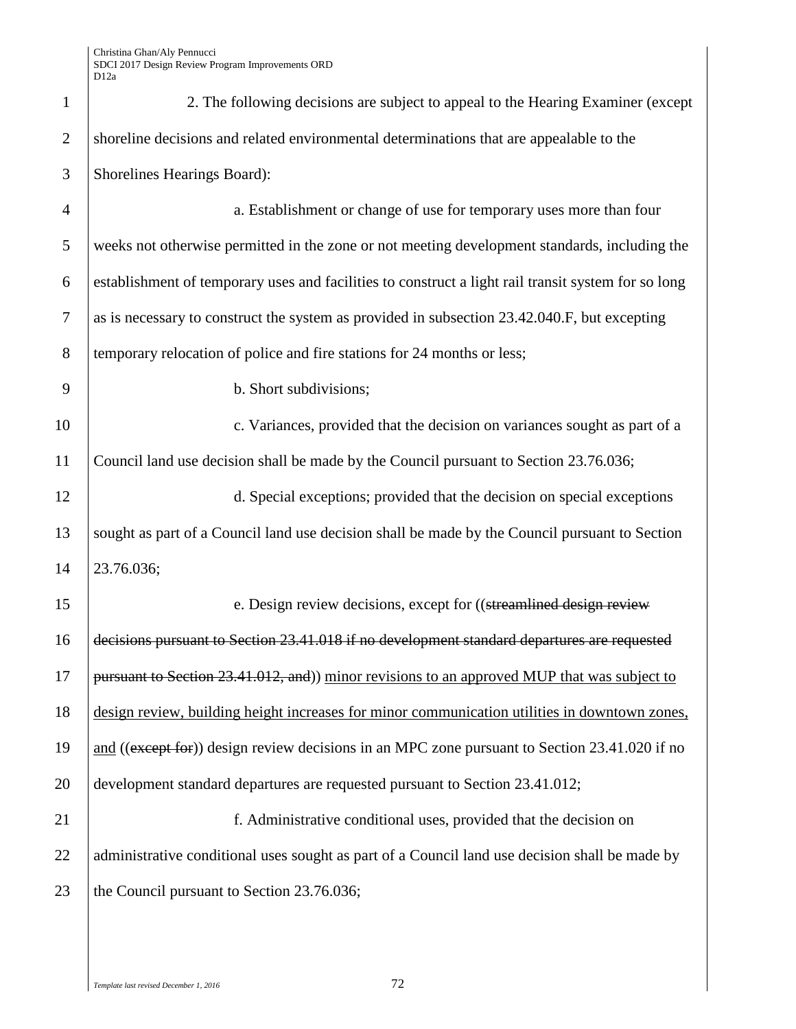2. The following decisions are subject to appeal to the Hearing Examiner (except shoreline decisions and related environmental determinations that are appealable to the Shorelines Hearings Board):

a. Establishment or change of use for temporary uses more than four weeks not otherwise permitted in the zone or not meeting development standards, including the establishment of temporary uses and facilities to construct a light rail transit system for so long as is necessary to construct the system as provided in subsection 23.42.040.F, but excepting temporary relocation of police and fire stations for 24 months or less;

b. Short subdivisions;

c. Variances, provided that the decision on variances sought as part of a Council land use decision shall be made by the Council pursuant to Section 23.76.036;

d. Special exceptions; provided that the decision on special exceptions sought as part of a Council land use decision shall be made by the Council pursuant to Section 23.76.036;

e. Design review decisions, except for ((~~streamlined design review decisions pursuant to Section 23.41.018 if no development standard departures are requested pursuant to Section 23.41.012, and~~)) <u>minor revisions to an approved MUP that was subject to design review, building height increases for minor communication utilities in downtown zones, and</u> ((~~except for~~)) design review decisions in an MPC zone pursuant to Section 23.41.020 if no development standard departures are requested pursuant to Section 23.41.012;

f. Administrative conditional uses, provided that the decision on administrative conditional uses sought as part of a Council land use decision shall be made by the Council pursuant to Section 23.76.036;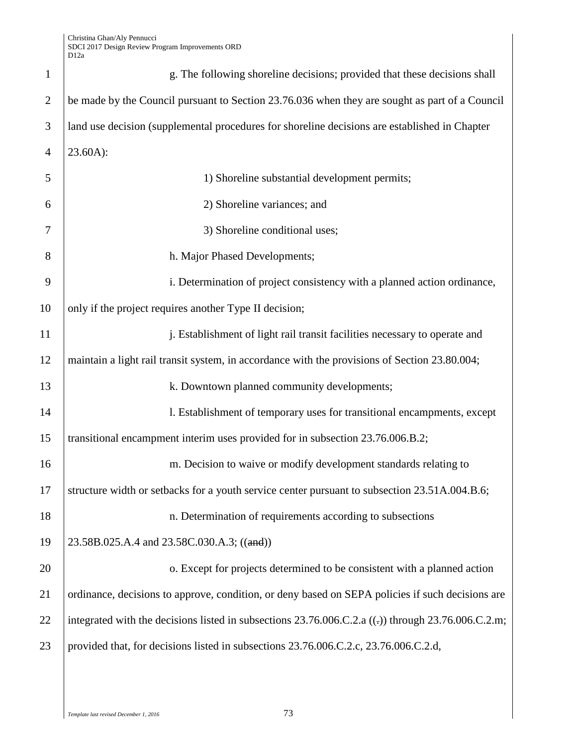g. The following shoreline decisions; provided that these decisions shall be made by the Council pursuant to Section 23.76.036 when they are sought as part of a Council land use decision (supplemental procedures for shoreline decisions are established in Chapter 23.60A):

1) Shoreline substantial development permits;

2) Shoreline variances; and

3) Shoreline conditional uses;

h. Major Phased Developments;

i. Determination of project consistency with a planned action ordinance, only if the project requires another Type II decision;

j. Establishment of light rail transit facilities necessary to operate and maintain a light rail transit system, in accordance with the provisions of Section 23.80.004;

k. Downtown planned community developments;

l. Establishment of temporary uses for transitional encampments, except transitional encampment interim uses provided for in subsection 23.76.006.B.2;

m. Decision to waive or modify development standards relating to structure width or setbacks for a youth service center pursuant to subsection 23.51A.004.B.6;

n. Determination of requirements according to subsections 23.58B.025.A.4 and 23.58C.030.A.3; ((~~and~~))

o. Except for projects determined to be consistent with a planned action ordinance, decisions to approve, condition, or deny based on SEPA policies if such decisions are integrated with the decisions listed in subsections 23.76.006.C.2.a ((~~,~~)) through 23.76.006.C.2.m; provided that, for decisions listed in subsections 23.76.006.C.2.c, 23.76.006.C.2.d,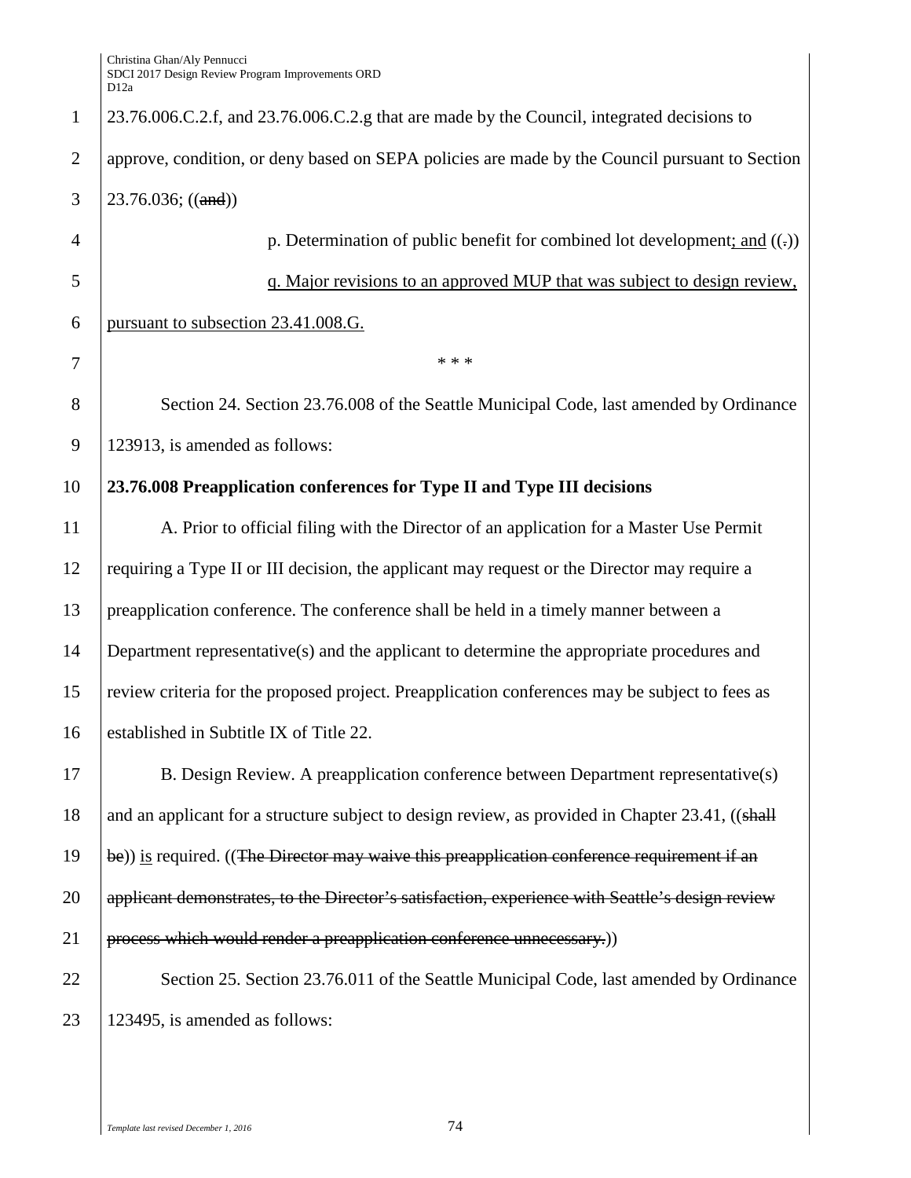23.76.006.C.2.f, and 23.76.006.C.2.g that are made by the Council, integrated decisions to approve, condition, or deny based on SEPA policies are made by the Council pursuant to Section 23.76.036; ((~~and~~))

p. Determination of public benefit for combined lot development; and ((~~.~~))

q. Major revisions to an approved MUP that was subject to design review, pursuant to subsection 23.41.008.G.

\* \* \*

Section 24. Section 23.76.008 of the Seattle Municipal Code, last amended by Ordinance 123913, is amended as follows:

**23.76.008 Preapplication conferences for Type II and Type III decisions**

A. Prior to official filing with the Director of an application for a Master Use Permit requiring a Type II or III decision, the applicant may request or the Director may require a preapplication conference. The conference shall be held in a timely manner between a Department representative(s) and the applicant to determine the appropriate procedures and review criteria for the proposed project. Preapplication conferences may be subject to fees as established in Subtitle IX of Title 22.

B. Design Review. A preapplication conference between Department representative(s) and an applicant for a structure subject to design review, as provided in Chapter 23.41, ((~~shall be~~)) is required. ((~~The Director may waive this preapplication conference requirement if an applicant demonstrates, to the Director's satisfaction, experience with Seattle's design review process which would render a preapplication conference unnecessary.~~))

Section 25. Section 23.76.011 of the Seattle Municipal Code, last amended by Ordinance 123495, is amended as follows: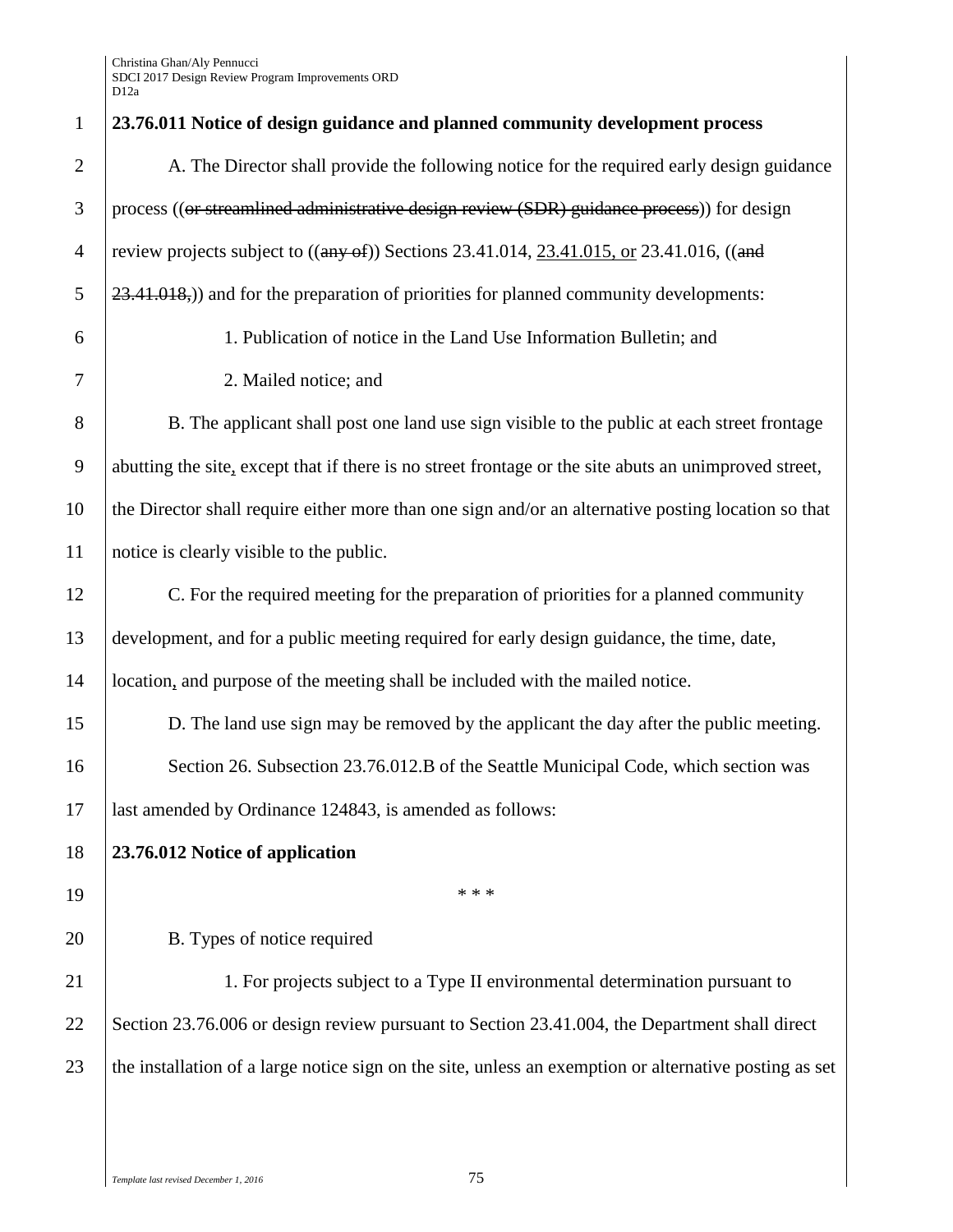**23.76.011 Notice of design guidance and planned community development process**

A. The Director shall provide the following notice for the required early design guidance process ((~~or streamlined administrative design review (SDR) guidance process~~)) for design review projects subject to ((~~any of~~)) Sections 23.41.014, 23.41.015, or 23.41.016, ((~~and 23.41.018,~~)) and for the preparation of priorities for planned community developments:

1. Publication of notice in the Land Use Information Bulletin; and

2. Mailed notice; and

B. The applicant shall post one land use sign visible to the public at each street frontage abutting the site, except that if there is no street frontage or the site abuts an unimproved street, the Director shall require either more than one sign and/or an alternative posting location so that notice is clearly visible to the public.

C. For the required meeting for the preparation of priorities for a planned community development, and for a public meeting required for early design guidance, the time, date, location, and purpose of the meeting shall be included with the mailed notice.

D. The land use sign may be removed by the applicant the day after the public meeting.

Section 26. Subsection 23.76.012.B of the Seattle Municipal Code, which section was last amended by Ordinance 124843, is amended as follows:

**23.76.012 Notice of application**

\* \* \*

B. Types of notice required

1. For projects subject to a Type II environmental determination pursuant to Section 23.76.006 or design review pursuant to Section 23.41.004, the Department shall direct the installation of a large notice sign on the site, unless an exemption or alternative posting as set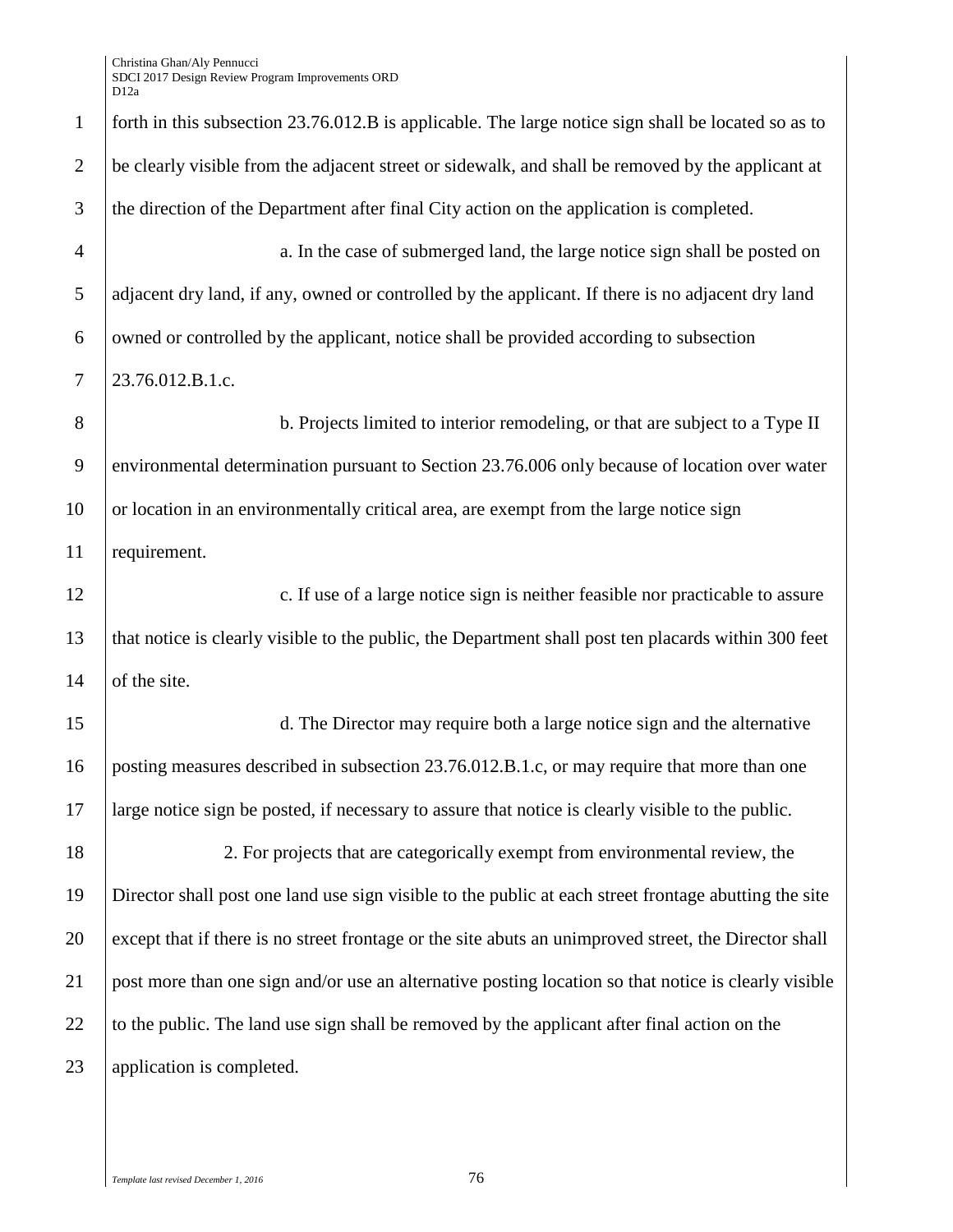forth in this subsection 23.76.012.B is applicable. The large notice sign shall be located so as to be clearly visible from the adjacent street or sidewalk, and shall be removed by the applicant at the direction of the Department after final City action on the application is completed.

a. In the case of submerged land, the large notice sign shall be posted on adjacent dry land, if any, owned or controlled by the applicant. If there is no adjacent dry land owned or controlled by the applicant, notice shall be provided according to subsection 23.76.012.B.1.c.

b. Projects limited to interior remodeling, or that are subject to a Type II environmental determination pursuant to Section 23.76.006 only because of location over water or location in an environmentally critical area, are exempt from the large notice sign requirement.

c. If use of a large notice sign is neither feasible nor practicable to assure that notice is clearly visible to the public, the Department shall post ten placards within 300 feet of the site.

d. The Director may require both a large notice sign and the alternative posting measures described in subsection 23.76.012.B.1.c, or may require that more than one large notice sign be posted, if necessary to assure that notice is clearly visible to the public.

2. For projects that are categorically exempt from environmental review, the Director shall post one land use sign visible to the public at each street frontage abutting the site except that if there is no street frontage or the site abuts an unimproved street, the Director shall post more than one sign and/or use an alternative posting location so that notice is clearly visible to the public. The land use sign shall be removed by the applicant after final action on the application is completed.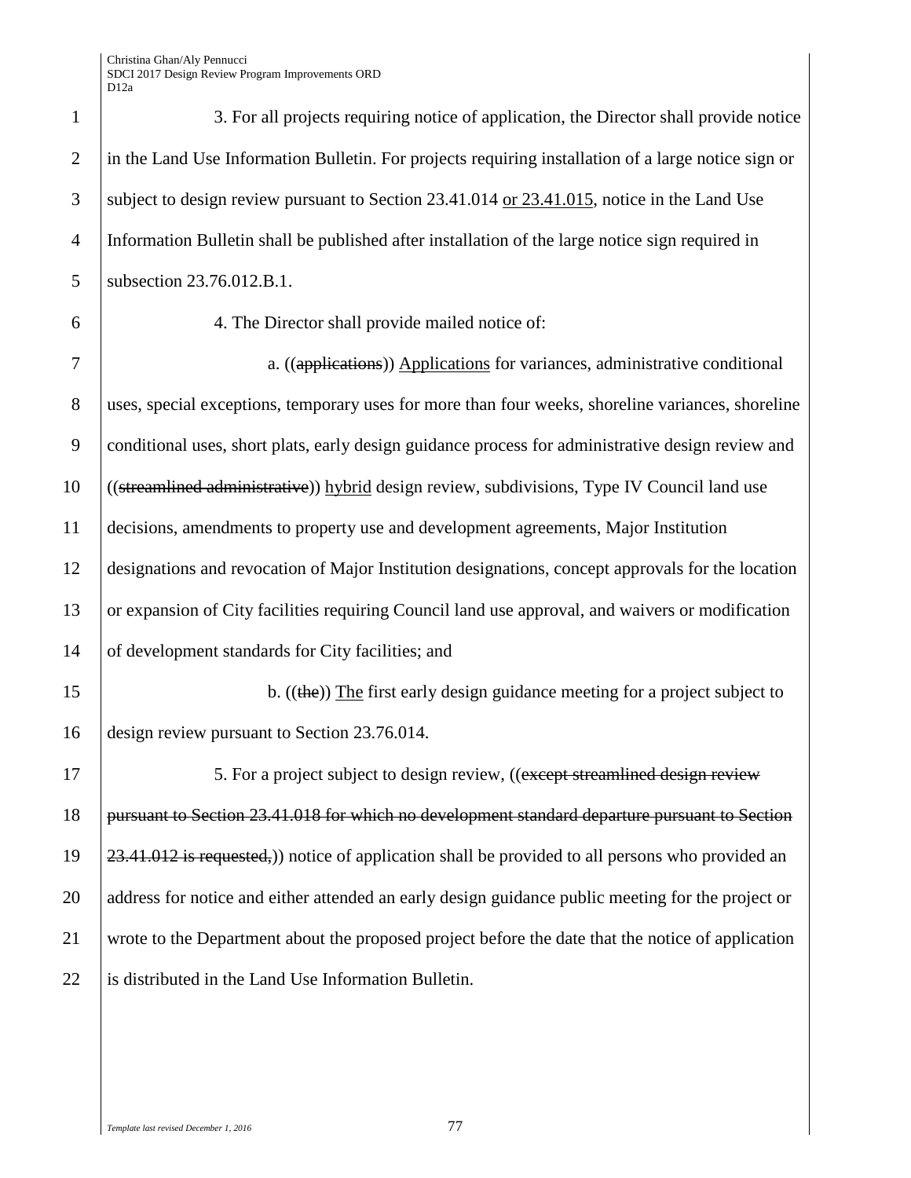3. For all projects requiring notice of application, the Director shall provide notice in the Land Use Information Bulletin. For projects requiring installation of a large notice sign or subject to design review pursuant to Section 23.41.014 or 23.41.015, notice in the Land Use Information Bulletin shall be published after installation of the large notice sign required in subsection 23.76.012.B.1.

4. The Director shall provide mailed notice of:

a. ((~~applications~~)) Applications for variances, administrative conditional uses, special exceptions, temporary uses for more than four weeks, shoreline variances, shoreline conditional uses, short plats, early design guidance process for administrative design review and ((~~streamlined administrative~~)) hybrid design review, subdivisions, Type IV Council land use decisions, amendments to property use and development agreements, Major Institution designations and revocation of Major Institution designations, concept approvals for the location or expansion of City facilities requiring Council land use approval, and waivers or modification of development standards for City facilities; and

b. ((~~the~~)) The first early design guidance meeting for a project subject to design review pursuant to Section 23.76.014.

5. For a project subject to design review, ((~~except streamlined design review pursuant to Section 23.41.018 for which no development standard departure pursuant to Section 23.41.012 is requested,~~)) notice of application shall be provided to all persons who provided an address for notice and either attended an early design guidance public meeting for the project or wrote to the Department about the proposed project before the date that the notice of application is distributed in the Land Use Information Bulletin.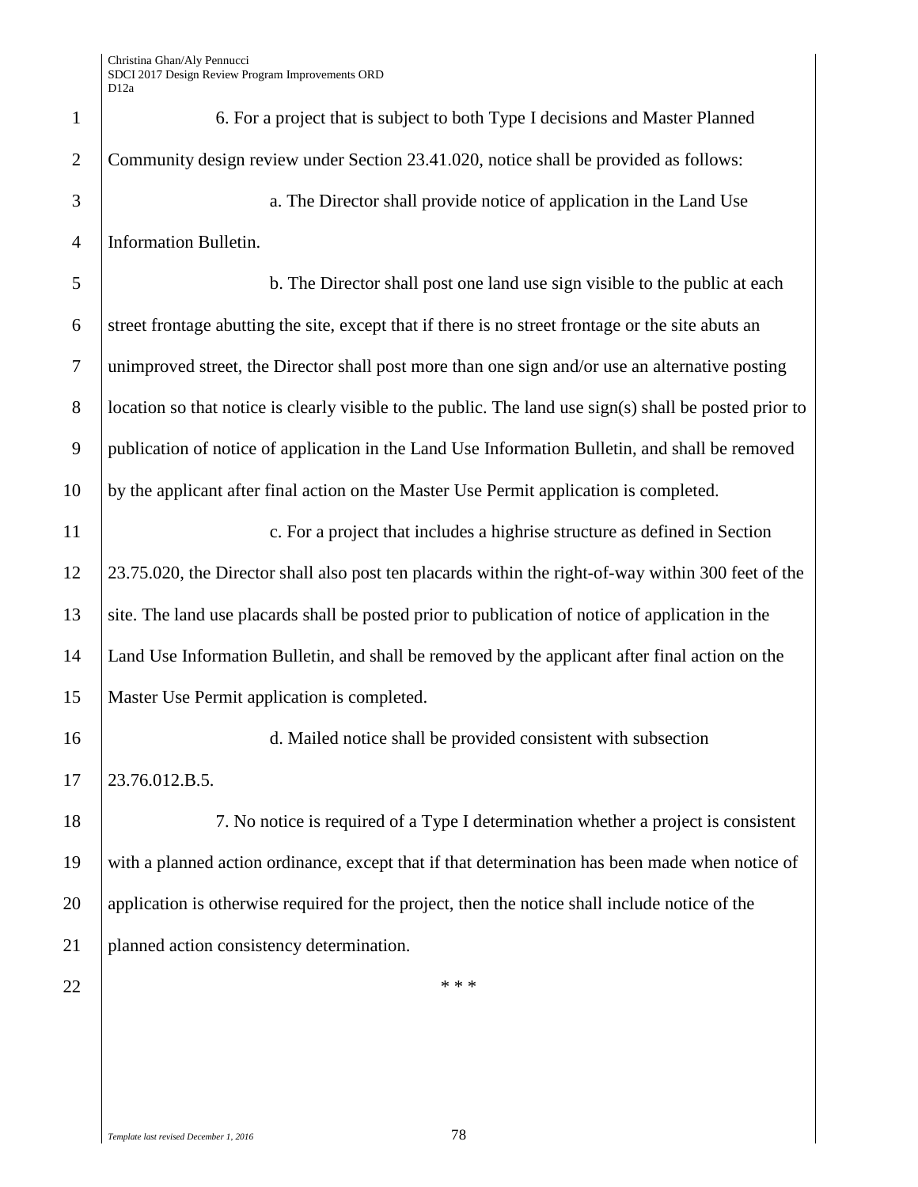6. For a project that is subject to both Type I decisions and Master Planned Community design review under Section 23.41.020, notice shall be provided as follows:

a. The Director shall provide notice of application in the Land Use Information Bulletin.

b. The Director shall post one land use sign visible to the public at each street frontage abutting the site, except that if there is no street frontage or the site abuts an unimproved street, the Director shall post more than one sign and/or use an alternative posting location so that notice is clearly visible to the public. The land use sign(s) shall be posted prior to publication of notice of application in the Land Use Information Bulletin, and shall be removed by the applicant after final action on the Master Use Permit application is completed.

c. For a project that includes a highrise structure as defined in Section 23.75.020, the Director shall also post ten placards within the right-of-way within 300 feet of the site. The land use placards shall be posted prior to publication of notice of application in the Land Use Information Bulletin, and shall be removed by the applicant after final action on the Master Use Permit application is completed.

d. Mailed notice shall be provided consistent with subsection 23.76.012.B.5.

7. No notice is required of a Type I determination whether a project is consistent with a planned action ordinance, except that if that determination has been made when notice of application is otherwise required for the project, then the notice shall include notice of the planned action consistency determination.

\* \* \*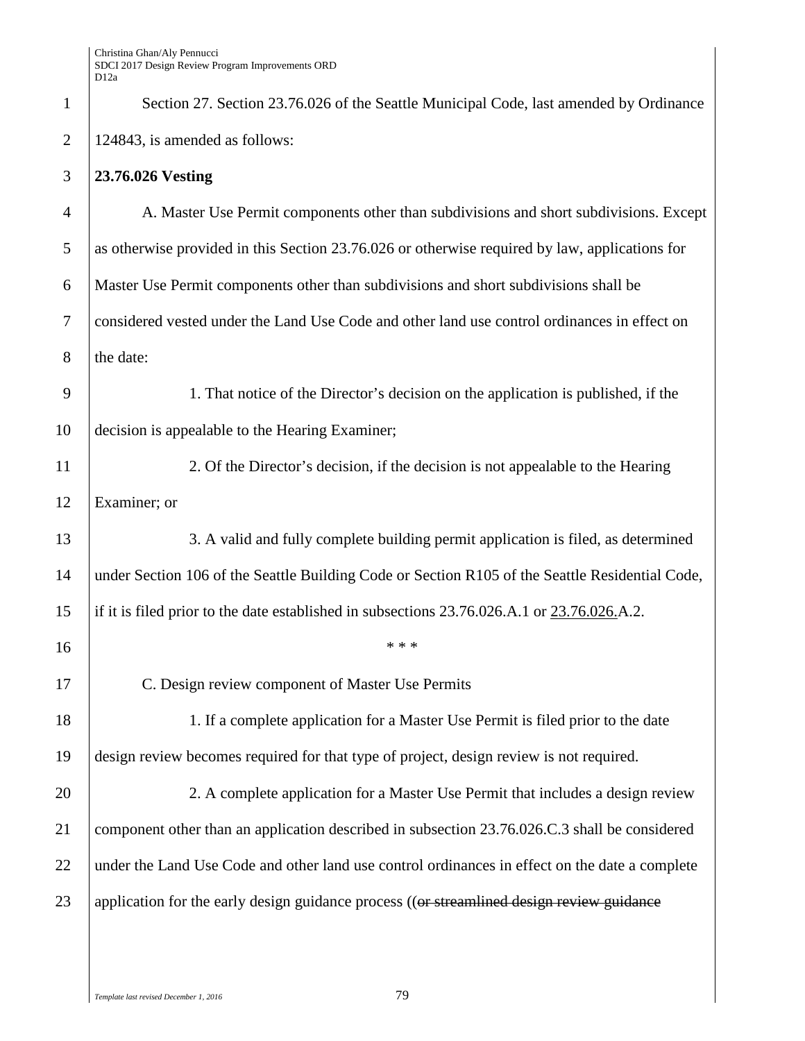Section 27. Section 23.76.026 of the Seattle Municipal Code, last amended by Ordinance 124843, is amended as follows:

**23.76.026 Vesting**

A. Master Use Permit components other than subdivisions and short subdivisions. Except as otherwise provided in this Section 23.76.026 or otherwise required by law, applications for Master Use Permit components other than subdivisions and short subdivisions shall be considered vested under the Land Use Code and other land use control ordinances in effect on the date:

1. That notice of the Director's decision on the application is published, if the decision is appealable to the Hearing Examiner;

2. Of the Director's decision, if the decision is not appealable to the Hearing Examiner; or

3. A valid and fully complete building permit application is filed, as determined under Section 106 of the Seattle Building Code or Section R105 of the Seattle Residential Code, if it is filed prior to the date established in subsections 23.76.026.A.1 or <u>23.76.026.</u>A.2.

\* \* \*

C. Design review component of Master Use Permits

1. If a complete application for a Master Use Permit is filed prior to the date design review becomes required for that type of project, design review is not required.

2. A complete application for a Master Use Permit that includes a design review component other than an application described in subsection 23.76.026.C.3 shall be considered under the Land Use Code and other land use control ordinances in effect on the date a complete application for the early design guidance process ((~~or streamlined design review guidance~~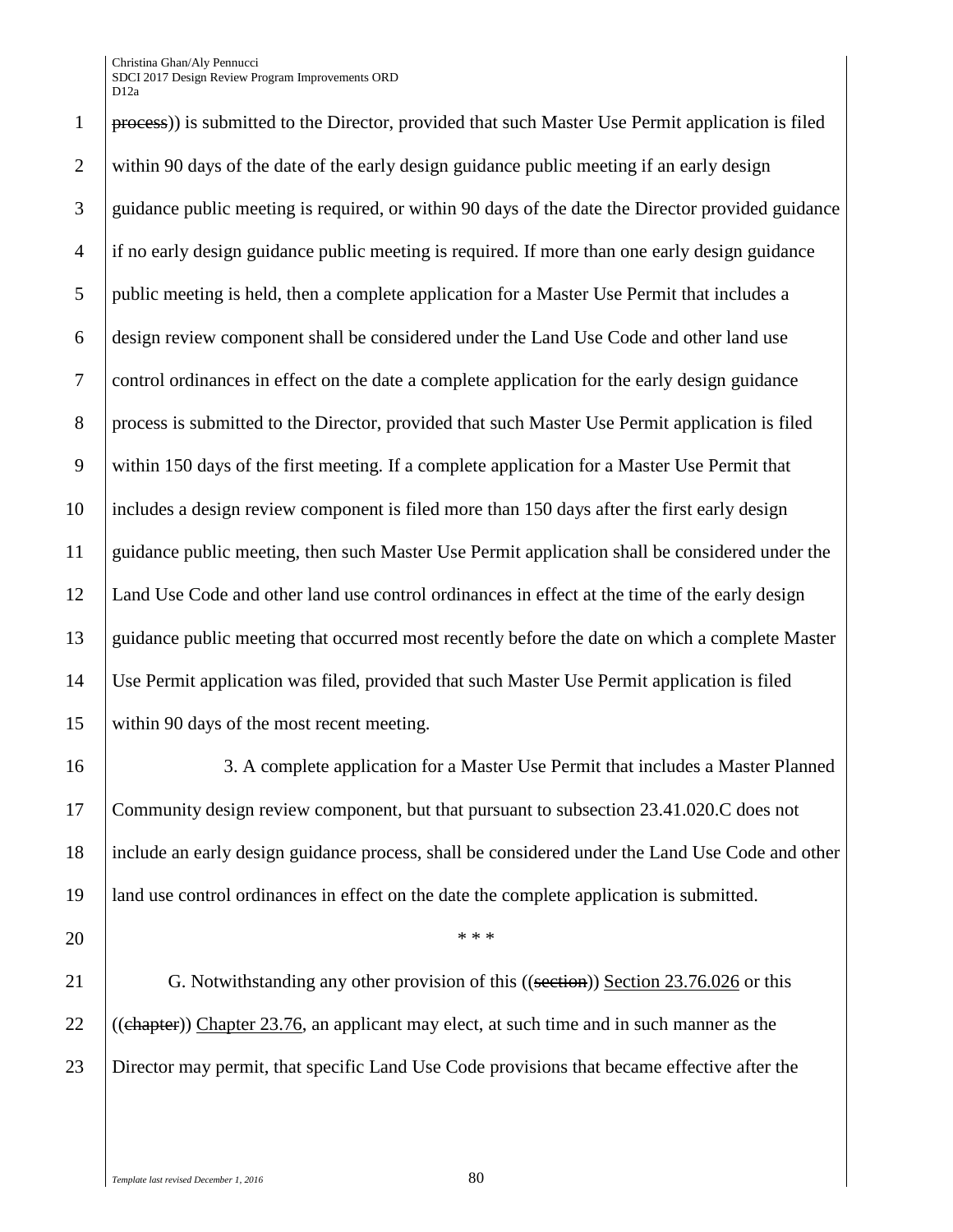process)) is submitted to the Director, provided that such Master Use Permit application is filed within 90 days of the date of the early design guidance public meeting if an early design guidance public meeting is required, or within 90 days of the date the Director provided guidance if no early design guidance public meeting is required. If more than one early design guidance public meeting is held, then a complete application for a Master Use Permit that includes a design review component shall be considered under the Land Use Code and other land use control ordinances in effect on the date a complete application for the early design guidance process is submitted to the Director, provided that such Master Use Permit application is filed within 150 days of the first meeting. If a complete application for a Master Use Permit that includes a design review component is filed more than 150 days after the first early design guidance public meeting, then such Master Use Permit application shall be considered under the Land Use Code and other land use control ordinances in effect at the time of the early design guidance public meeting that occurred most recently before the date on which a complete Master Use Permit application was filed, provided that such Master Use Permit application is filed within 90 days of the most recent meeting.

3. A complete application for a Master Use Permit that includes a Master Planned Community design review component, but that pursuant to subsection 23.41.020.C does not include an early design guidance process, shall be considered under the Land Use Code and other land use control ordinances in effect on the date the complete application is submitted.

* * *

G. Notwithstanding any other provision of this ((~~section~~)) Section 23.76.026 or this ((~~chapter~~)) Chapter 23.76, an applicant may elect, at such time and in such manner as the Director may permit, that specific Land Use Code provisions that became effective after the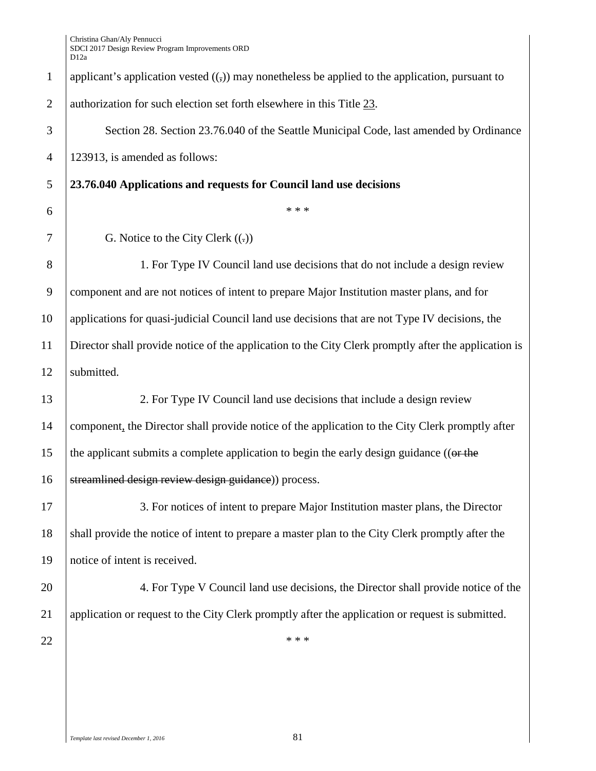applicant's application vested ((,)) may nonetheless be applied to the application, pursuant to authorization for such election set forth elsewhere in this Title 23.

Section 28. Section 23.76.040 of the Seattle Municipal Code, last amended by Ordinance 123913, is amended as follows:

**23.76.040 Applications and requests for Council land use decisions**

\* \* \*

G. Notice to the City Clerk ((.))

1. For Type IV Council land use decisions that do not include a design review component and are not notices of intent to prepare Major Institution master plans, and for applications for quasi-judicial Council land use decisions that are not Type IV decisions, the Director shall provide notice of the application to the City Clerk promptly after the application is submitted.

2. For Type IV Council land use decisions that include a design review component, the Director shall provide notice of the application to the City Clerk promptly after the applicant submits a complete application to begin the early design guidance ((~~or the streamlined design review design guidance~~)) process.

3. For notices of intent to prepare Major Institution master plans, the Director shall provide the notice of intent to prepare a master plan to the City Clerk promptly after the notice of intent is received.

4. For Type V Council land use decisions, the Director shall provide notice of the application or request to the City Clerk promptly after the application or request is submitted.

\* \* \*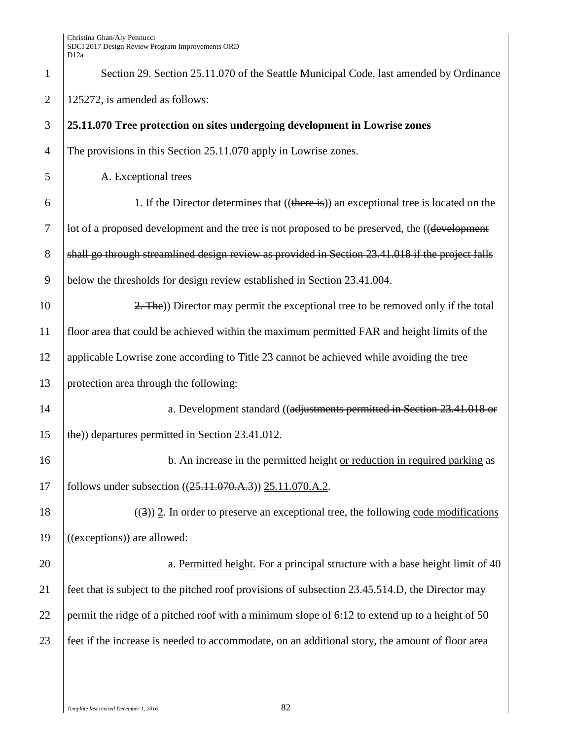Section 29. Section 25.11.070 of the Seattle Municipal Code, last amended by Ordinance 125272, is amended as follows:

**25.11.070 Tree protection on sites undergoing development in Lowrise zones**

The provisions in this Section 25.11.070 apply in Lowrise zones.

A. Exceptional trees

1. If the Director determines that ((~~there is~~)) an exceptional tree <u>is</u> located on the lot of a proposed development and the tree is not proposed to be preserved, the ((~~development shall go through streamlined design review as provided in Section 23.41.018 if the project falls below the thresholds for design review established in Section 23.41.004.~~

~~2. The~~)) Director may permit the exceptional tree to be removed only if the total floor area that could be achieved within the maximum permitted FAR and height limits of the applicable Lowrise zone according to Title 23 cannot be achieved while avoiding the tree protection area through the following:

a. Development standard ((~~adjustments permitted in Section 23.41.018 or the~~)) departures permitted in Section 23.41.012.

b. An increase in the permitted height <u>or reduction in required parking</u> as follows under subsection ((~~25.11.070.A.3~~)) <u>25.11.070.A.2</u>.

((~~3~~)) <u>2</u>. In order to preserve an exceptional tree, the following <u>code modifications</u> ((~~exceptions~~)) are allowed:

a. <u>Permitted height.</u> For a principal structure with a base height limit of 40 feet that is subject to the pitched roof provisions of subsection 23.45.514.D, the Director may permit the ridge of a pitched roof with a minimum slope of 6:12 to extend up to a height of 50 feet if the increase is needed to accommodate, on an additional story, the amount of floor area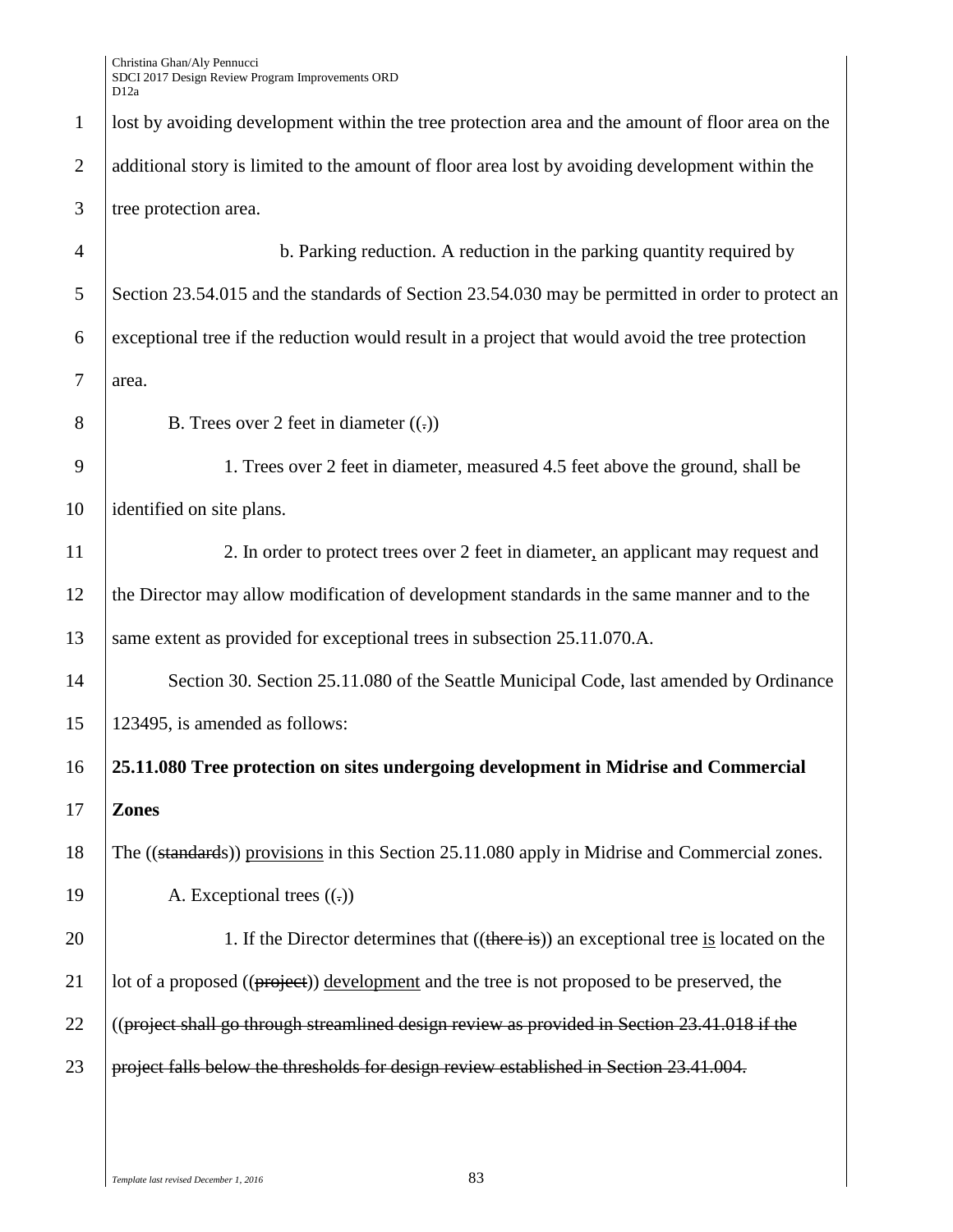lost by avoiding development within the tree protection area and the amount of floor area on the additional story is limited to the amount of floor area lost by avoiding development within the tree protection area.

b. Parking reduction. A reduction in the parking quantity required by Section 23.54.015 and the standards of Section 23.54.030 may be permitted in order to protect an exceptional tree if the reduction would result in a project that would avoid the tree protection area.

B. Trees over 2 feet in diameter ((~~.~~))

1. Trees over 2 feet in diameter, measured 4.5 feet above the ground, shall be identified on site plans.

2. In order to protect trees over 2 feet in diameter, an applicant may request and the Director may allow modification of development standards in the same manner and to the same extent as provided for exceptional trees in subsection 25.11.070.A.

Section 30. Section 25.11.080 of the Seattle Municipal Code, last amended by Ordinance 123495, is amended as follows:

**25.11.080 Tree protection on sites undergoing development in Midrise and Commercial Zones**

The ((~~standards~~)) provisions in this Section 25.11.080 apply in Midrise and Commercial zones.

A. Exceptional trees ((~~.~~))

1. If the Director determines that ((~~there is~~)) an exceptional tree is located on the lot of a proposed ((~~project~~)) development and the tree is not proposed to be preserved, the ((~~project shall go through streamlined design review as provided in Section 23.41.018 if the project falls below the thresholds for design review established in Section 23.41.004.~~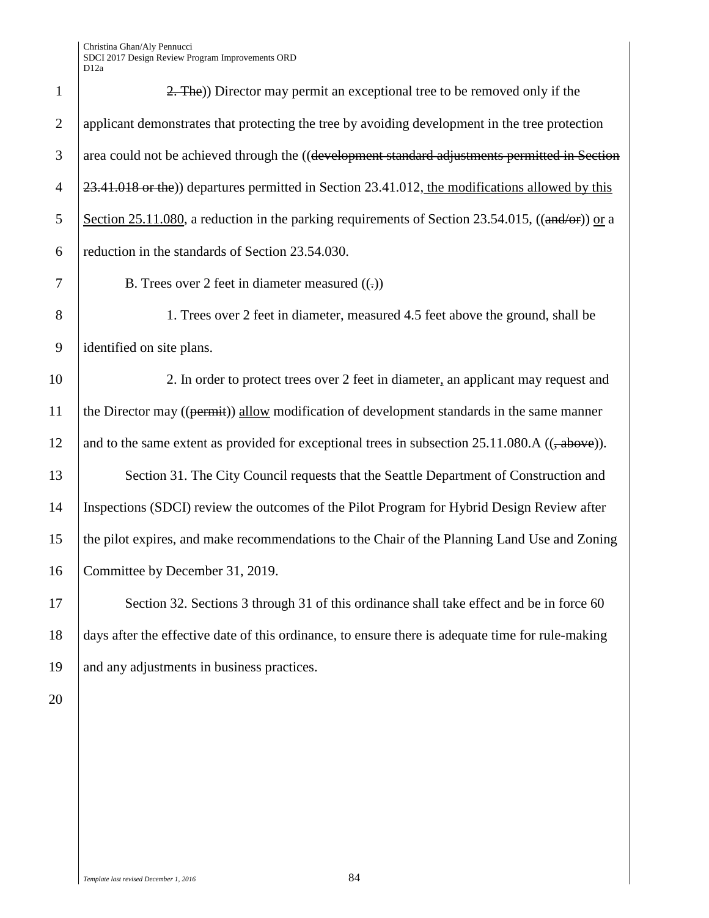2. The)) Director may permit an exceptional tree to be removed only if the applicant demonstrates that protecting the tree by avoiding development in the tree protection area could not be achieved through the ((~~development standard adjustments permitted in Section 23.41.018 or the~~)) departures permitted in Section 23.41.012, the modifications allowed by this Section 25.11.080, a reduction in the parking requirements of Section 23.54.015, ((~~and/or~~)) or a reduction in the standards of Section 23.54.030.

B. Trees over 2 feet in diameter measured ((~~.~~))

1. Trees over 2 feet in diameter, measured 4.5 feet above the ground, shall be identified on site plans.

2. In order to protect trees over 2 feet in diameter, an applicant may request and the Director may ((~~permit~~)) allow modification of development standards in the same manner and to the same extent as provided for exceptional trees in subsection 25.11.080.A ((~~, above~~)).

Section 31. The City Council requests that the Seattle Department of Construction and Inspections (SDCI) review the outcomes of the Pilot Program for Hybrid Design Review after the pilot expires, and make recommendations to the Chair of the Planning Land Use and Zoning Committee by December 31, 2019.

Section 32. Sections 3 through 31 of this ordinance shall take effect and be in force 60 days after the effective date of this ordinance, to ensure there is adequate time for rule-making and any adjustments in business practices.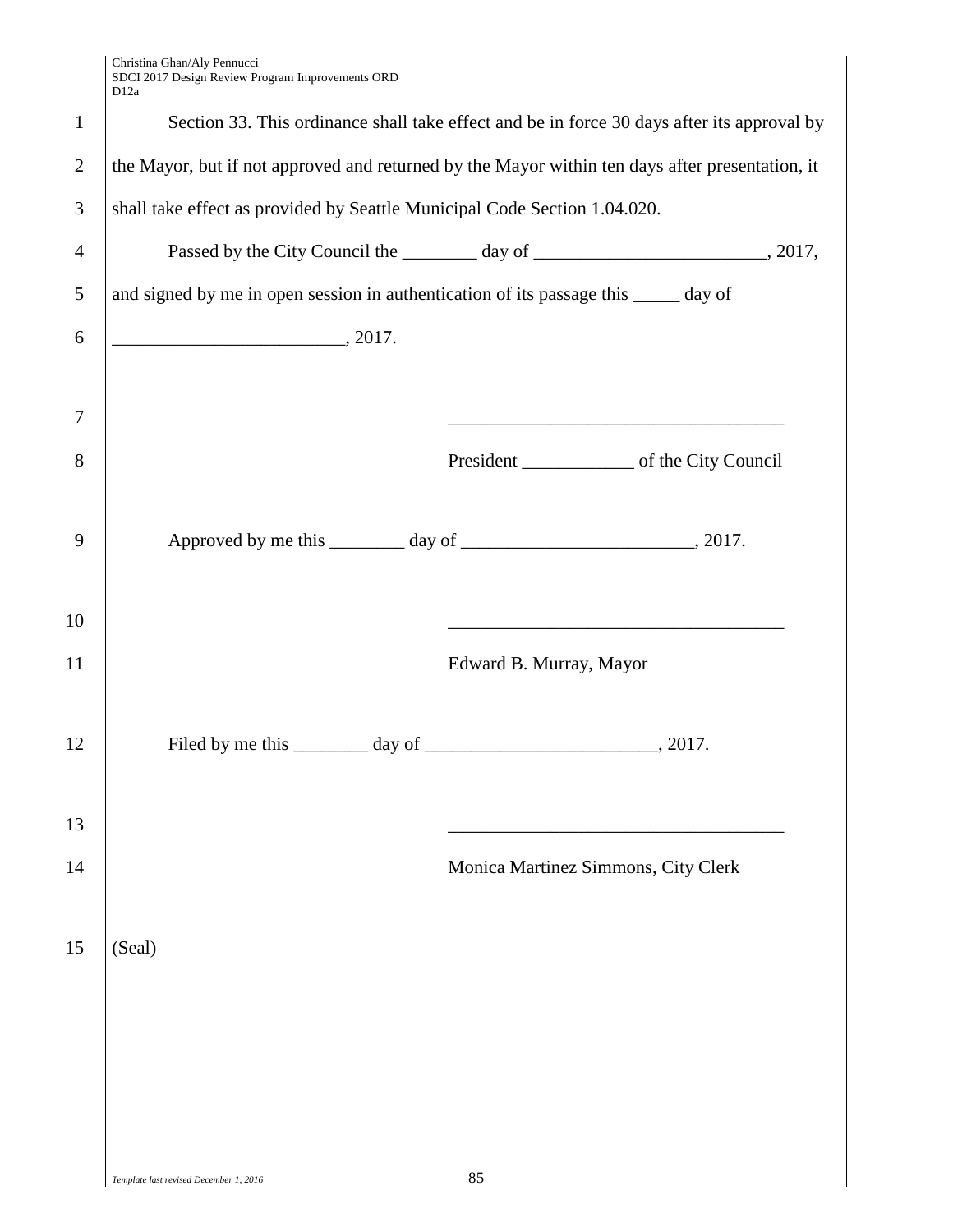Section 33. This ordinance shall take effect and be in force 30 days after its approval by the Mayor, but if not approved and returned by the Mayor within ten days after presentation, it shall take effect as provided by Seattle Municipal Code Section 1.04.020.

Passed by the City Council the ________ day of _________________________, 2017, and signed by me in open session in authentication of its passage this _____ day of _________________________, 2017.

____________________________________

President ____________ of the City Council

Approved by me this ________ day of _________________________, 2017.

____________________________________

Edward B. Murray, Mayor

Filed by me this ________ day of _________________________, 2017.

____________________________________

Monica Martinez Simmons, City Clerk

(Seal)